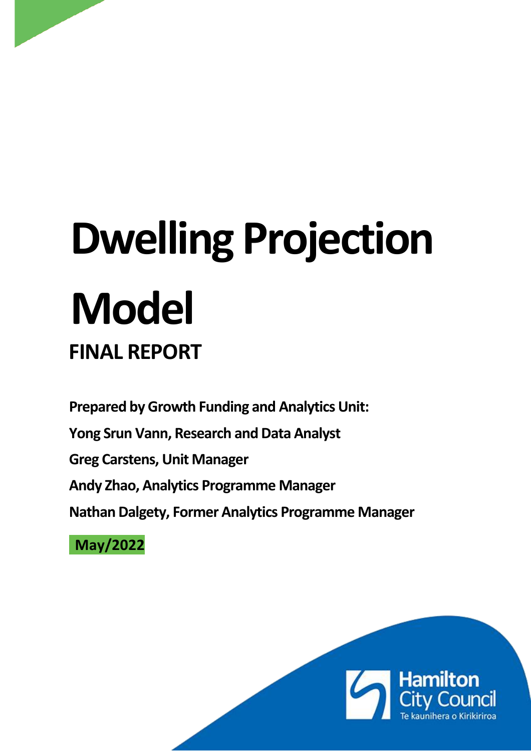# Dwelling Projection Model

## FINAL REPORT

**Prepared by Growth Funding and Analytics Unit:**

**Yong Srun Vann, Research and Data Analyst**

**Greg Carstens, Unit Manager**

**Andy Zhao, Analytics Programme Manager**

**Nathan Dalgety, Former Analytics Programme Manager**

**May/2022**

Hamilton City Council
Te kaunihera o Kirikiriroa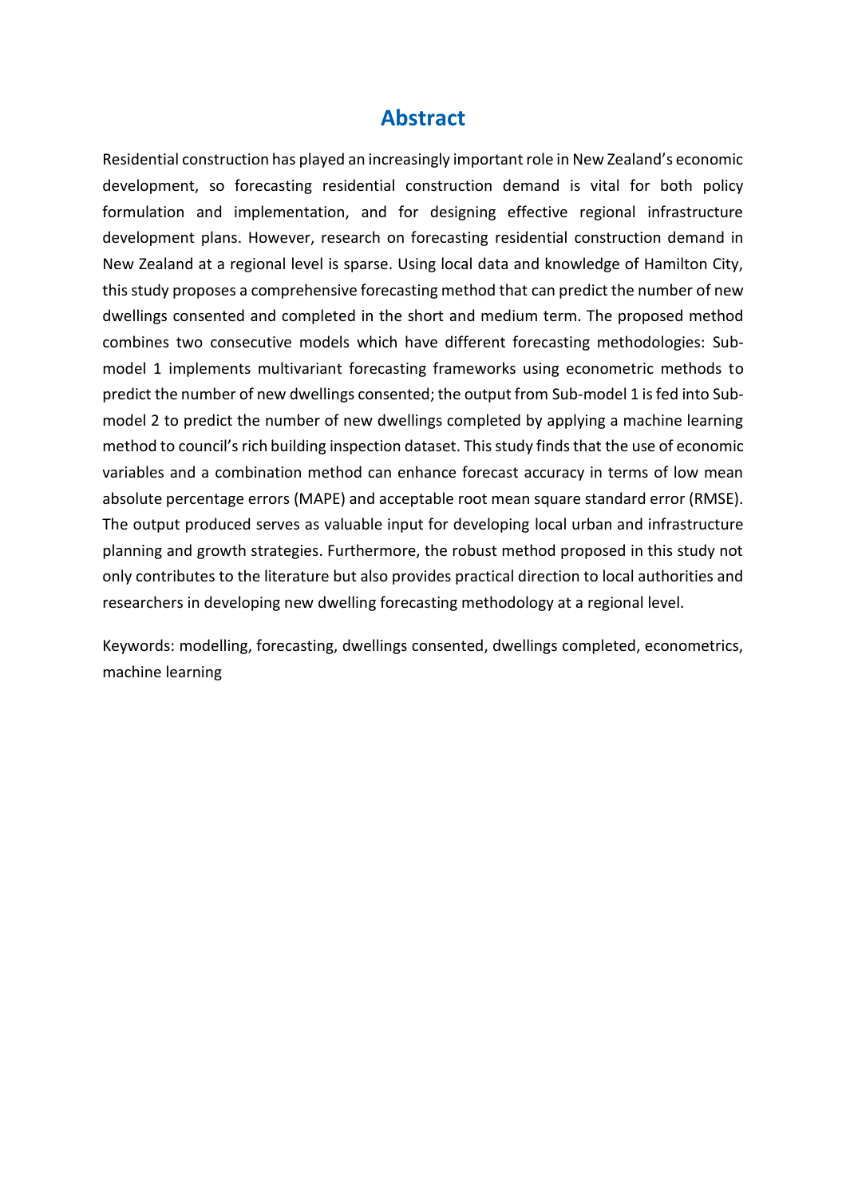# Abstract

Residential construction has played an increasingly important role in New Zealand's economic development, so forecasting residential construction demand is vital for both policy formulation and implementation, and for designing effective regional infrastructure development plans. However, research on forecasting residential construction demand in New Zealand at a regional level is sparse. Using local data and knowledge of Hamilton City, this study proposes a comprehensive forecasting method that can predict the number of new dwellings consented and completed in the short and medium term. The proposed method combines two consecutive models which have different forecasting methodologies: Sub-model 1 implements multivariant forecasting frameworks using econometric methods to predict the number of new dwellings consented; the output from Sub-model 1 is fed into Sub-model 2 to predict the number of new dwellings completed by applying a machine learning method to council's rich building inspection dataset. This study finds that the use of economic variables and a combination method can enhance forecast accuracy in terms of low mean absolute percentage errors (MAPE) and acceptable root mean square standard error (RMSE). The output produced serves as valuable input for developing local urban and infrastructure planning and growth strategies. Furthermore, the robust method proposed in this study not only contributes to the literature but also provides practical direction to local authorities and researchers in developing new dwelling forecasting methodology at a regional level.

Keywords: modelling, forecasting, dwellings consented, dwellings completed, econometrics, machine learning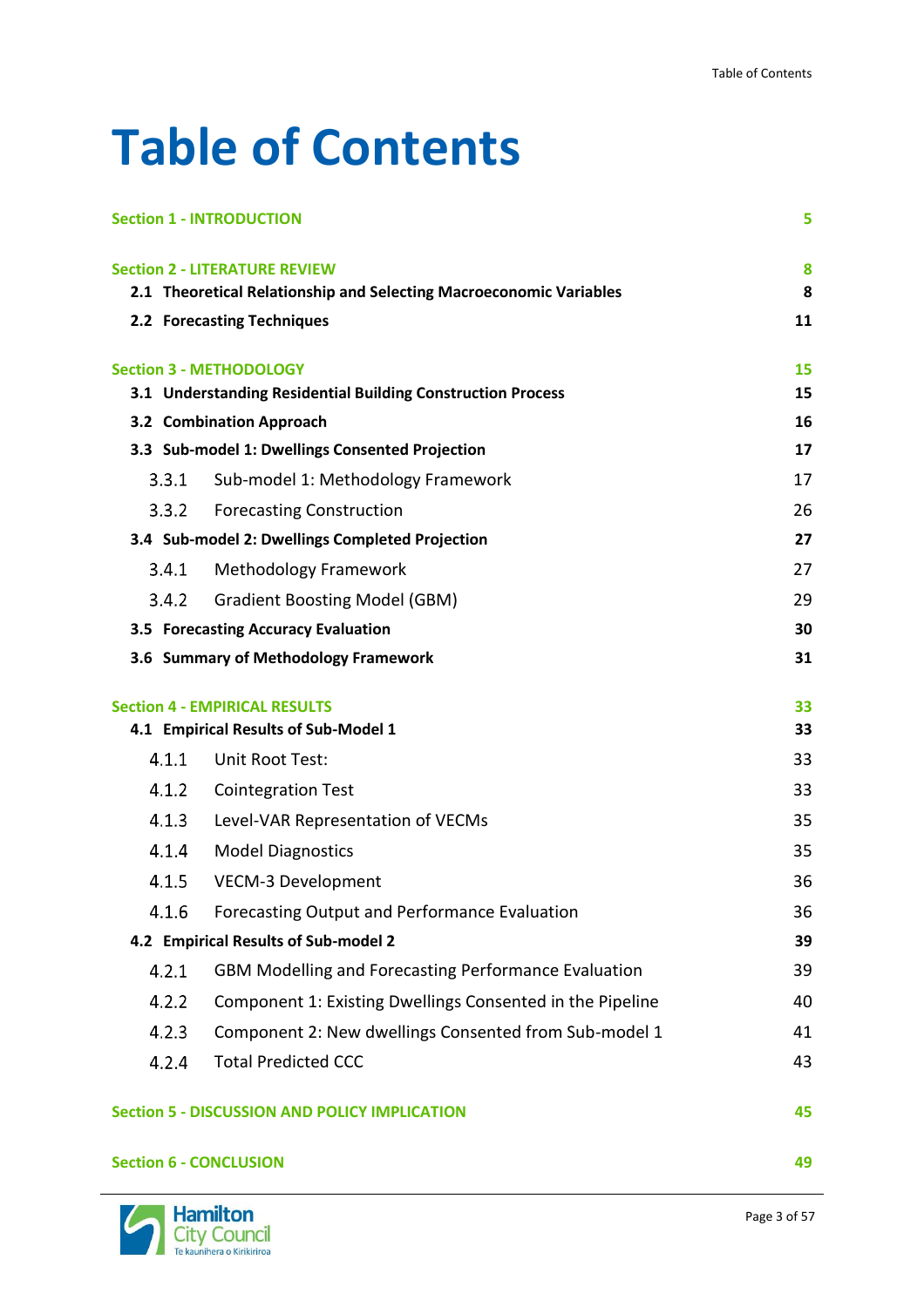# Table of Contents

| | |
|---|---|
| **Section 1 - INTRODUCTION** | **5** |
| **Section 2 - LITERATURE REVIEW** | **8** |
| **2.1 Theoretical Relationship and Selecting Macroeconomic Variables** | **8** |
| **2.2 Forecasting Techniques** | **11** |
| **Section 3 - METHODOLOGY** | **15** |
| **3.1 Understanding Residential Building Construction Process** | **15** |
| **3.2 Combination Approach** | **16** |
| **3.3 Sub-model 1: Dwellings Consented Projection** | **17** |
| 3.3.1 Sub-model 1: Methodology Framework | 17 |
| 3.3.2 Forecasting Construction | 26 |
| **3.4 Sub-model 2: Dwellings Completed Projection** | **27** |
| 3.4.1 Methodology Framework | 27 |
| 3.4.2 Gradient Boosting Model (GBM) | 29 |
| **3.5 Forecasting Accuracy Evaluation** | **30** |
| **3.6 Summary of Methodology Framework** | **31** |
| **Section 4 - EMPIRICAL RESULTS** | **33** |
| **4.1 Empirical Results of Sub-Model 1** | **33** |
| 4.1.1 Unit Root Test: | 33 |
| 4.1.2 Cointegration Test | 33 |
| 4.1.3 Level-VAR Representation of VECMs | 35 |
| 4.1.4 Model Diagnostics | 35 |
| 4.1.5 VECM-3 Development | 36 |
| 4.1.6 Forecasting Output and Performance Evaluation | 36 |
| **4.2 Empirical Results of Sub-model 2** | **39** |
| 4.2.1 GBM Modelling and Forecasting Performance Evaluation | 39 |
| 4.2.2 Component 1: Existing Dwellings Consented in the Pipeline | 40 |
| 4.2.3 Component 2: New dwellings Consented from Sub-model 1 | 41 |
| 4.2.4 Total Predicted CCC | 43 |
| **Section 5 - DISCUSSION AND POLICY IMPLICATION** | **45** |
| **Section 6 - CONCLUSION** | **49** |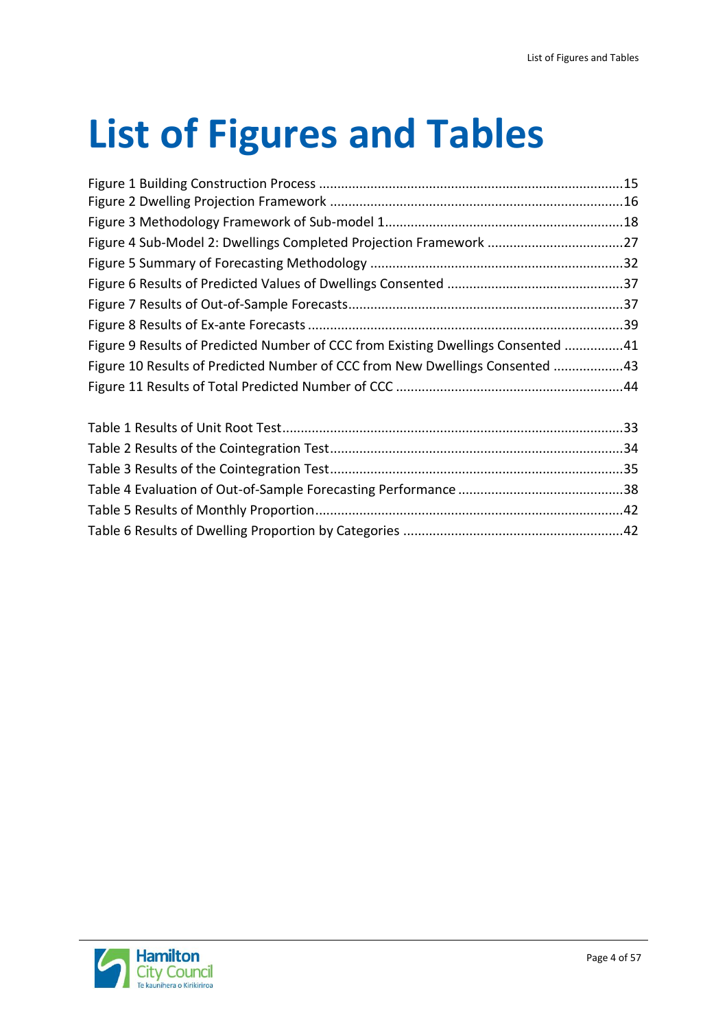# List of Figures and Tables

Figure 1 Building Construction Process ....................................................................................15
Figure 2 Dwelling Projection Framework ...................................................................................16
Figure 3 Methodology Framework of Sub-model 1.....................................................................18
Figure 4 Sub-Model 2: Dwellings Completed Projection Framework .........................................27
Figure 5 Summary of Forecasting Methodology .........................................................................32
Figure 6 Results of Predicted Values of Dwellings Consented ....................................................37
Figure 7 Results of Out-of-Sample Forecasts...............................................................................37
Figure 8 Results of Ex-ante Forecasts ..........................................................................................39
Figure 9 Results of Predicted Number of CCC from Existing Dwellings Consented ....................41
Figure 10 Results of Predicted Number of CCC from New Dwellings Consented .......................43
Figure 11 Results of Total Predicted Number of CCC .................................................................44

Table 1 Results of Unit Root Test.................................................................................................33
Table 2 Results of the Cointegration Test.....................................................................................34
Table 3 Results of the Cointegration Test.....................................................................................35
Table 4 Evaluation of Out-of-Sample Forecasting Performance .................................................38
Table 5 Results of Monthly Proportion.........................................................................................42
Table 6 Results of Dwelling Proportion by Categories ................................................................42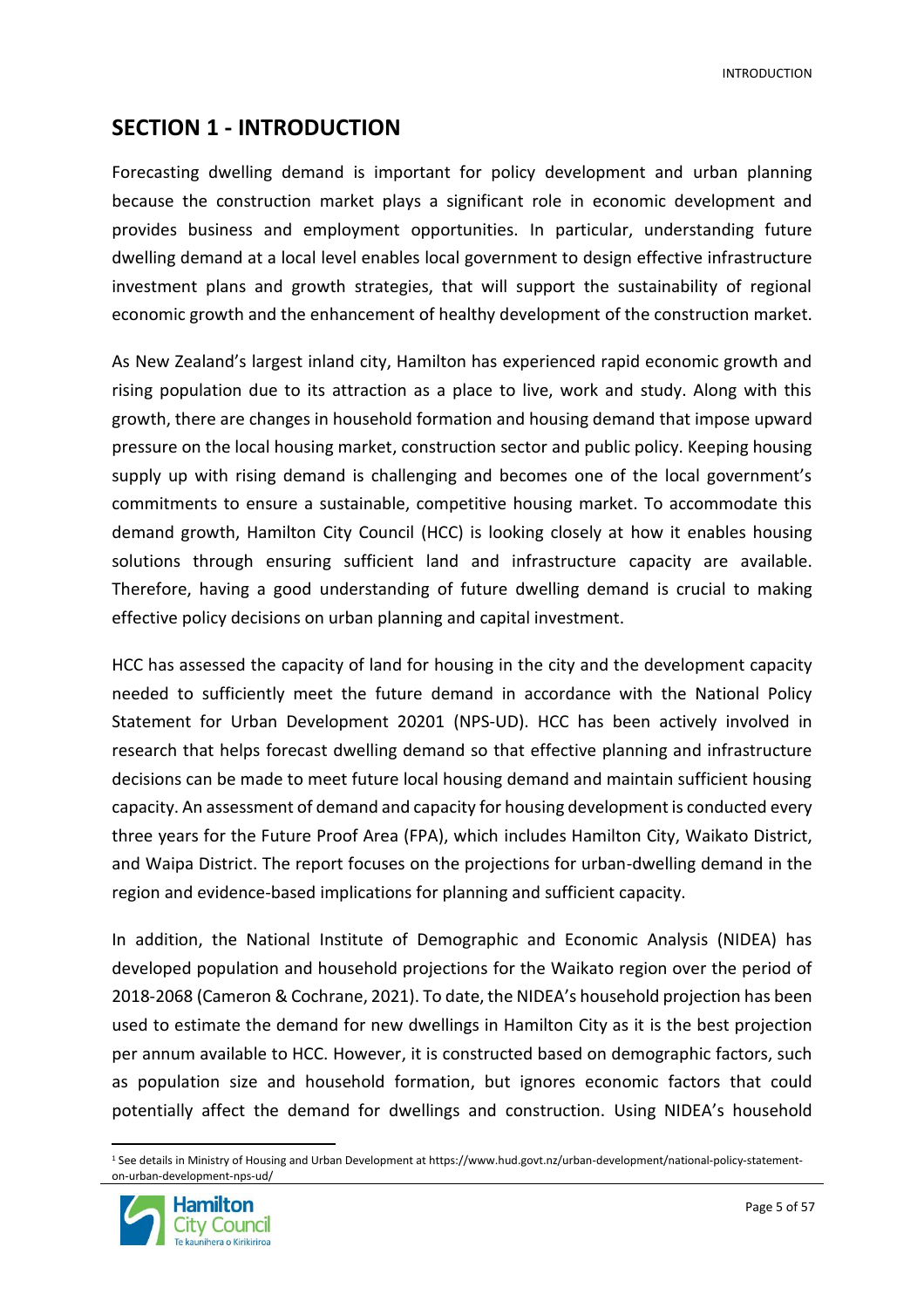## SECTION 1 - INTRODUCTION

Forecasting dwelling demand is important for policy development and urban planning because the construction market plays a significant role in economic development and provides business and employment opportunities. In particular, understanding future dwelling demand at a local level enables local government to design effective infrastructure investment plans and growth strategies, that will support the sustainability of regional economic growth and the enhancement of healthy development of the construction market.

As New Zealand's largest inland city, Hamilton has experienced rapid economic growth and rising population due to its attraction as a place to live, work and study. Along with this growth, there are changes in household formation and housing demand that impose upward pressure on the local housing market, construction sector and public policy. Keeping housing supply up with rising demand is challenging and becomes one of the local government's commitments to ensure a sustainable, competitive housing market. To accommodate this demand growth, Hamilton City Council (HCC) is looking closely at how it enables housing solutions through ensuring sufficient land and infrastructure capacity are available. Therefore, having a good understanding of future dwelling demand is crucial to making effective policy decisions on urban planning and capital investment.

HCC has assessed the capacity of land for housing in the city and the development capacity needed to sufficiently meet the future demand in accordance with the National Policy Statement for Urban Development 2020[1] (NPS-UD). HCC has been actively involved in research that helps forecast dwelling demand so that effective planning and infrastructure decisions can be made to meet future local housing demand and maintain sufficient housing capacity. An assessment of demand and capacity for housing development is conducted every three years for the Future Proof Area (FPA), which includes Hamilton City, Waikato District, and Waipa District. The report focuses on the projections for urban-dwelling demand in the region and evidence-based implications for planning and sufficient capacity.

In addition, the National Institute of Demographic and Economic Analysis (NIDEA) has developed population and household projections for the Waikato region over the period of 2018-2068 (Cameron & Cochrane, 2021). To date, the NIDEA's household projection has been used to estimate the demand for new dwellings in Hamilton City as it is the best projection per annum available to HCC. However, it is constructed based on demographic factors, such as population size and household formation, but ignores economic factors that could potentially affect the demand for dwellings and construction. Using NIDEA's household

[1] See details in Ministry of Housing and Urban Development at https://www.hud.govt.nz/urban-development/national-policy-statement-on-urban-development-nps-ud/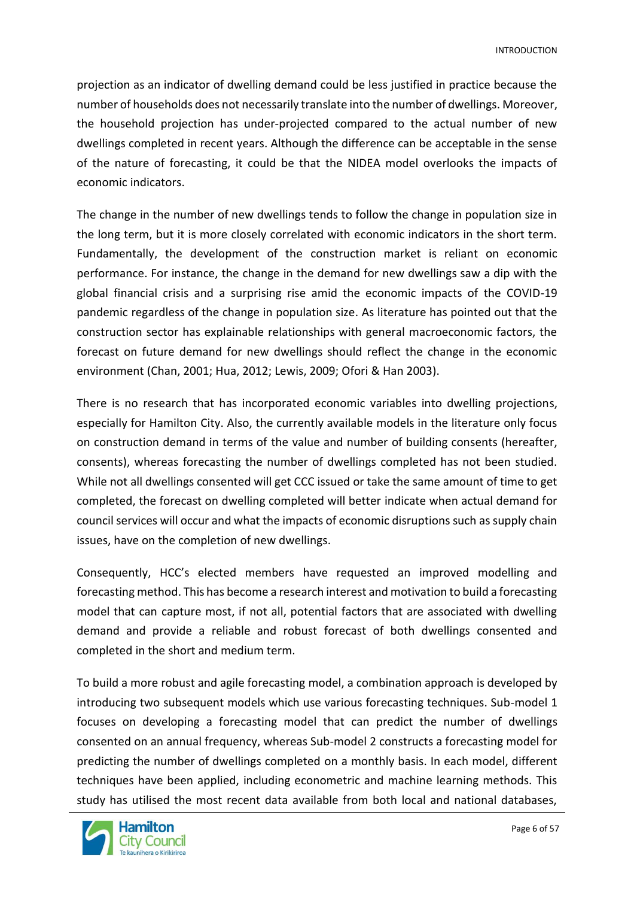projection as an indicator of dwelling demand could be less justified in practice because the number of households does not necessarily translate into the number of dwellings. Moreover, the household projection has under-projected compared to the actual number of new dwellings completed in recent years. Although the difference can be acceptable in the sense of the nature of forecasting, it could be that the NIDEA model overlooks the impacts of economic indicators.

The change in the number of new dwellings tends to follow the change in population size in the long term, but it is more closely correlated with economic indicators in the short term. Fundamentally, the development of the construction market is reliant on economic performance. For instance, the change in the demand for new dwellings saw a dip with the global financial crisis and a surprising rise amid the economic impacts of the COVID-19 pandemic regardless of the change in population size. As literature has pointed out that the construction sector has explainable relationships with general macroeconomic factors, the forecast on future demand for new dwellings should reflect the change in the economic environment (Chan, 2001; Hua, 2012; Lewis, 2009; Ofori & Han 2003).

There is no research that has incorporated economic variables into dwelling projections, especially for Hamilton City. Also, the currently available models in the literature only focus on construction demand in terms of the value and number of building consents (hereafter, consents), whereas forecasting the number of dwellings completed has not been studied. While not all dwellings consented will get CCC issued or take the same amount of time to get completed, the forecast on dwelling completed will better indicate when actual demand for council services will occur and what the impacts of economic disruptions such as supply chain issues, have on the completion of new dwellings.

Consequently, HCC's elected members have requested an improved modelling and forecasting method. This has become a research interest and motivation to build a forecasting model that can capture most, if not all, potential factors that are associated with dwelling demand and provide a reliable and robust forecast of both dwellings consented and completed in the short and medium term.

To build a more robust and agile forecasting model, a combination approach is developed by introducing two subsequent models which use various forecasting techniques. Sub-model 1 focuses on developing a forecasting model that can predict the number of dwellings consented on an annual frequency, whereas Sub-model 2 constructs a forecasting model for predicting the number of dwellings completed on a monthly basis. In each model, different techniques have been applied, including econometric and machine learning methods. This study has utilised the most recent data available from both local and national databases,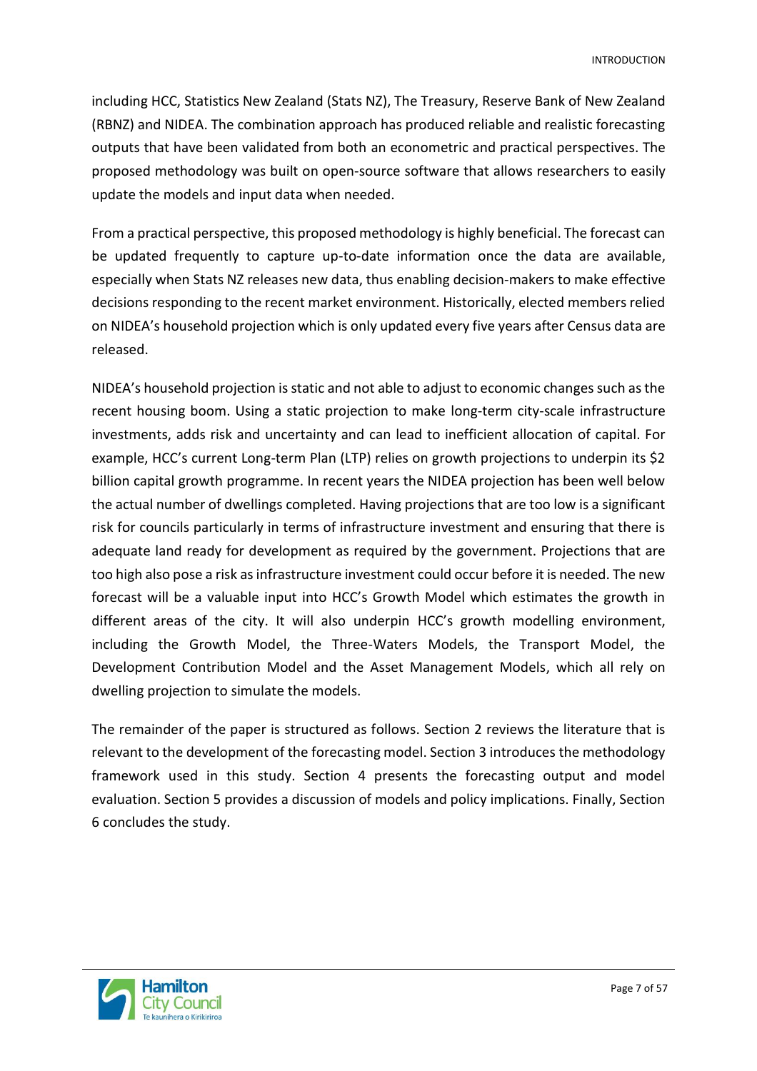including HCC, Statistics New Zealand (Stats NZ), The Treasury, Reserve Bank of New Zealand (RBNZ) and NIDEA. The combination approach has produced reliable and realistic forecasting outputs that have been validated from both an econometric and practical perspectives. The proposed methodology was built on open-source software that allows researchers to easily update the models and input data when needed.

From a practical perspective, this proposed methodology is highly beneficial. The forecast can be updated frequently to capture up-to-date information once the data are available, especially when Stats NZ releases new data, thus enabling decision-makers to make effective decisions responding to the recent market environment. Historically, elected members relied on NIDEA's household projection which is only updated every five years after Census data are released.

NIDEA's household projection is static and not able to adjust to economic changes such as the recent housing boom. Using a static projection to make long-term city-scale infrastructure investments, adds risk and uncertainty and can lead to inefficient allocation of capital. For example, HCC's current Long-term Plan (LTP) relies on growth projections to underpin its $2 billion capital growth programme. In recent years the NIDEA projection has been well below the actual number of dwellings completed. Having projections that are too low is a significant risk for councils particularly in terms of infrastructure investment and ensuring that there is adequate land ready for development as required by the government. Projections that are too high also pose a risk as infrastructure investment could occur before it is needed. The new forecast will be a valuable input into HCC's Growth Model which estimates the growth in different areas of the city. It will also underpin HCC's growth modelling environment, including the Growth Model, the Three-Waters Models, the Transport Model, the Development Contribution Model and the Asset Management Models, which all rely on dwelling projection to simulate the models.

The remainder of the paper is structured as follows. Section 2 reviews the literature that is relevant to the development of the forecasting model. Section 3 introduces the methodology framework used in this study. Section 4 presents the forecasting output and model evaluation. Section 5 provides a discussion of models and policy implications. Finally, Section 6 concludes the study.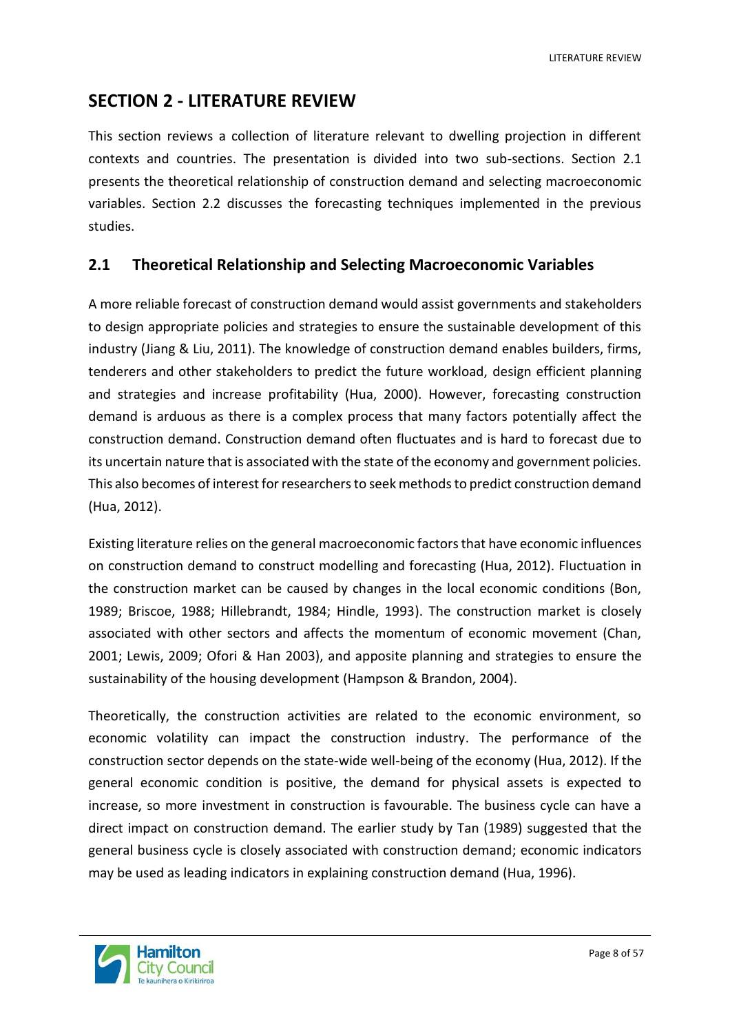# SECTION 2 - LITERATURE REVIEW

This section reviews a collection of literature relevant to dwelling projection in different contexts and countries. The presentation is divided into two sub-sections. Section 2.1 presents the theoretical relationship of construction demand and selecting macroeconomic variables. Section 2.2 discusses the forecasting techniques implemented in the previous studies.

## 2.1 Theoretical Relationship and Selecting Macroeconomic Variables

A more reliable forecast of construction demand would assist governments and stakeholders to design appropriate policies and strategies to ensure the sustainable development of this industry (Jiang & Liu, 2011). The knowledge of construction demand enables builders, firms, tenderers and other stakeholders to predict the future workload, design efficient planning and strategies and increase profitability (Hua, 2000). However, forecasting construction demand is arduous as there is a complex process that many factors potentially affect the construction demand. Construction demand often fluctuates and is hard to forecast due to its uncertain nature that is associated with the state of the economy and government policies. This also becomes of interest for researchers to seek methods to predict construction demand (Hua, 2012).

Existing literature relies on the general macroeconomic factors that have economic influences on construction demand to construct modelling and forecasting (Hua, 2012). Fluctuation in the construction market can be caused by changes in the local economic conditions (Bon, 1989; Briscoe, 1988; Hillebrandt, 1984; Hindle, 1993). The construction market is closely associated with other sectors and affects the momentum of economic movement (Chan, 2001; Lewis, 2009; Ofori & Han 2003), and apposite planning and strategies to ensure the sustainability of the housing development (Hampson & Brandon, 2004).

Theoretically, the construction activities are related to the economic environment, so economic volatility can impact the construction industry. The performance of the construction sector depends on the state-wide well-being of the economy (Hua, 2012). If the general economic condition is positive, the demand for physical assets is expected to increase, so more investment in construction is favourable. The business cycle can have a direct impact on construction demand. The earlier study by Tan (1989) suggested that the general business cycle is closely associated with construction demand; economic indicators may be used as leading indicators in explaining construction demand (Hua, 1996).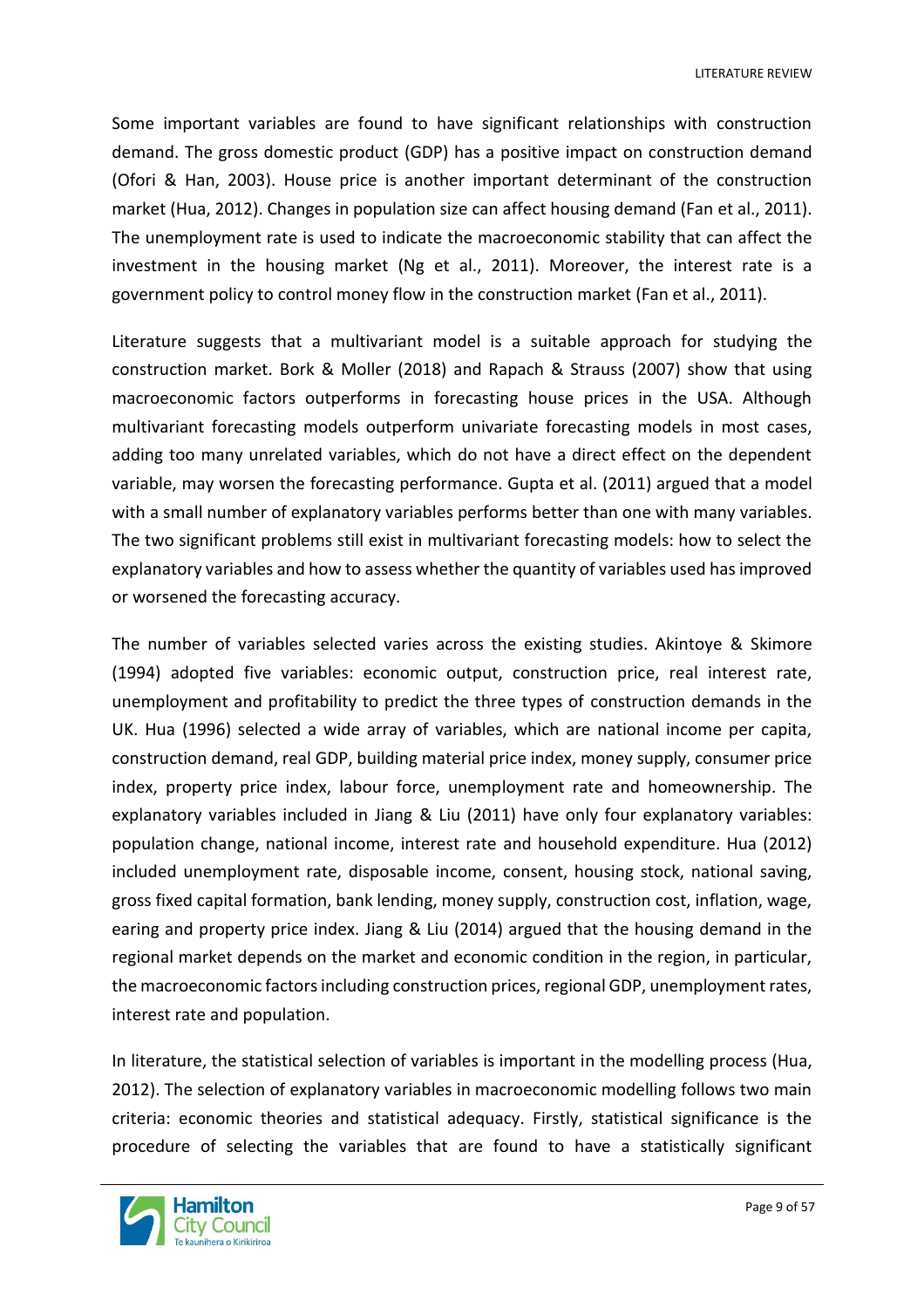Some important variables are found to have significant relationships with construction demand. The gross domestic product (GDP) has a positive impact on construction demand (Ofori & Han, 2003). House price is another important determinant of the construction market (Hua, 2012). Changes in population size can affect housing demand (Fan et al., 2011). The unemployment rate is used to indicate the macroeconomic stability that can affect the investment in the housing market (Ng et al., 2011). Moreover, the interest rate is a government policy to control money flow in the construction market (Fan et al., 2011).

Literature suggests that a multivariant model is a suitable approach for studying the construction market. Bork & Moller (2018) and Rapach & Strauss (2007) show that using macroeconomic factors outperforms in forecasting house prices in the USA. Although multivariant forecasting models outperform univariate forecasting models in most cases, adding too many unrelated variables, which do not have a direct effect on the dependent variable, may worsen the forecasting performance. Gupta et al. (2011) argued that a model with a small number of explanatory variables performs better than one with many variables. The two significant problems still exist in multivariant forecasting models: how to select the explanatory variables and how to assess whether the quantity of variables used has improved or worsened the forecasting accuracy.

The number of variables selected varies across the existing studies. Akintoye & Skimore (1994) adopted five variables: economic output, construction price, real interest rate, unemployment and profitability to predict the three types of construction demands in the UK. Hua (1996) selected a wide array of variables, which are national income per capita, construction demand, real GDP, building material price index, money supply, consumer price index, property price index, labour force, unemployment rate and homeownership. The explanatory variables included in Jiang & Liu (2011) have only four explanatory variables: population change, national income, interest rate and household expenditure. Hua (2012) included unemployment rate, disposable income, consent, housing stock, national saving, gross fixed capital formation, bank lending, money supply, construction cost, inflation, wage, earing and property price index. Jiang & Liu (2014) argued that the housing demand in the regional market depends on the market and economic condition in the region, in particular, the macroeconomic factors including construction prices, regional GDP, unemployment rates, interest rate and population.

In literature, the statistical selection of variables is important in the modelling process (Hua, 2012). The selection of explanatory variables in macroeconomic modelling follows two main criteria: economic theories and statistical adequacy. Firstly, statistical significance is the procedure of selecting the variables that are found to have a statistically significant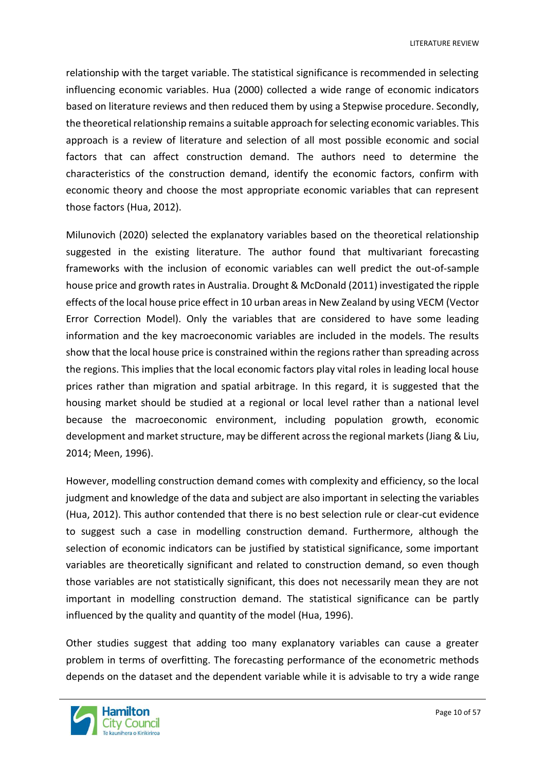relationship with the target variable. The statistical significance is recommended in selecting influencing economic variables. Hua (2000) collected a wide range of economic indicators based on literature reviews and then reduced them by using a Stepwise procedure. Secondly, the theoretical relationship remains a suitable approach for selecting economic variables. This approach is a review of literature and selection of all most possible economic and social factors that can affect construction demand. The authors need to determine the characteristics of the construction demand, identify the economic factors, confirm with economic theory and choose the most appropriate economic variables that can represent those factors (Hua, 2012).

Milunovich (2020) selected the explanatory variables based on the theoretical relationship suggested in the existing literature. The author found that multivariant forecasting frameworks with the inclusion of economic variables can well predict the out-of-sample house price and growth rates in Australia. Drought & McDonald (2011) investigated the ripple effects of the local house price effect in 10 urban areas in New Zealand by using VECM (Vector Error Correction Model). Only the variables that are considered to have some leading information and the key macroeconomic variables are included in the models. The results show that the local house price is constrained within the regions rather than spreading across the regions. This implies that the local economic factors play vital roles in leading local house prices rather than migration and spatial arbitrage. In this regard, it is suggested that the housing market should be studied at a regional or local level rather than a national level because the macroeconomic environment, including population growth, economic development and market structure, may be different across the regional markets (Jiang & Liu, 2014; Meen, 1996).

However, modelling construction demand comes with complexity and efficiency, so the local judgment and knowledge of the data and subject are also important in selecting the variables (Hua, 2012). This author contended that there is no best selection rule or clear-cut evidence to suggest such a case in modelling construction demand. Furthermore, although the selection of economic indicators can be justified by statistical significance, some important variables are theoretically significant and related to construction demand, so even though those variables are not statistically significant, this does not necessarily mean they are not important in modelling construction demand. The statistical significance can be partly influenced by the quality and quantity of the model (Hua, 1996).

Other studies suggest that adding too many explanatory variables can cause a greater problem in terms of overfitting. The forecasting performance of the econometric methods depends on the dataset and the dependent variable while it is advisable to try a wide range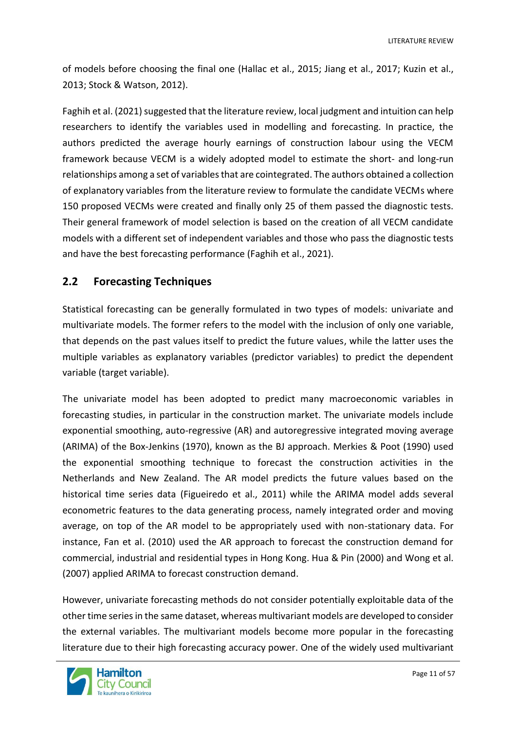of models before choosing the final one (Hallac et al., 2015; Jiang et al., 2017; Kuzin et al., 2013; Stock & Watson, 2012).

Faghih et al. (2021) suggested that the literature review, local judgment and intuition can help researchers to identify the variables used in modelling and forecasting. In practice, the authors predicted the average hourly earnings of construction labour using the VECM framework because VECM is a widely adopted model to estimate the short- and long-run relationships among a set of variables that are cointegrated. The authors obtained a collection of explanatory variables from the literature review to formulate the candidate VECMs where 150 proposed VECMs were created and finally only 25 of them passed the diagnostic tests. Their general framework of model selection is based on the creation of all VECM candidate models with a different set of independent variables and those who pass the diagnostic tests and have the best forecasting performance (Faghih et al., 2021).

## 2.2 Forecasting Techniques

Statistical forecasting can be generally formulated in two types of models: univariate and multivariate models. The former refers to the model with the inclusion of only one variable, that depends on the past values itself to predict the future values, while the latter uses the multiple variables as explanatory variables (predictor variables) to predict the dependent variable (target variable).

The univariate model has been adopted to predict many macroeconomic variables in forecasting studies, in particular in the construction market. The univariate models include exponential smoothing, auto-regressive (AR) and autoregressive integrated moving average (ARIMA) of the Box-Jenkins (1970), known as the BJ approach. Merkies & Poot (1990) used the exponential smoothing technique to forecast the construction activities in the Netherlands and New Zealand. The AR model predicts the future values based on the historical time series data (Figueiredo et al., 2011) while the ARIMA model adds several econometric features to the data generating process, namely integrated order and moving average, on top of the AR model to be appropriately used with non-stationary data. For instance, Fan et al. (2010) used the AR approach to forecast the construction demand for commercial, industrial and residential types in Hong Kong. Hua & Pin (2000) and Wong et al. (2007) applied ARIMA to forecast construction demand.

However, univariate forecasting methods do not consider potentially exploitable data of the other time series in the same dataset, whereas multivariant models are developed to consider the external variables. The multivariant models become more popular in the forecasting literature due to their high forecasting accuracy power. One of the widely used multivariant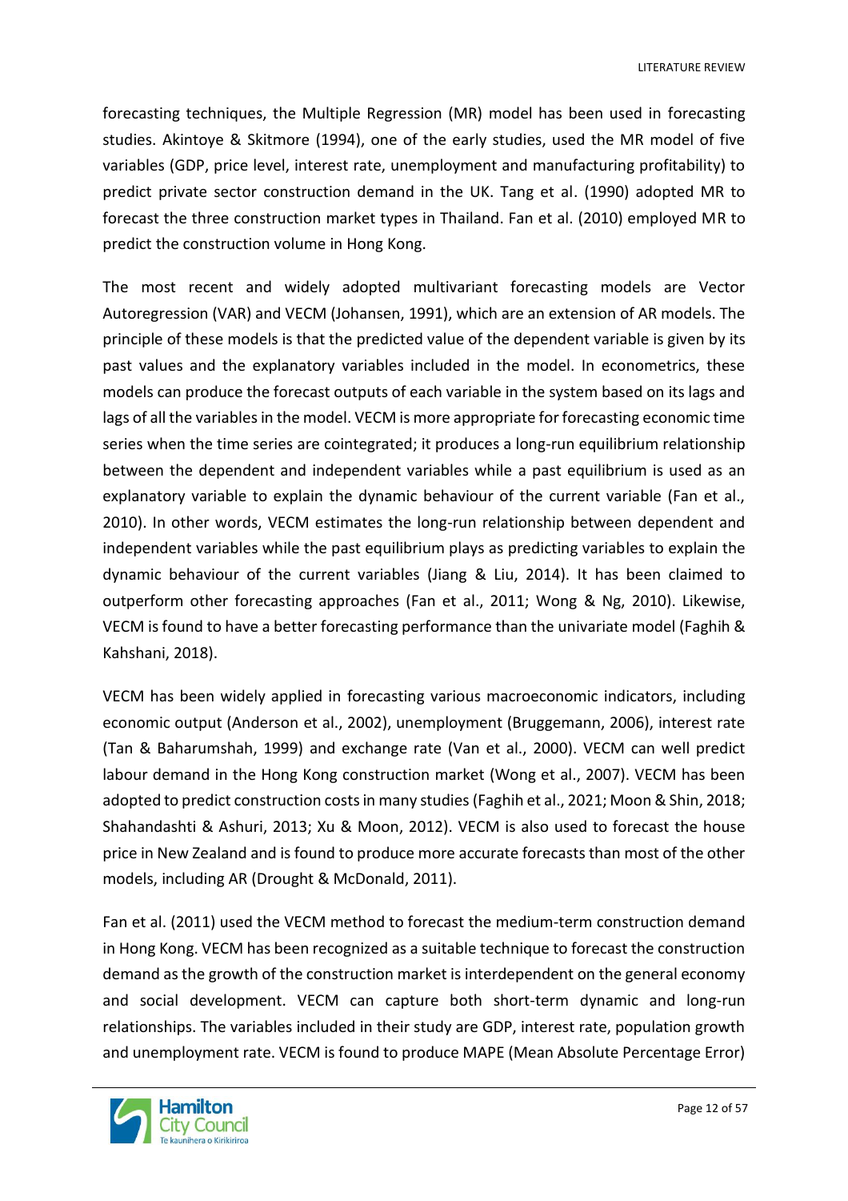forecasting techniques, the Multiple Regression (MR) model has been used in forecasting studies. Akintoye & Skitmore (1994), one of the early studies, used the MR model of five variables (GDP, price level, interest rate, unemployment and manufacturing profitability) to predict private sector construction demand in the UK. Tang et al. (1990) adopted MR to forecast the three construction market types in Thailand. Fan et al. (2010) employed MR to predict the construction volume in Hong Kong.

The most recent and widely adopted multivariant forecasting models are Vector Autoregression (VAR) and VECM (Johansen, 1991), which are an extension of AR models. The principle of these models is that the predicted value of the dependent variable is given by its past values and the explanatory variables included in the model. In econometrics, these models can produce the forecast outputs of each variable in the system based on its lags and lags of all the variables in the model. VECM is more appropriate for forecasting economic time series when the time series are cointegrated; it produces a long-run equilibrium relationship between the dependent and independent variables while a past equilibrium is used as an explanatory variable to explain the dynamic behaviour of the current variable (Fan et al., 2010). In other words, VECM estimates the long-run relationship between dependent and independent variables while the past equilibrium plays as predicting variables to explain the dynamic behaviour of the current variables (Jiang & Liu, 2014). It has been claimed to outperform other forecasting approaches (Fan et al., 2011; Wong & Ng, 2010). Likewise, VECM is found to have a better forecasting performance than the univariate model (Faghih & Kahshani, 2018).

VECM has been widely applied in forecasting various macroeconomic indicators, including economic output (Anderson et al., 2002), unemployment (Bruggemann, 2006), interest rate (Tan & Baharumshah, 1999) and exchange rate (Van et al., 2000). VECM can well predict labour demand in the Hong Kong construction market (Wong et al., 2007). VECM has been adopted to predict construction costs in many studies (Faghih et al., 2021; Moon & Shin, 2018; Shahandashti & Ashuri, 2013; Xu & Moon, 2012). VECM is also used to forecast the house price in New Zealand and is found to produce more accurate forecasts than most of the other models, including AR (Drought & McDonald, 2011).

Fan et al. (2011) used the VECM method to forecast the medium-term construction demand in Hong Kong. VECM has been recognized as a suitable technique to forecast the construction demand as the growth of the construction market is interdependent on the general economy and social development. VECM can capture both short-term dynamic and long-run relationships. The variables included in their study are GDP, interest rate, population growth and unemployment rate. VECM is found to produce MAPE (Mean Absolute Percentage Error)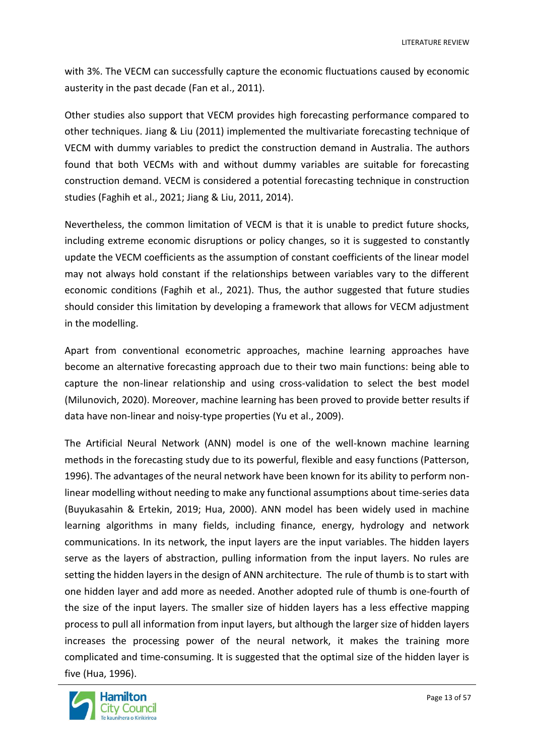with 3%. The VECM can successfully capture the economic fluctuations caused by economic austerity in the past decade (Fan et al., 2011).

Other studies also support that VECM provides high forecasting performance compared to other techniques. Jiang & Liu (2011) implemented the multivariate forecasting technique of VECM with dummy variables to predict the construction demand in Australia. The authors found that both VECMs with and without dummy variables are suitable for forecasting construction demand. VECM is considered a potential forecasting technique in construction studies (Faghih et al., 2021; Jiang & Liu, 2011, 2014).

Nevertheless, the common limitation of VECM is that it is unable to predict future shocks, including extreme economic disruptions or policy changes, so it is suggested to constantly update the VECM coefficients as the assumption of constant coefficients of the linear model may not always hold constant if the relationships between variables vary to the different economic conditions (Faghih et al., 2021). Thus, the author suggested that future studies should consider this limitation by developing a framework that allows for VECM adjustment in the modelling.

Apart from conventional econometric approaches, machine learning approaches have become an alternative forecasting approach due to their two main functions: being able to capture the non-linear relationship and using cross-validation to select the best model (Milunovich, 2020). Moreover, machine learning has been proved to provide better results if data have non-linear and noisy-type properties (Yu et al., 2009).

The Artificial Neural Network (ANN) model is one of the well-known machine learning methods in the forecasting study due to its powerful, flexible and easy functions (Patterson, 1996). The advantages of the neural network have been known for its ability to perform non-linear modelling without needing to make any functional assumptions about time-series data (Buyukasahin & Ertekin, 2019; Hua, 2000). ANN model has been widely used in machine learning algorithms in many fields, including finance, energy, hydrology and network communications. In its network, the input layers are the input variables. The hidden layers serve as the layers of abstraction, pulling information from the input layers. No rules are setting the hidden layers in the design of ANN architecture. The rule of thumb is to start with one hidden layer and add more as needed. Another adopted rule of thumb is one-fourth of the size of the input layers. The smaller size of hidden layers has a less effective mapping process to pull all information from input layers, but although the larger size of hidden layers increases the processing power of the neural network, it makes the training more complicated and time-consuming. It is suggested that the optimal size of the hidden layer is five (Hua, 1996).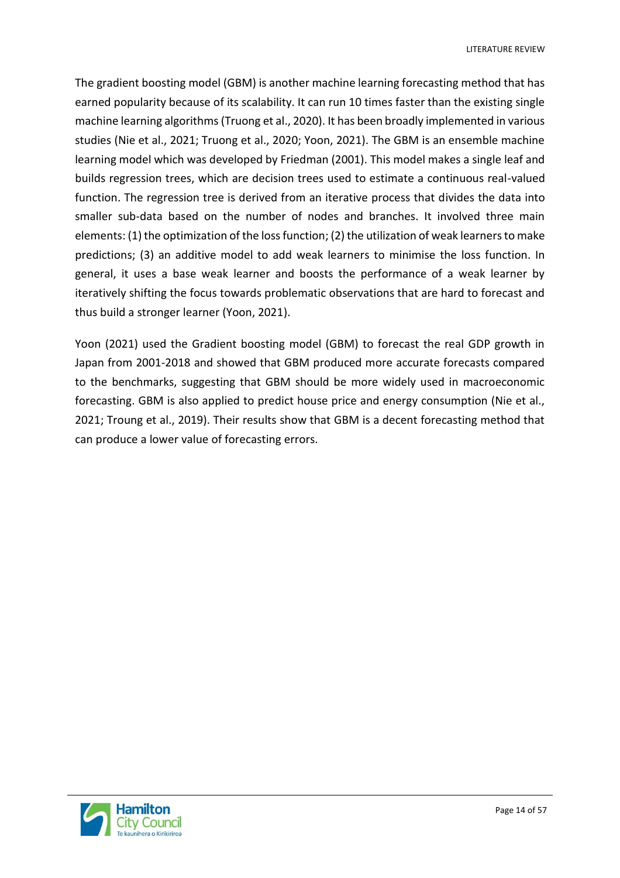The gradient boosting model (GBM) is another machine learning forecasting method that has earned popularity because of its scalability. It can run 10 times faster than the existing single machine learning algorithms (Truong et al., 2020). It has been broadly implemented in various studies (Nie et al., 2021; Truong et al., 2020; Yoon, 2021). The GBM is an ensemble machine learning model which was developed by Friedman (2001). This model makes a single leaf and builds regression trees, which are decision trees used to estimate a continuous real-valued function. The regression tree is derived from an iterative process that divides the data into smaller sub-data based on the number of nodes and branches. It involved three main elements: (1) the optimization of the loss function; (2) the utilization of weak learners to make predictions; (3) an additive model to add weak learners to minimise the loss function. In general, it uses a base weak learner and boosts the performance of a weak learner by iteratively shifting the focus towards problematic observations that are hard to forecast and thus build a stronger learner (Yoon, 2021).

Yoon (2021) used the Gradient boosting model (GBM) to forecast the real GDP growth in Japan from 2001-2018 and showed that GBM produced more accurate forecasts compared to the benchmarks, suggesting that GBM should be more widely used in macroeconomic forecasting. GBM is also applied to predict house price and energy consumption (Nie et al., 2021; Troung et al., 2019). Their results show that GBM is a decent forecasting method that can produce a lower value of forecasting errors.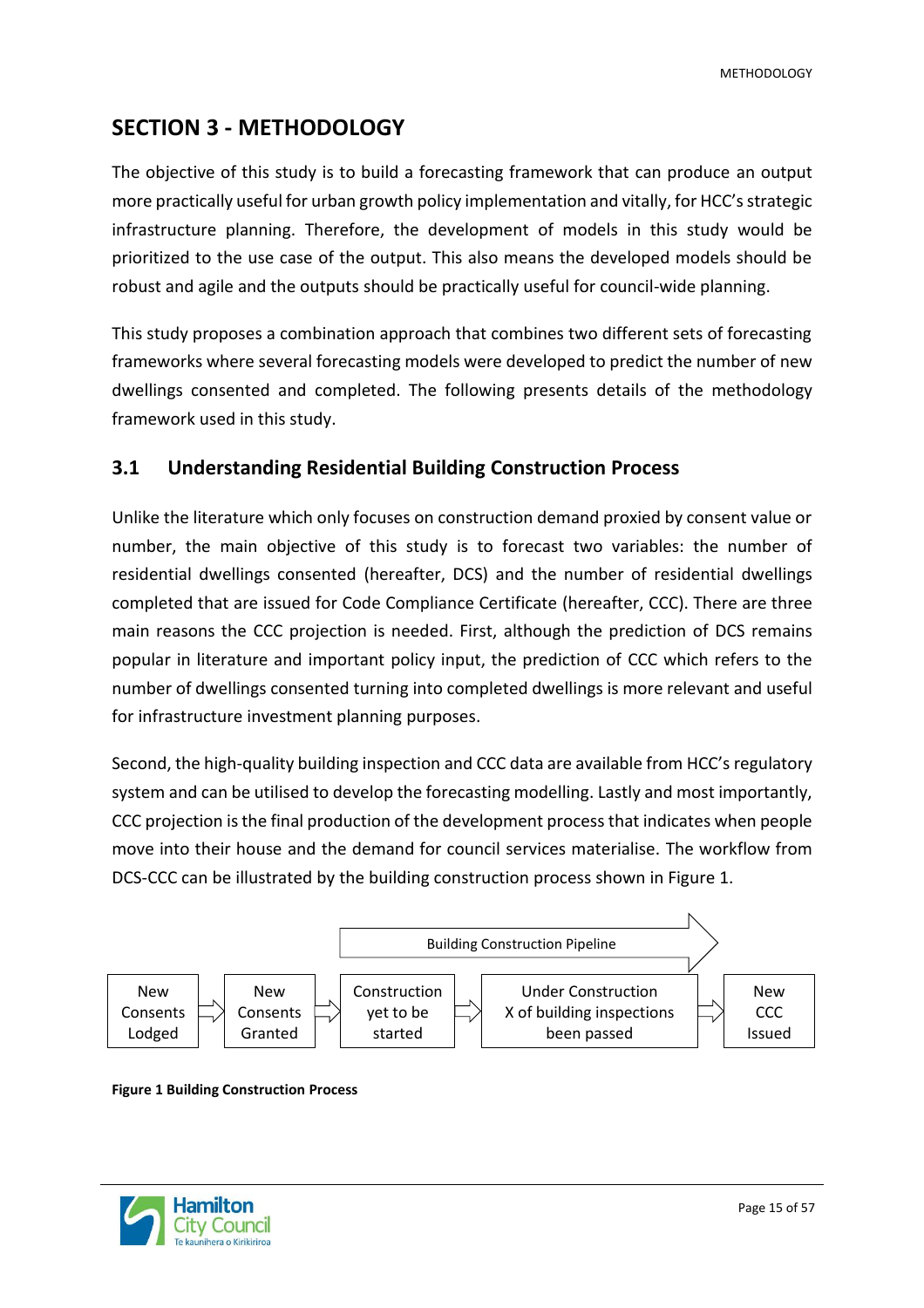# SECTION 3 - METHODOLOGY

The objective of this study is to build a forecasting framework that can produce an output more practically useful for urban growth policy implementation and vitally, for HCC's strategic infrastructure planning. Therefore, the development of models in this study would be prioritized to the use case of the output. This also means the developed models should be robust and agile and the outputs should be practically useful for council-wide planning.

This study proposes a combination approach that combines two different sets of forecasting frameworks where several forecasting models were developed to predict the number of new dwellings consented and completed. The following presents details of the methodology framework used in this study.

## 3.1 Understanding Residential Building Construction Process

Unlike the literature which only focuses on construction demand proxied by consent value or number, the main objective of this study is to forecast two variables: the number of residential dwellings consented (hereafter, DCS) and the number of residential dwellings completed that are issued for Code Compliance Certificate (hereafter, CCC). There are three main reasons the CCC projection is needed. First, although the prediction of DCS remains popular in literature and important policy input, the prediction of CCC which refers to the number of dwellings consented turning into completed dwellings is more relevant and useful for infrastructure investment planning purposes.

Second, the high-quality building inspection and CCC data are available from HCC's regulatory system and can be utilised to develop the forecasting modelling. Lastly and most importantly, CCC projection is the final production of the development process that indicates when people move into their house and the demand for council services materialise. The workflow from DCS-CCC can be illustrated by the building construction process shown in Figure 1.

Building Construction Pipeline

New Consents Lodged → New Consents Granted → Construction yet to be started → Under Construction X of building inspections been passed → New CCC Issued

**Figure 1 Building Construction Process**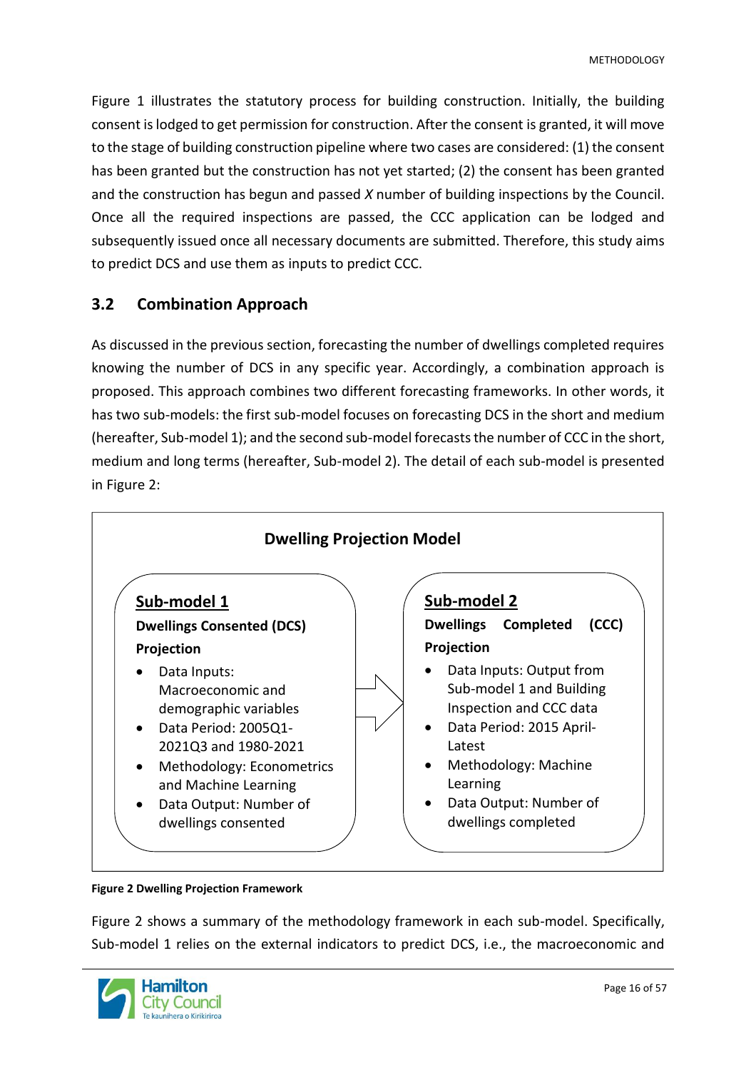Figure 1 illustrates the statutory process for building construction. Initially, the building consent is lodged to get permission for construction. After the consent is granted, it will move to the stage of building construction pipeline where two cases are considered: (1) the consent has been granted but the construction has not yet started; (2) the consent has been granted and the construction has begun and passed *X* number of building inspections by the Council. Once all the required inspections are passed, the CCC application can be lodged and subsequently issued once all necessary documents are submitted. Therefore, this study aims to predict DCS and use them as inputs to predict CCC.

## 3.2 Combination Approach

As discussed in the previous section, forecasting the number of dwellings completed requires knowing the number of DCS in any specific year. Accordingly, a combination approach is proposed. This approach combines two different forecasting frameworks. In other words, it has two sub-models: the first sub-model focuses on forecasting DCS in the short and medium (hereafter, Sub-model 1); and the second sub-model forecasts the number of CCC in the short, medium and long terms (hereafter, Sub-model 2). The detail of each sub-model is presented in Figure 2:

**Dwelling Projection Model**

**Sub-model 1**

**Dwellings Consented (DCS) Projection**

- Data Inputs: Macroeconomic and demographic variables
- Data Period: 2005Q1-2021Q3 and 1980-2021
- Methodology: Econometrics and Machine Learning
- Data Output: Number of dwellings consented

**Sub-model 2**

**Dwellings Completed (CCC) Projection**

- Data Inputs: Output from Sub-model 1 and Building Inspection and CCC data
- Data Period: 2015 April-Latest
- Methodology: Machine Learning
- Data Output: Number of dwellings completed

**Figure 2 Dwelling Projection Framework**

Figure 2 shows a summary of the methodology framework in each sub-model. Specifically, Sub-model 1 relies on the external indicators to predict DCS, i.e., the macroeconomic and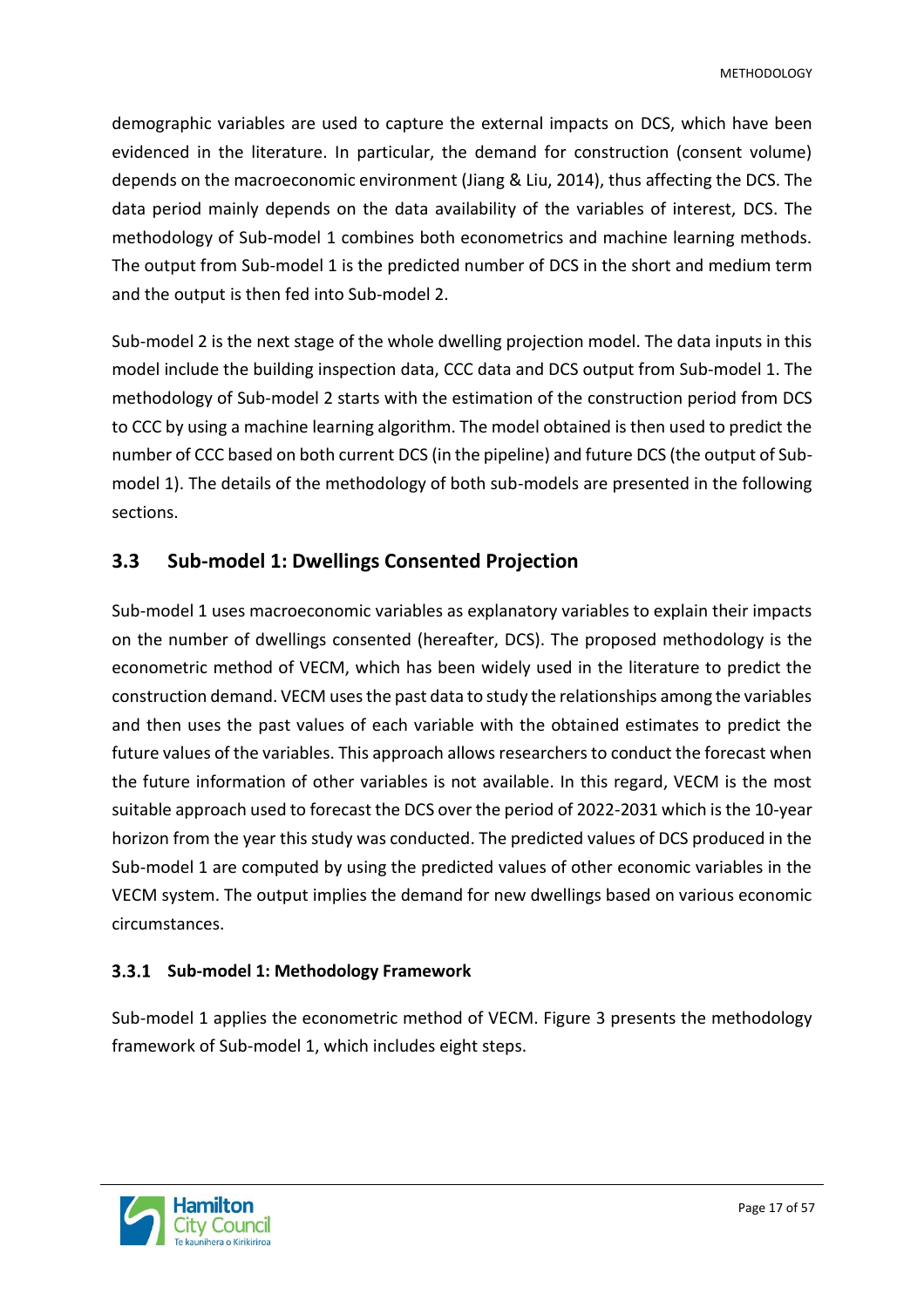demographic variables are used to capture the external impacts on DCS, which have been evidenced in the literature. In particular, the demand for construction (consent volume) depends on the macroeconomic environment (Jiang & Liu, 2014), thus affecting the DCS. The data period mainly depends on the data availability of the variables of interest, DCS. The methodology of Sub-model 1 combines both econometrics and machine learning methods. The output from Sub-model 1 is the predicted number of DCS in the short and medium term and the output is then fed into Sub-model 2.

Sub-model 2 is the next stage of the whole dwelling projection model. The data inputs in this model include the building inspection data, CCC data and DCS output from Sub-model 1. The methodology of Sub-model 2 starts with the estimation of the construction period from DCS to CCC by using a machine learning algorithm. The model obtained is then used to predict the number of CCC based on both current DCS (in the pipeline) and future DCS (the output of Sub-model 1). The details of the methodology of both sub-models are presented in the following sections.

## 3.3 Sub-model 1: Dwellings Consented Projection

Sub-model 1 uses macroeconomic variables as explanatory variables to explain their impacts on the number of dwellings consented (hereafter, DCS). The proposed methodology is the econometric method of VECM, which has been widely used in the literature to predict the construction demand. VECM uses the past data to study the relationships among the variables and then uses the past values of each variable with the obtained estimates to predict the future values of the variables. This approach allows researchers to conduct the forecast when the future information of other variables is not available. In this regard, VECM is the most suitable approach used to forecast the DCS over the period of 2022-2031 which is the 10-year horizon from the year this study was conducted. The predicted values of DCS produced in the Sub-model 1 are computed by using the predicted values of other economic variables in the VECM system. The output implies the demand for new dwellings based on various economic circumstances.

### 3.3.1 Sub-model 1: Methodology Framework

Sub-model 1 applies the econometric method of VECM. Figure 3 presents the methodology framework of Sub-model 1, which includes eight steps.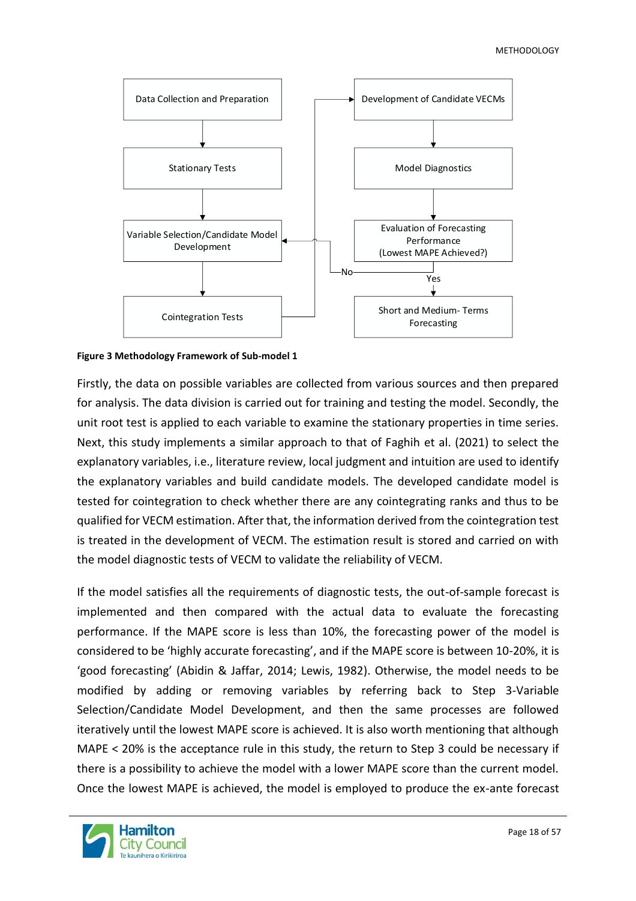Data Collection and Preparation

Stationary Tests

Variable Selection/Candidate Model Development

Cointegration Tests

Development of Candidate VECMs

Model Diagnostics

Evaluation of Forecasting Performance (Lowest MAPE Achieved?)

No

Yes

Short and Medium- Terms Forecasting

**Figure 3 Methodology Framework of Sub-model 1**

Firstly, the data on possible variables are collected from various sources and then prepared for analysis. The data division is carried out for training and testing the model. Secondly, the unit root test is applied to each variable to examine the stationary properties in time series. Next, this study implements a similar approach to that of Faghih et al. (2021) to select the explanatory variables, i.e., literature review, local judgment and intuition are used to identify the explanatory variables and build candidate models. The developed candidate model is tested for cointegration to check whether there are any cointegrating ranks and thus to be qualified for VECM estimation. After that, the information derived from the cointegration test is treated in the development of VECM. The estimation result is stored and carried on with the model diagnostic tests of VECM to validate the reliability of VECM.

If the model satisfies all the requirements of diagnostic tests, the out-of-sample forecast is implemented and then compared with the actual data to evaluate the forecasting performance. If the MAPE score is less than 10%, the forecasting power of the model is considered to be 'highly accurate forecasting', and if the MAPE score is between 10-20%, it is 'good forecasting' (Abidin & Jaffar, 2014; Lewis, 1982). Otherwise, the model needs to be modified by adding or removing variables by referring back to Step 3-Variable Selection/Candidate Model Development, and then the same processes are followed iteratively until the lowest MAPE score is achieved. It is also worth mentioning that although MAPE < 20% is the acceptance rule in this study, the return to Step 3 could be necessary if there is a possibility to achieve the model with a lower MAPE score than the current model. Once the lowest MAPE is achieved, the model is employed to produce the ex-ante forecast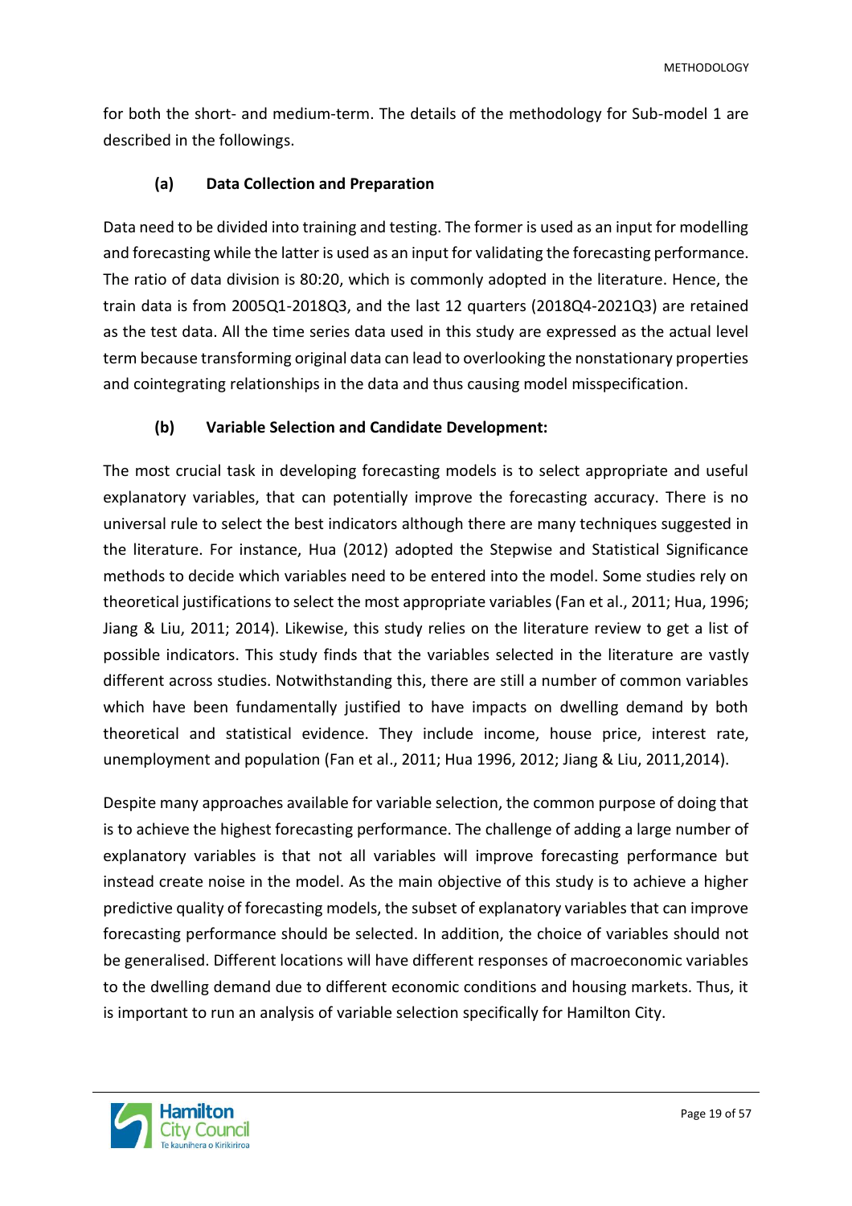for both the short- and medium-term. The details of the methodology for Sub-model 1 are described in the followings.

#### (a) Data Collection and Preparation

Data need to be divided into training and testing. The former is used as an input for modelling and forecasting while the latter is used as an input for validating the forecasting performance. The ratio of data division is 80:20, which is commonly adopted in the literature. Hence, the train data is from 2005Q1-2018Q3, and the last 12 quarters (2018Q4-2021Q3) are retained as the test data. All the time series data used in this study are expressed as the actual level term because transforming original data can lead to overlooking the nonstationary properties and cointegrating relationships in the data and thus causing model misspecification.

#### (b) Variable Selection and Candidate Development:

The most crucial task in developing forecasting models is to select appropriate and useful explanatory variables, that can potentially improve the forecasting accuracy. There is no universal rule to select the best indicators although there are many techniques suggested in the literature. For instance, Hua (2012) adopted the Stepwise and Statistical Significance methods to decide which variables need to be entered into the model. Some studies rely on theoretical justifications to select the most appropriate variables (Fan et al., 2011; Hua, 1996; Jiang & Liu, 2011; 2014). Likewise, this study relies on the literature review to get a list of possible indicators. This study finds that the variables selected in the literature are vastly different across studies. Notwithstanding this, there are still a number of common variables which have been fundamentally justified to have impacts on dwelling demand by both theoretical and statistical evidence. They include income, house price, interest rate, unemployment and population (Fan et al., 2011; Hua 1996, 2012; Jiang & Liu, 2011,2014).

Despite many approaches available for variable selection, the common purpose of doing that is to achieve the highest forecasting performance. The challenge of adding a large number of explanatory variables is that not all variables will improve forecasting performance but instead create noise in the model. As the main objective of this study is to achieve a higher predictive quality of forecasting models, the subset of explanatory variables that can improve forecasting performance should be selected. In addition, the choice of variables should not be generalised. Different locations will have different responses of macroeconomic variables to the dwelling demand due to different economic conditions and housing markets. Thus, it is important to run an analysis of variable selection specifically for Hamilton City.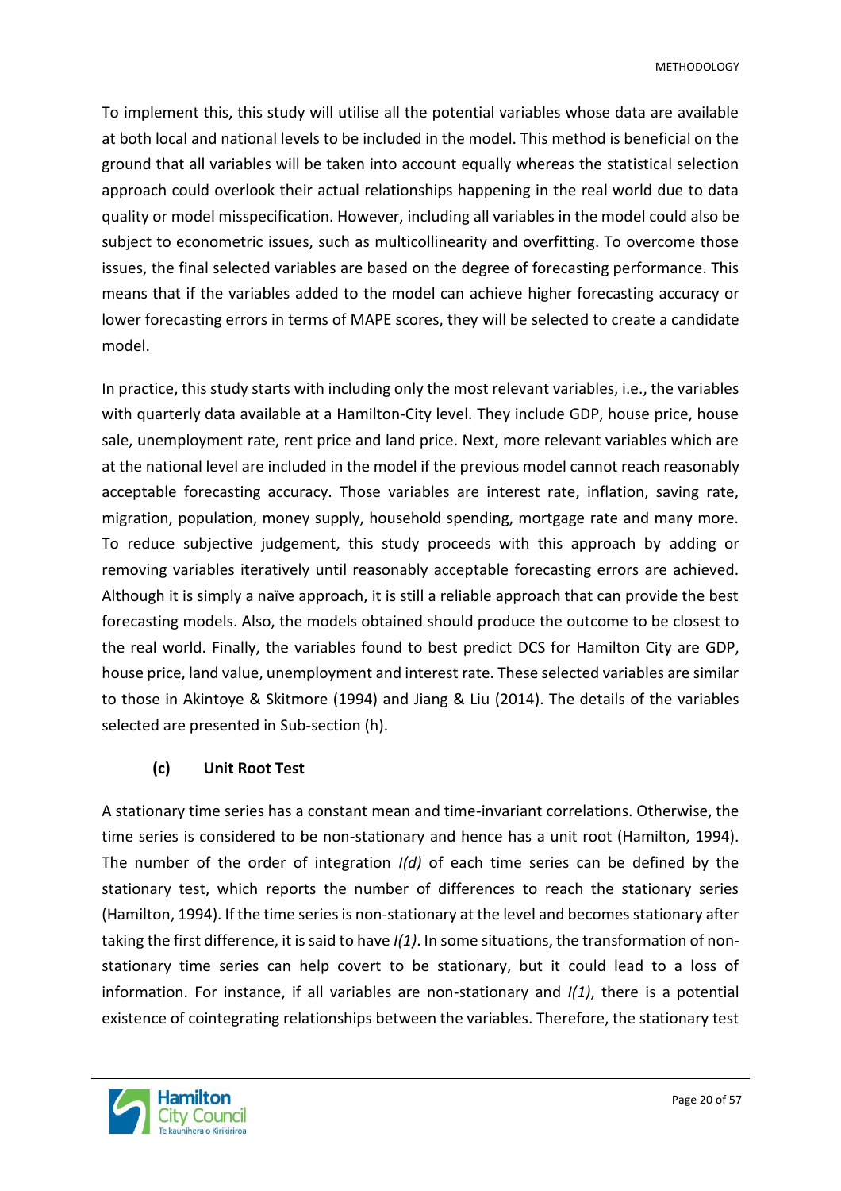To implement this, this study will utilise all the potential variables whose data are available at both local and national levels to be included in the model. This method is beneficial on the ground that all variables will be taken into account equally whereas the statistical selection approach could overlook their actual relationships happening in the real world due to data quality or model misspecification. However, including all variables in the model could also be subject to econometric issues, such as multicollinearity and overfitting. To overcome those issues, the final selected variables are based on the degree of forecasting performance. This means that if the variables added to the model can achieve higher forecasting accuracy or lower forecasting errors in terms of MAPE scores, they will be selected to create a candidate model.

In practice, this study starts with including only the most relevant variables, i.e., the variables with quarterly data available at a Hamilton-City level. They include GDP, house price, house sale, unemployment rate, rent price and land price. Next, more relevant variables which are at the national level are included in the model if the previous model cannot reach reasonably acceptable forecasting accuracy. Those variables are interest rate, inflation, saving rate, migration, population, money supply, household spending, mortgage rate and many more. To reduce subjective judgement, this study proceeds with this approach by adding or removing variables iteratively until reasonably acceptable forecasting errors are achieved. Although it is simply a naïve approach, it is still a reliable approach that can provide the best forecasting models. Also, the models obtained should produce the outcome to be closest to the real world. Finally, the variables found to best predict DCS for Hamilton City are GDP, house price, land value, unemployment and interest rate. These selected variables are similar to those in Akintoye & Skitmore (1994) and Jiang & Liu (2014). The details of the variables selected are presented in Sub-section (h).

### (c) Unit Root Test

A stationary time series has a constant mean and time-invariant correlations. Otherwise, the time series is considered to be non-stationary and hence has a unit root (Hamilton, 1994). The number of the order of integration *I(d)* of each time series can be defined by the stationary test, which reports the number of differences to reach the stationary series (Hamilton, 1994). If the time series is non-stationary at the level and becomes stationary after taking the first difference, it is said to have *I(1)*. In some situations, the transformation of non-stationary time series can help covert to be stationary, but it could lead to a loss of information. For instance, if all variables are non-stationary and *I(1)*, there is a potential existence of cointegrating relationships between the variables. Therefore, the stationary test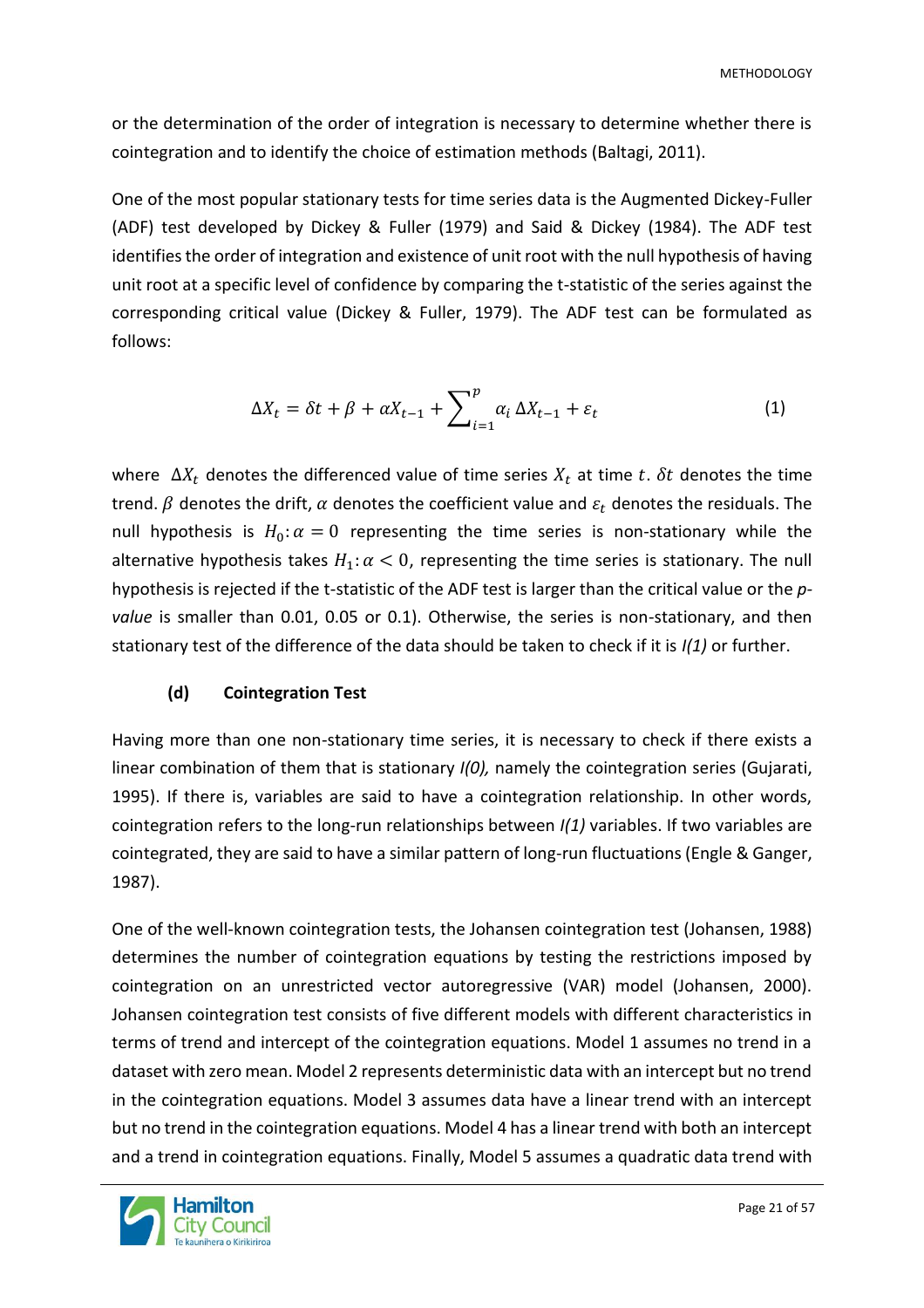or the determination of the order of integration is necessary to determine whether there is cointegration and to identify the choice of estimation methods (Baltagi, 2011).

One of the most popular stationary tests for time series data is the Augmented Dickey-Fuller (ADF) test developed by Dickey & Fuller (1979) and Said & Dickey (1984). The ADF test identifies the order of integration and existence of unit root with the null hypothesis of having unit root at a specific level of confidence by comparing the t-statistic of the series against the corresponding critical value (Dickey & Fuller, 1979). The ADF test can be formulated as follows:

$$\Delta X_t = \delta t + \beta + \alpha X_{t-1} + \sum_{i=1}^{p} \alpha_i \, \Delta X_{t-1} + \varepsilon_t \tag{1}$$

where $\Delta X_t$ denotes the differenced value of time series $X_t$ at time $t$. $\delta t$ denotes the time trend. $\beta$ denotes the drift, $\alpha$ denotes the coefficient value and $\varepsilon_t$ denotes the residuals. The null hypothesis is $H_0\!: \alpha = 0$ representing the time series is non-stationary while the alternative hypothesis takes $H_1\!: \alpha < 0$, representing the time series is stationary. The null hypothesis is rejected if the t-statistic of the ADF test is larger than the critical value or the *p-value* is smaller than 0.01, 0.05 or 0.1). Otherwise, the series is non-stationary, and then stationary test of the difference of the data should be taken to check if it is *I(1)* or further.

### (d) Cointegration Test

Having more than one non-stationary time series, it is necessary to check if there exists a linear combination of them that is stationary *I(0),* namely the cointegration series (Gujarati, 1995). If there is, variables are said to have a cointegration relationship. In other words, cointegration refers to the long-run relationships between *I(1)* variables. If two variables are cointegrated, they are said to have a similar pattern of long-run fluctuations (Engle & Ganger, 1987).

One of the well-known cointegration tests, the Johansen cointegration test (Johansen, 1988) determines the number of cointegration equations by testing the restrictions imposed by cointegration on an unrestricted vector autoregressive (VAR) model (Johansen, 2000). Johansen cointegration test consists of five different models with different characteristics in terms of trend and intercept of the cointegration equations. Model 1 assumes no trend in a dataset with zero mean. Model 2 represents deterministic data with an intercept but no trend in the cointegration equations. Model 3 assumes data have a linear trend with an intercept but no trend in the cointegration equations. Model 4 has a linear trend with both an intercept and a trend in cointegration equations. Finally, Model 5 assumes a quadratic data trend with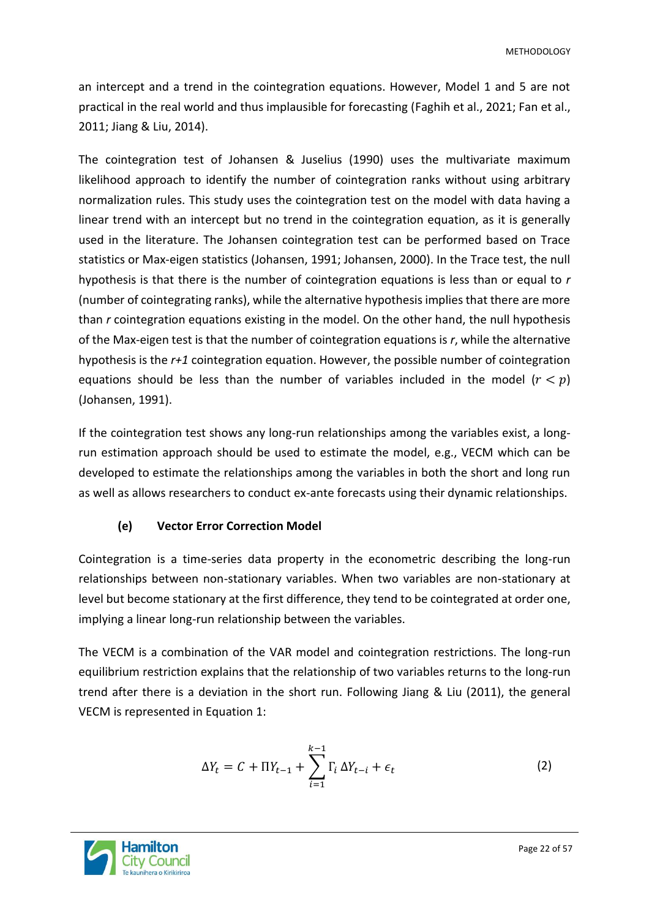an intercept and a trend in the cointegration equations. However, Model 1 and 5 are not practical in the real world and thus implausible for forecasting (Faghih et al., 2021; Fan et al., 2011; Jiang & Liu, 2014).

The cointegration test of Johansen & Juselius (1990) uses the multivariate maximum likelihood approach to identify the number of cointegration ranks without using arbitrary normalization rules. This study uses the cointegration test on the model with data having a linear trend with an intercept but no trend in the cointegration equation, as it is generally used in the literature. The Johansen cointegration test can be performed based on Trace statistics or Max-eigen statistics (Johansen, 1991; Johansen, 2000). In the Trace test, the null hypothesis is that there is the number of cointegration equations is less than or equal to *r* (number of cointegrating ranks), while the alternative hypothesis implies that there are more than *r* cointegration equations existing in the model. On the other hand, the null hypothesis of the Max-eigen test is that the number of cointegration equations is *r*, while the alternative hypothesis is the *r+1* cointegration equation. However, the possible number of cointegration equations should be less than the number of variables included in the model ($r < p$) (Johansen, 1991).

If the cointegration test shows any long-run relationships among the variables exist, a long-run estimation approach should be used to estimate the model, e.g., VECM which can be developed to estimate the relationships among the variables in both the short and long run as well as allows researchers to conduct ex-ante forecasts using their dynamic relationships.

#### (e) Vector Error Correction Model

Cointegration is a time-series data property in the econometric describing the long-run relationships between non-stationary variables. When two variables are non-stationary at level but become stationary at the first difference, they tend to be cointegrated at order one, implying a linear long-run relationship between the variables.

The VECM is a combination of the VAR model and cointegration restrictions. The long-run equilibrium restriction explains that the relationship of two variables returns to the long-run trend after there is a deviation in the short run. Following Jiang & Liu (2011), the general VECM is represented in Equation 1:

$$\Delta Y_t = C + \Pi Y_{t-1} + \sum_{i=1}^{k-1} \Gamma_i \, \Delta Y_{t-i} + \epsilon_t \qquad (2)$$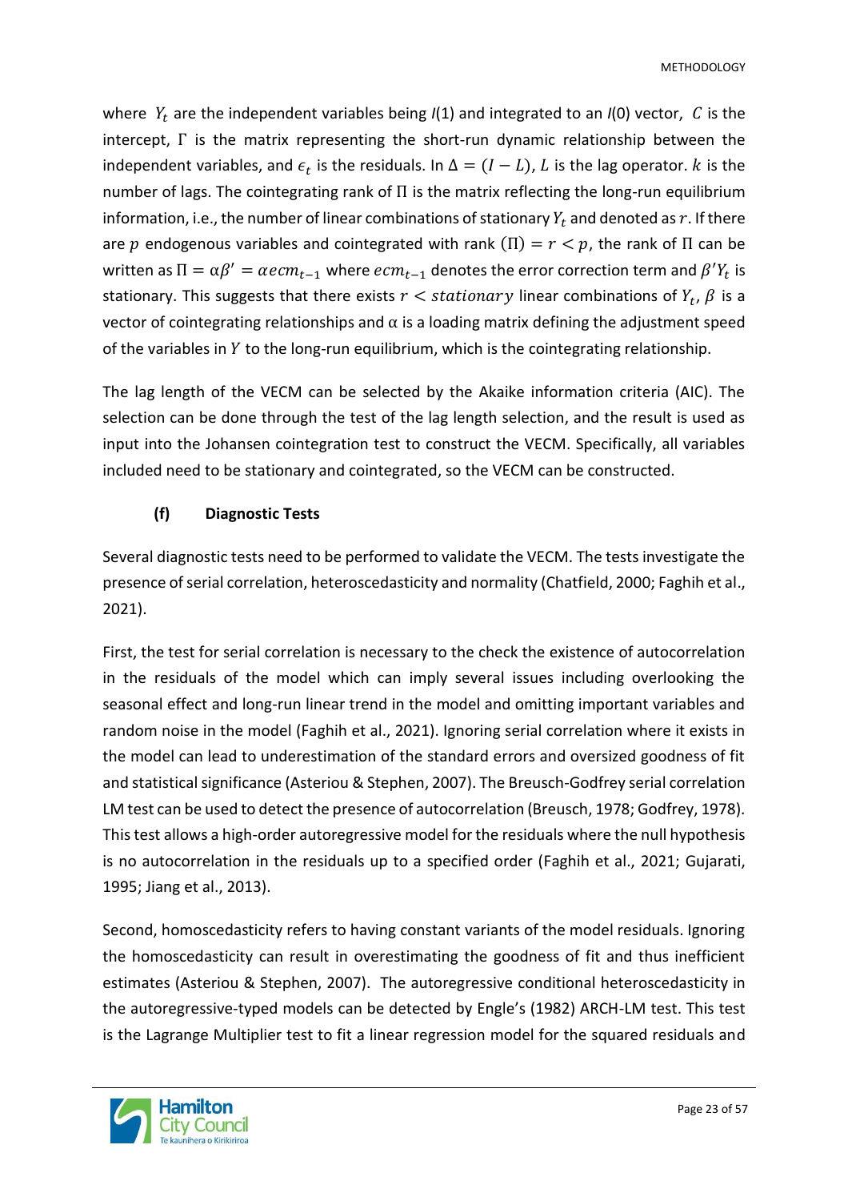where $Y_t$ are the independent variables being $I(1)$ and integrated to an $I(0)$ vector, $C$ is the intercept, $\Gamma$ is the matrix representing the short-run dynamic relationship between the independent variables, and $\epsilon_t$ is the residuals. In $\Delta = (I - L)$, $L$ is the lag operator. $k$ is the number of lags. The cointegrating rank of $\Pi$ is the matrix reflecting the long-run equilibrium information, i.e., the number of linear combinations of stationary $Y_t$ and denoted as $r$. If there are $p$ endogenous variables and cointegrated with rank $(\Pi) = r < p$, the rank of $\Pi$ can be written as $\Pi = \alpha\beta' = \alpha ecm_{t-1}$ where $ecm_{t-1}$ denotes the error correction term and $\beta' Y_t$ is stationary. This suggests that there exists $r < stationary$ linear combinations of $Y_t$, $\beta$ is a vector of cointegrating relationships and α is a loading matrix defining the adjustment speed of the variables in $Y$ to the long-run equilibrium, which is the cointegrating relationship.

The lag length of the VECM can be selected by the Akaike information criteria (AIC). The selection can be done through the test of the lag length selection, and the result is used as input into the Johansen cointegration test to construct the VECM. Specifically, all variables included need to be stationary and cointegrated, so the VECM can be constructed.

#### (f) Diagnostic Tests

Several diagnostic tests need to be performed to validate the VECM. The tests investigate the presence of serial correlation, heteroscedasticity and normality (Chatfield, 2000; Faghih et al., 2021).

First, the test for serial correlation is necessary to the check the existence of autocorrelation in the residuals of the model which can imply several issues including overlooking the seasonal effect and long-run linear trend in the model and omitting important variables and random noise in the model (Faghih et al., 2021). Ignoring serial correlation where it exists in the model can lead to underestimation of the standard errors and oversized goodness of fit and statistical significance (Asteriou & Stephen, 2007). The Breusch-Godfrey serial correlation LM test can be used to detect the presence of autocorrelation (Breusch, 1978; Godfrey, 1978). This test allows a high-order autoregressive model for the residuals where the null hypothesis is no autocorrelation in the residuals up to a specified order (Faghih et al., 2021; Gujarati, 1995; Jiang et al., 2013).

Second, homoscedasticity refers to having constant variants of the model residuals. Ignoring the homoscedasticity can result in overestimating the goodness of fit and thus inefficient estimates (Asteriou & Stephen, 2007). The autoregressive conditional heteroscedasticity in the autoregressive-typed models can be detected by Engle's (1982) ARCH-LM test. This test is the Lagrange Multiplier test to fit a linear regression model for the squared residuals and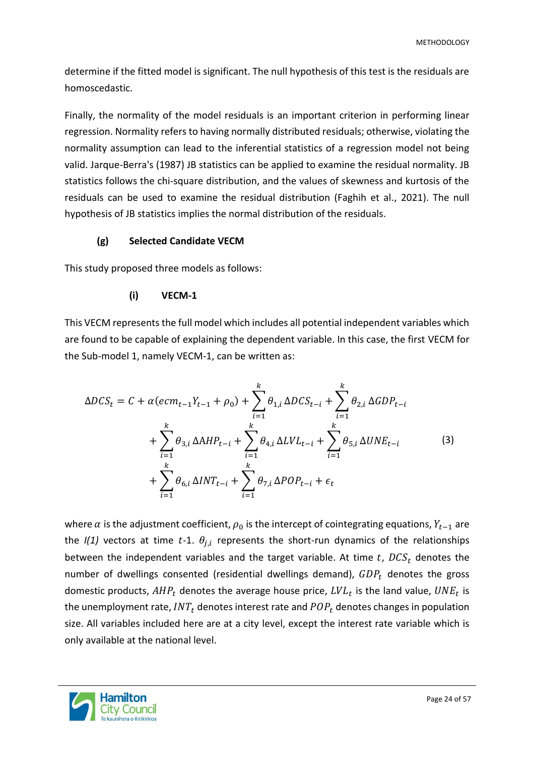determine if the fitted model is significant. The null hypothesis of this test is the residuals are homoscedastic.

Finally, the normality of the model residuals is an important criterion in performing linear regression. Normality refers to having normally distributed residuals; otherwise, violating the normality assumption can lead to the inferential statistics of a regression model not being valid. Jarque-Berra's (1987) JB statistics can be applied to examine the residual normality. JB statistics follows the chi-square distribution, and the values of skewness and kurtosis of the residuals can be used to examine the residual distribution (Faghih et al., 2021). The null hypothesis of JB statistics implies the normal distribution of the residuals.

#### (g) Selected Candidate VECM

This study proposed three models as follows:

##### (i) VECM-1

This VECM represents the full model which includes all potential independent variables which are found to be capable of explaining the dependent variable. In this case, the first VECM for the Sub-model 1, namely VECM-1, can be written as:

$$
\begin{aligned}
\Delta DCS_t = C + \alpha(ecm_{t-1}Y_{t-1} + \rho_0) + \sum_{i=1}^{k} \theta_{1,i}\, \Delta DCS_{t-i} + \sum_{i=1}^{k} \theta_{2,i}\, \Delta GDP_{t-i} \\
+ \sum_{i=1}^{k} \theta_{3,i}\, \Delta AHP_{t-i} + \sum_{i=1}^{k} \theta_{4,i}\, \Delta LVL_{t-i} + \sum_{i=1}^{k} \theta_{5,i}\, \Delta UNE_{t-i} \\
+ \sum_{i=1}^{k} \theta_{6,i}\, \Delta INT_{t-i} + \sum_{i=1}^{k} \theta_{7,i}\, \Delta POP_{t-i} + \epsilon_t
\end{aligned} \tag{3}
$$

where $\alpha$ is the adjustment coefficient, $\rho_0$ is the intercept of cointegrating equations, $Y_{t-1}$ are the *I(1)* vectors at time $t$-1. $\theta_{j,i}$ represents the short-run dynamics of the relationships between the independent variables and the target variable. At time $t$, $DCS_t$ denotes the number of dwellings consented (residential dwellings demand), $GDP_t$ denotes the gross domestic products, $AHP_t$ denotes the average house price, $LVL_t$ is the land value, $UNE_t$ is the unemployment rate, $INT_t$ denotes interest rate and $POP_t$ denotes changes in population size. All variables included here are at a city level, except the interest rate variable which is only available at the national level.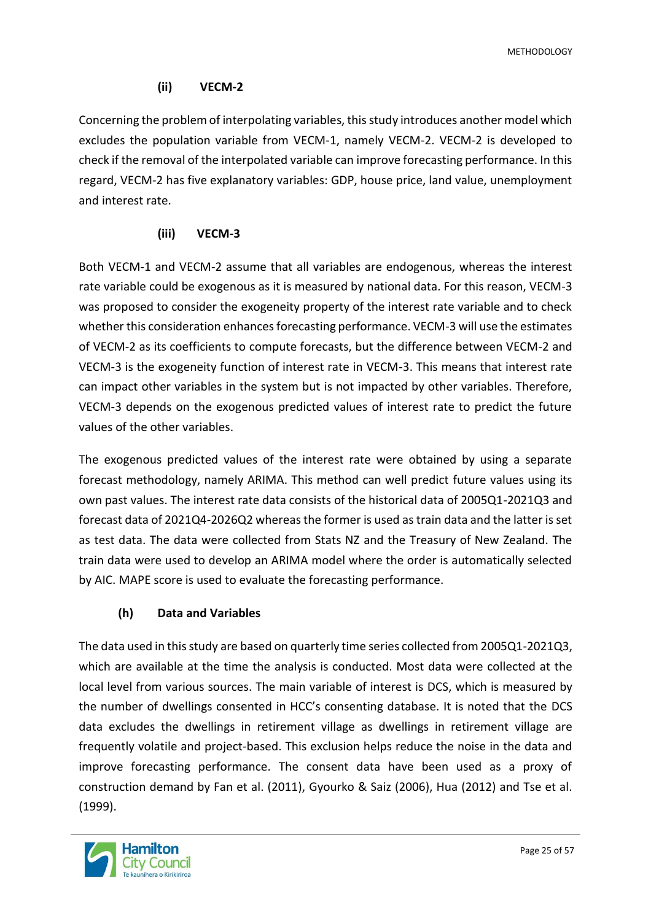#### (ii) VECM-2

Concerning the problem of interpolating variables, this study introduces another model which excludes the population variable from VECM-1, namely VECM-2. VECM-2 is developed to check if the removal of the interpolated variable can improve forecasting performance. In this regard, VECM-2 has five explanatory variables: GDP, house price, land value, unemployment and interest rate.

#### (iii) VECM-3

Both VECM-1 and VECM-2 assume that all variables are endogenous, whereas the interest rate variable could be exogenous as it is measured by national data. For this reason, VECM-3 was proposed to consider the exogeneity property of the interest rate variable and to check whether this consideration enhances forecasting performance. VECM-3 will use the estimates of VECM-2 as its coefficients to compute forecasts, but the difference between VECM-2 and VECM-3 is the exogeneity function of interest rate in VECM-3. This means that interest rate can impact other variables in the system but is not impacted by other variables. Therefore, VECM-3 depends on the exogenous predicted values of interest rate to predict the future values of the other variables.

The exogenous predicted values of the interest rate were obtained by using a separate forecast methodology, namely ARIMA. This method can well predict future values using its own past values. The interest rate data consists of the historical data of 2005Q1-2021Q3 and forecast data of 2021Q4-2026Q2 whereas the former is used as train data and the latter is set as test data. The data were collected from Stats NZ and the Treasury of New Zealand. The train data were used to develop an ARIMA model where the order is automatically selected by AIC. MAPE score is used to evaluate the forecasting performance.

### (h) Data and Variables

The data used in this study are based on quarterly time series collected from 2005Q1-2021Q3, which are available at the time the analysis is conducted. Most data were collected at the local level from various sources. The main variable of interest is DCS, which is measured by the number of dwellings consented in HCC's consenting database. It is noted that the DCS data excludes the dwellings in retirement village as dwellings in retirement village are frequently volatile and project-based. This exclusion helps reduce the noise in the data and improve forecasting performance. The consent data have been used as a proxy of construction demand by Fan et al. (2011), Gyourko & Saiz (2006), Hua (2012) and Tse et al. (1999).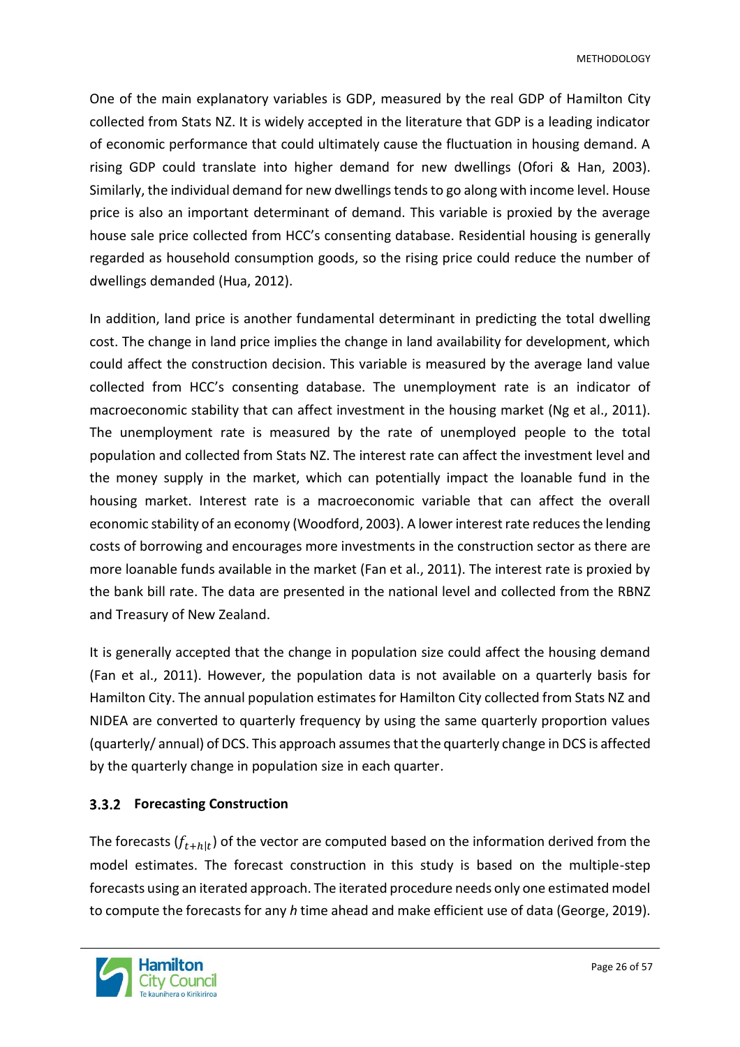One of the main explanatory variables is GDP, measured by the real GDP of Hamilton City collected from Stats NZ. It is widely accepted in the literature that GDP is a leading indicator of economic performance that could ultimately cause the fluctuation in housing demand. A rising GDP could translate into higher demand for new dwellings (Ofori & Han, 2003). Similarly, the individual demand for new dwellings tends to go along with income level. House price is also an important determinant of demand. This variable is proxied by the average house sale price collected from HCC's consenting database. Residential housing is generally regarded as household consumption goods, so the rising price could reduce the number of dwellings demanded (Hua, 2012).

In addition, land price is another fundamental determinant in predicting the total dwelling cost. The change in land price implies the change in land availability for development, which could affect the construction decision. This variable is measured by the average land value collected from HCC's consenting database. The unemployment rate is an indicator of macroeconomic stability that can affect investment in the housing market (Ng et al., 2011). The unemployment rate is measured by the rate of unemployed people to the total population and collected from Stats NZ. The interest rate can affect the investment level and the money supply in the market, which can potentially impact the loanable fund in the housing market. Interest rate is a macroeconomic variable that can affect the overall economic stability of an economy (Woodford, 2003). A lower interest rate reduces the lending costs of borrowing and encourages more investments in the construction sector as there are more loanable funds available in the market (Fan et al., 2011). The interest rate is proxied by the bank bill rate. The data are presented in the national level and collected from the RBNZ and Treasury of New Zealand.

It is generally accepted that the change in population size could affect the housing demand (Fan et al., 2011). However, the population data is not available on a quarterly basis for Hamilton City. The annual population estimates for Hamilton City collected from Stats NZ and NIDEA are converted to quarterly frequency by using the same quarterly proportion values (quarterly/ annual) of DCS. This approach assumes that the quarterly change in DCS is affected by the quarterly change in population size in each quarter.

### 3.3.2 Forecasting Construction

The forecasts ($f_{t+h|t}$) of the vector are computed based on the information derived from the model estimates. The forecast construction in this study is based on the multiple-step forecasts using an iterated approach. The iterated procedure needs only one estimated model to compute the forecasts for any *h* time ahead and make efficient use of data (George, 2019).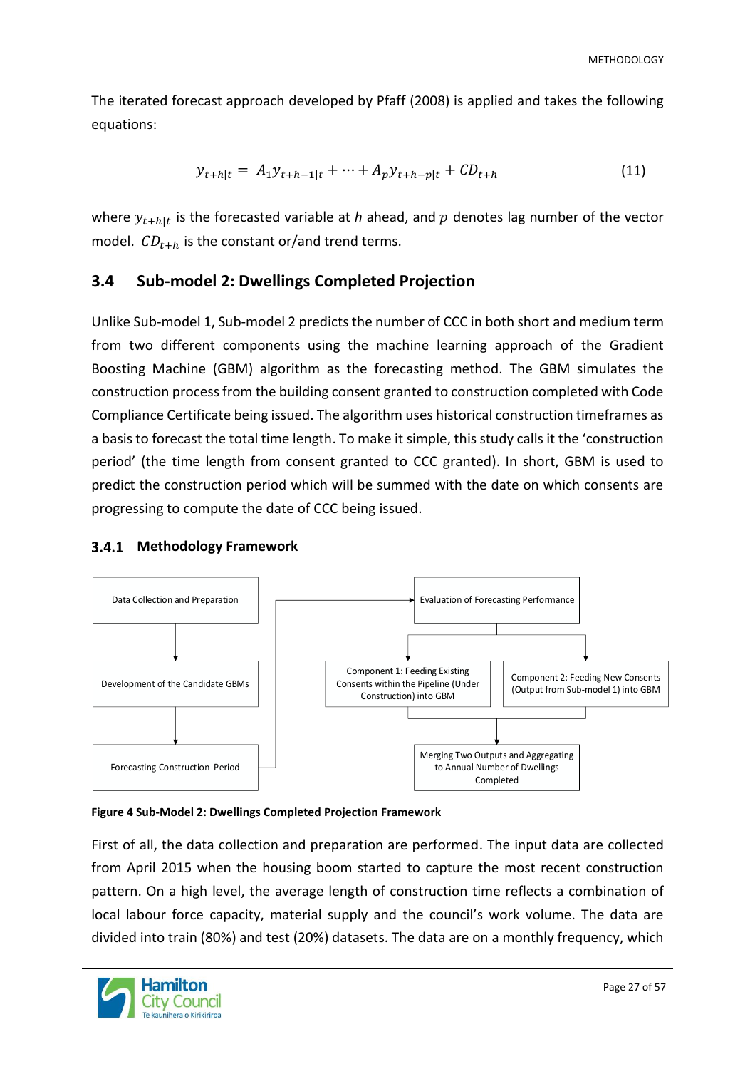The iterated forecast approach developed by Pfaff (2008) is applied and takes the following equations:

$$y_{t+h|t} = A_1 y_{t+h-1|t} + \cdots + A_p y_{t+h-p|t} + CD_{t+h} \tag{11}$$

where $y_{t+h|t}$ is the forecasted variable at $h$ ahead, and $p$ denotes lag number of the vector model. $CD_{t+h}$ is the constant or/and trend terms.

## 3.4 Sub-model 2: Dwellings Completed Projection

Unlike Sub-model 1, Sub-model 2 predicts the number of CCC in both short and medium term from two different components using the machine learning approach of the Gradient Boosting Machine (GBM) algorithm as the forecasting method. The GBM simulates the construction process from the building consent granted to construction completed with Code Compliance Certificate being issued. The algorithm uses historical construction timeframes as a basis to forecast the total time length. To make it simple, this study calls it the 'construction period' (the time length from consent granted to CCC granted). In short, GBM is used to predict the construction period which will be summed with the date on which consents are progressing to compute the date of CCC being issued.

### 3.4.1 Methodology Framework

Data Collection and Preparation → Development of the Candidate GBMs → Forecasting Construction Period → Evaluation of Forecasting Performance → Component 1: Feeding Existing Consents within the Pipeline (Under Construction) into GBM / Component 2: Feeding New Consents (Output from Sub-model 1) into GBM → Merging Two Outputs and Aggregating to Annual Number of Dwellings Completed

**Figure 4 Sub-Model 2: Dwellings Completed Projection Framework**

First of all, the data collection and preparation are performed. The input data are collected from April 2015 when the housing boom started to capture the most recent construction pattern. On a high level, the average length of construction time reflects a combination of local labour force capacity, material supply and the council's work volume. The data are divided into train (80%) and test (20%) datasets. The data are on a monthly frequency, which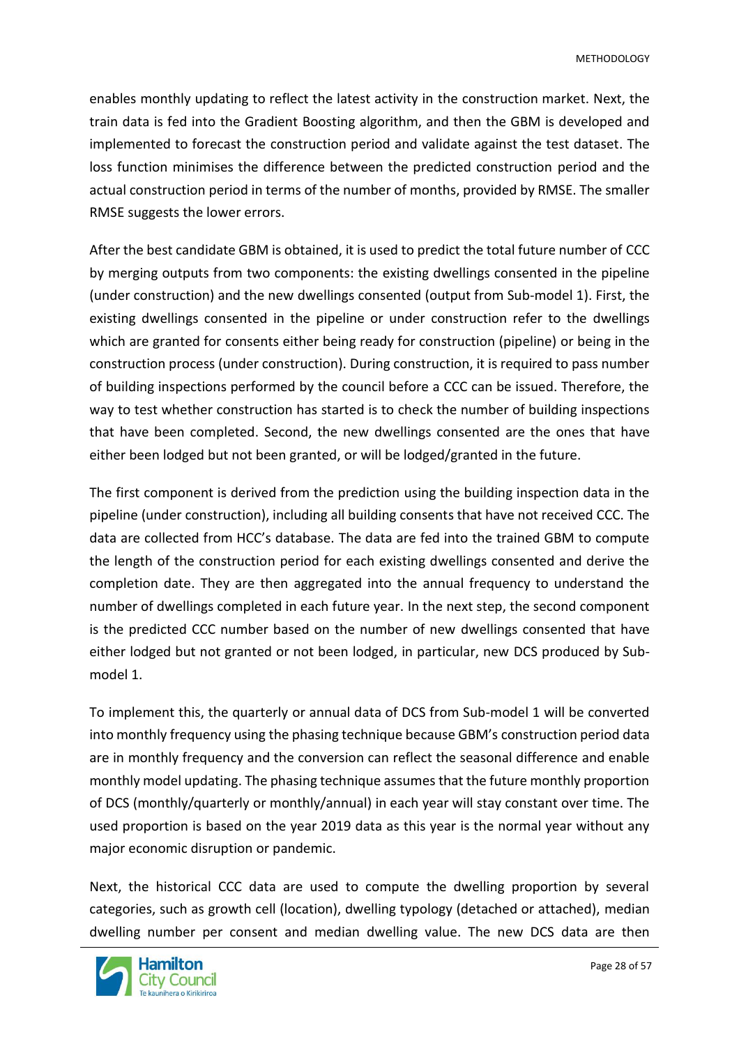enables monthly updating to reflect the latest activity in the construction market. Next, the train data is fed into the Gradient Boosting algorithm, and then the GBM is developed and implemented to forecast the construction period and validate against the test dataset. The loss function minimises the difference between the predicted construction period and the actual construction period in terms of the number of months, provided by RMSE. The smaller RMSE suggests the lower errors.

After the best candidate GBM is obtained, it is used to predict the total future number of CCC by merging outputs from two components: the existing dwellings consented in the pipeline (under construction) and the new dwellings consented (output from Sub-model 1). First, the existing dwellings consented in the pipeline or under construction refer to the dwellings which are granted for consents either being ready for construction (pipeline) or being in the construction process (under construction). During construction, it is required to pass number of building inspections performed by the council before a CCC can be issued. Therefore, the way to test whether construction has started is to check the number of building inspections that have been completed. Second, the new dwellings consented are the ones that have either been lodged but not been granted, or will be lodged/granted in the future.

The first component is derived from the prediction using the building inspection data in the pipeline (under construction), including all building consents that have not received CCC. The data are collected from HCC's database. The data are fed into the trained GBM to compute the length of the construction period for each existing dwellings consented and derive the completion date. They are then aggregated into the annual frequency to understand the number of dwellings completed in each future year. In the next step, the second component is the predicted CCC number based on the number of new dwellings consented that have either lodged but not granted or not been lodged, in particular, new DCS produced by Sub-model 1.

To implement this, the quarterly or annual data of DCS from Sub-model 1 will be converted into monthly frequency using the phasing technique because GBM's construction period data are in monthly frequency and the conversion can reflect the seasonal difference and enable monthly model updating. The phasing technique assumes that the future monthly proportion of DCS (monthly/quarterly or monthly/annual) in each year will stay constant over time. The used proportion is based on the year 2019 data as this year is the normal year without any major economic disruption or pandemic.

Next, the historical CCC data are used to compute the dwelling proportion by several categories, such as growth cell (location), dwelling typology (detached or attached), median dwelling number per consent and median dwelling value. The new DCS data are then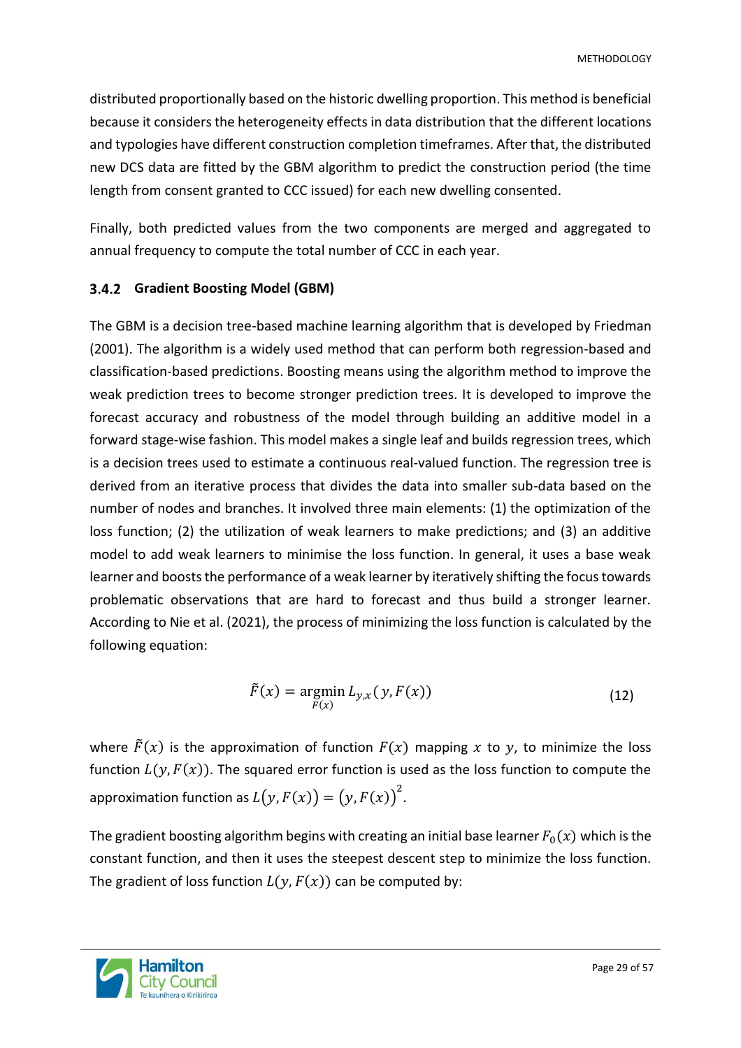distributed proportionally based on the historic dwelling proportion. This method is beneficial because it considers the heterogeneity effects in data distribution that the different locations and typologies have different construction completion timeframes. After that, the distributed new DCS data are fitted by the GBM algorithm to predict the construction period (the time length from consent granted to CCC issued) for each new dwelling consented.

Finally, both predicted values from the two components are merged and aggregated to annual frequency to compute the total number of CCC in each year.

### 3.4.2 Gradient Boosting Model (GBM)

The GBM is a decision tree-based machine learning algorithm that is developed by Friedman (2001). The algorithm is a widely used method that can perform both regression-based and classification-based predictions. Boosting means using the algorithm method to improve the weak prediction trees to become stronger prediction trees. It is developed to improve the forecast accuracy and robustness of the model through building an additive model in a forward stage-wise fashion. This model makes a single leaf and builds regression trees, which is a decision trees used to estimate a continuous real-valued function. The regression tree is derived from an iterative process that divides the data into smaller sub-data based on the number of nodes and branches. It involved three main elements: (1) the optimization of the loss function; (2) the utilization of weak learners to make predictions; and (3) an additive model to add weak learners to minimise the loss function. In general, it uses a base weak learner and boosts the performance of a weak learner by iteratively shifting the focus towards problematic observations that are hard to forecast and thus build a stronger learner. According to Nie et al. (2021), the process of minimizing the loss function is calculated by the following equation:

$$\tilde{F}(x) = \underset{F(x)}{\operatorname{argmin}}\, L_{y,x}(y, F(x)) \tag{12}$$

where $\tilde{F}(x)$ is the approximation of function $F(x)$ mapping $x$ to $y$, to minimize the loss function $L(y, F(x))$. The squared error function is used as the loss function to compute the approximation function as $L(y, F(x)) = (y, F(x))^2$.

The gradient boosting algorithm begins with creating an initial base learner $F_0(x)$ which is the constant function, and then it uses the steepest descent step to minimize the loss function. The gradient of loss function $L(y, F(x))$ can be computed by: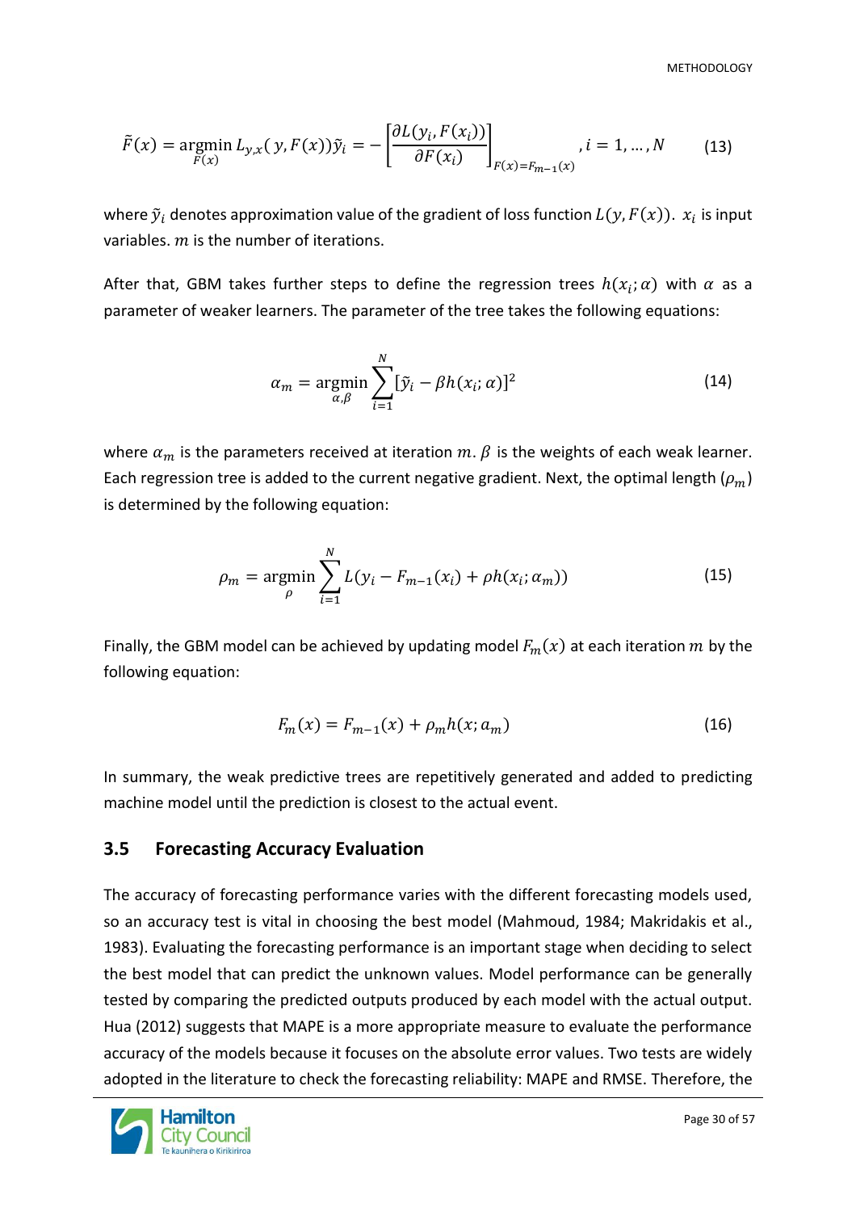$$\tilde{F}(x) = \underset{F(x)}{\operatorname{argmin}} L_{y,x}(y, F(x))\tilde{y}_i = -\left[\frac{\partial L(y_i, F(x_i))}{\partial F(x_i)}\right]_{F(x)=F_{m-1}(x)}, i = 1, \dots, N \tag{13}$$

where $\tilde{y}_i$ denotes approximation value of the gradient of loss function $L(y, F(x))$. $x_i$ is input variables. $m$ is the number of iterations.

After that, GBM takes further steps to define the regression trees $h(x_i; \alpha)$ with $\alpha$ as a parameter of weaker learners. The parameter of the tree takes the following equations:

$$\alpha_m = \underset{\alpha,\beta}{\operatorname{argmin}} \sum_{i=1}^{N} [\tilde{y}_i - \beta h(x_i; \alpha)]^2 \tag{14}$$

where $\alpha_m$ is the parameters received at iteration $m$. $\beta$ is the weights of each weak learner. Each regression tree is added to the current negative gradient. Next, the optimal length ($\rho_m$) is determined by the following equation:

$$\rho_m = \underset{\rho}{\operatorname{argmin}} \sum_{i=1}^{N} L(y_i - F_{m-1}(x_i) + \rho h(x_i; \alpha_m)) \tag{15}$$

Finally, the GBM model can be achieved by updating model $F_m(x)$ at each iteration $m$ by the following equation:

$$F_m(x) = F_{m-1}(x) + \rho_m h(x; a_m) \tag{16}$$

In summary, the weak predictive trees are repetitively generated and added to predicting machine model until the prediction is closest to the actual event.

## 3.5 Forecasting Accuracy Evaluation

The accuracy of forecasting performance varies with the different forecasting models used, so an accuracy test is vital in choosing the best model (Mahmoud, 1984; Makridakis et al., 1983). Evaluating the forecasting performance is an important stage when deciding to select the best model that can predict the unknown values. Model performance can be generally tested by comparing the predicted outputs produced by each model with the actual output. Hua (2012) suggests that MAPE is a more appropriate measure to evaluate the performance accuracy of the models because it focuses on the absolute error values. Two tests are widely adopted in the literature to check the forecasting reliability: MAPE and RMSE. Therefore, the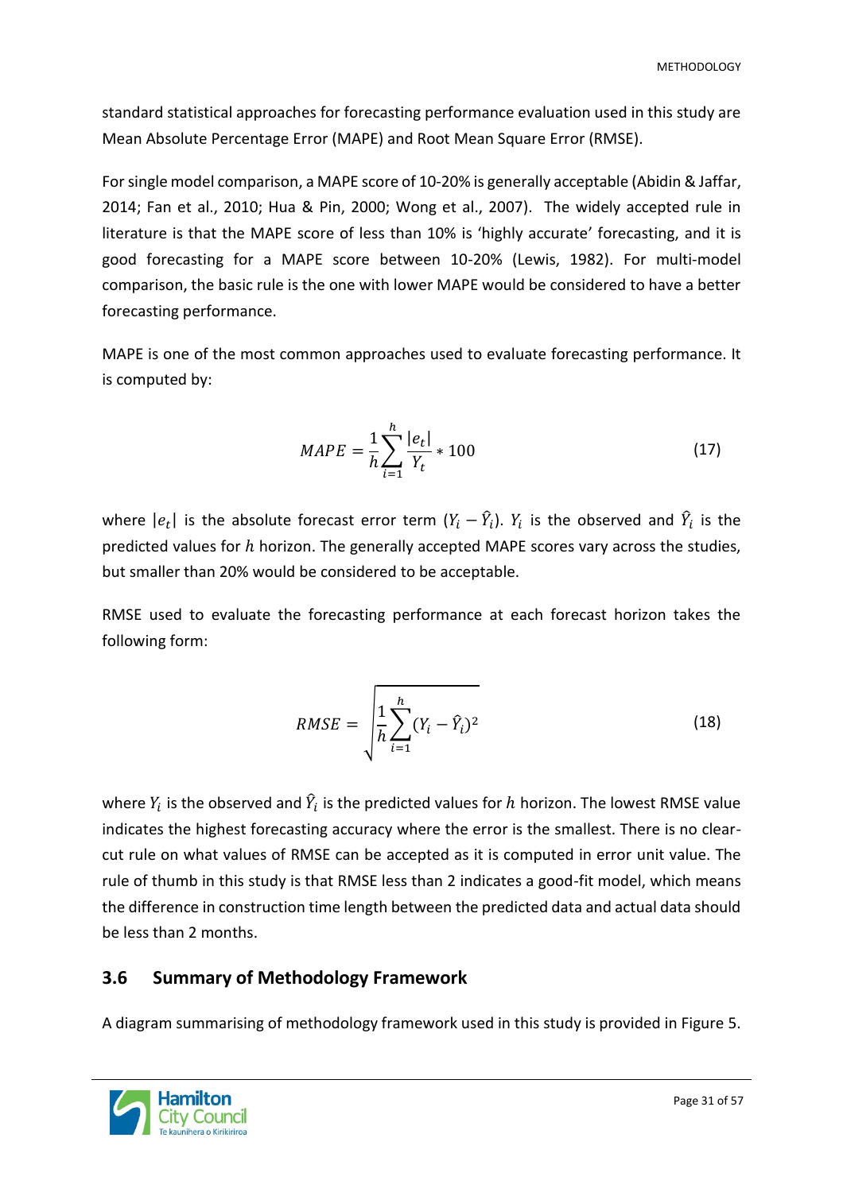standard statistical approaches for forecasting performance evaluation used in this study are Mean Absolute Percentage Error (MAPE) and Root Mean Square Error (RMSE).

For single model comparison, a MAPE score of 10-20% is generally acceptable (Abidin & Jaffar, 2014; Fan et al., 2010; Hua & Pin, 2000; Wong et al., 2007). The widely accepted rule in literature is that the MAPE score of less than 10% is 'highly accurate' forecasting, and it is good forecasting for a MAPE score between 10-20% (Lewis, 1982). For multi-model comparison, the basic rule is the one with lower MAPE would be considered to have a better forecasting performance.

MAPE is one of the most common approaches used to evaluate forecasting performance. It is computed by:

$$MAPE = \frac{1}{h}\sum_{i=1}^{h}\frac{|e_t|}{Y_t} * 100 \tag{17}$$

where $|e_t|$ is the absolute forecast error term $(Y_i - \hat{Y}_i)$. $Y_i$ is the observed and $\hat{Y}_i$ is the predicted values for $h$ horizon. The generally accepted MAPE scores vary across the studies, but smaller than 20% would be considered to be acceptable.

RMSE used to evaluate the forecasting performance at each forecast horizon takes the following form:

$$RMSE = \sqrt{\frac{1}{h}\sum_{i=1}^{h}(Y_i - \hat{Y}_i)^2} \tag{18}$$

where $Y_i$ is the observed and $\hat{Y}_i$ is the predicted values for $h$ horizon. The lowest RMSE value indicates the highest forecasting accuracy where the error is the smallest. There is no clear-cut rule on what values of RMSE can be accepted as it is computed in error unit value. The rule of thumb in this study is that RMSE less than 2 indicates a good-fit model, which means the difference in construction time length between the predicted data and actual data should be less than 2 months.

## 3.6 Summary of Methodology Framework

A diagram summarising of methodology framework used in this study is provided in Figure 5.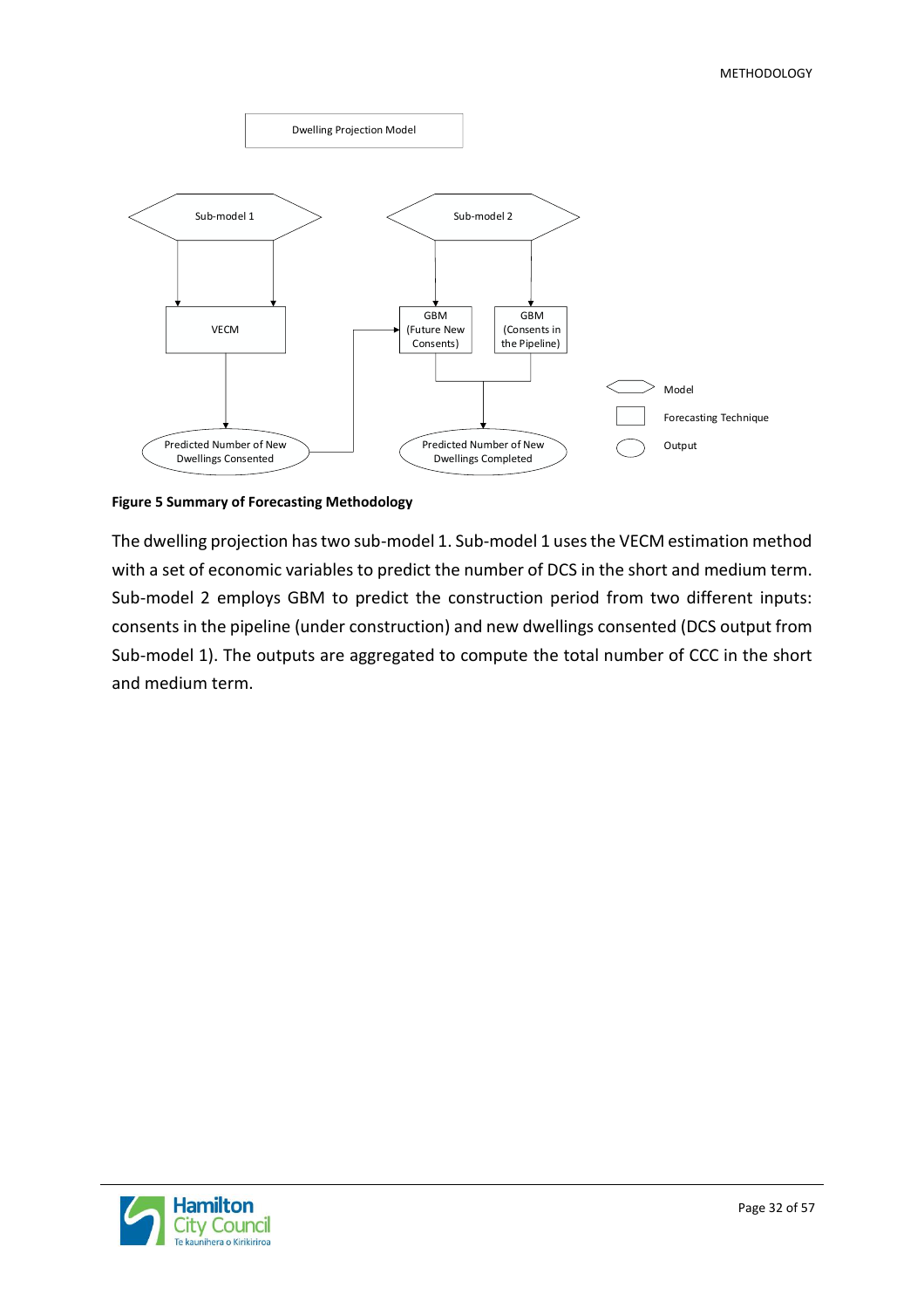Dwelling Projection Model

Sub-model 1

Sub-model 2

VECM

GBM (Future New Consents)

GBM (Consents in the Pipeline)

Predicted Number of New Dwellings Consented

Predicted Number of New Dwellings Completed

Model

Forecasting Technique

Output

**Figure 5 Summary of Forecasting Methodology**

The dwelling projection has two sub-model 1. Sub-model 1 uses the VECM estimation method with a set of economic variables to predict the number of DCS in the short and medium term. Sub-model 2 employs GBM to predict the construction period from two different inputs: consents in the pipeline (under construction) and new dwellings consented (DCS output from Sub-model 1). The outputs are aggregated to compute the total number of CCC in the short and medium term.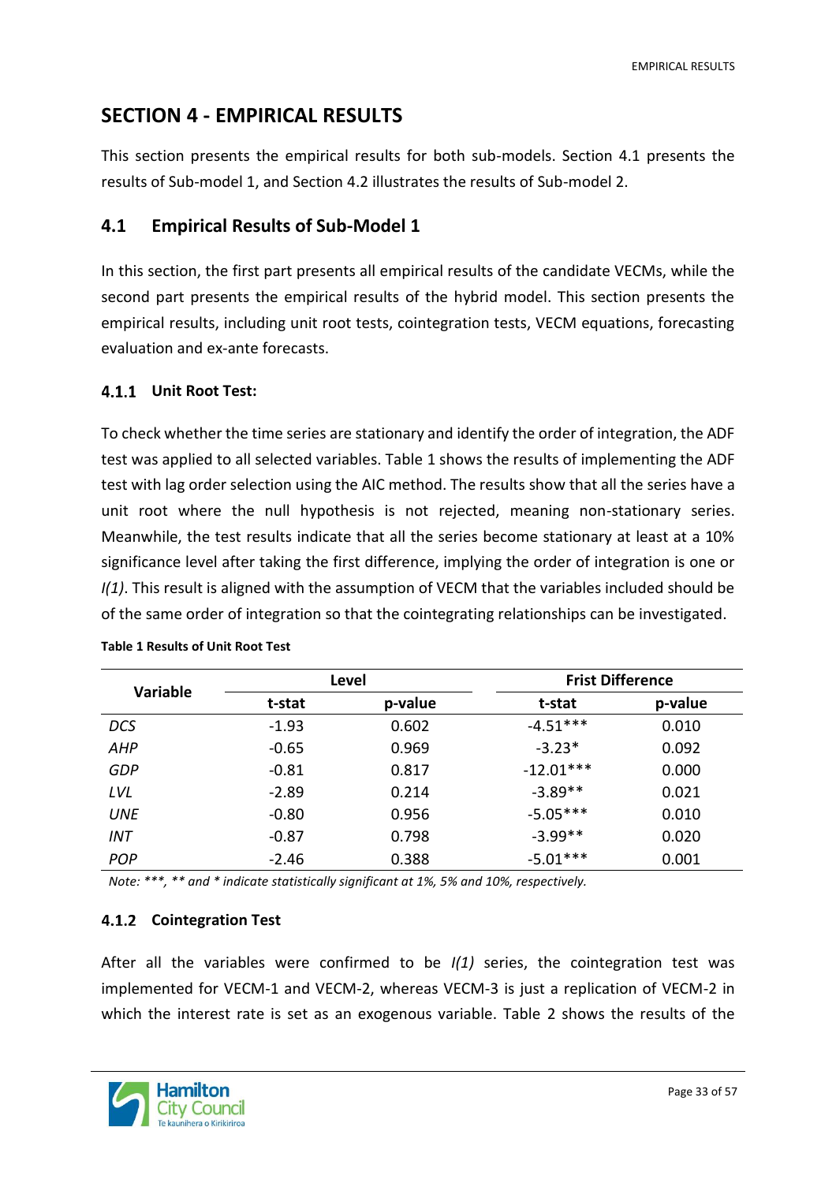# SECTION 4 - EMPIRICAL RESULTS

This section presents the empirical results for both sub-models. Section 4.1 presents the results of Sub-model 1, and Section 4.2 illustrates the results of Sub-model 2.

## 4.1 Empirical Results of Sub-Model 1

In this section, the first part presents all empirical results of the candidate VECMs, while the second part presents the empirical results of the hybrid model. This section presents the empirical results, including unit root tests, cointegration tests, VECM equations, forecasting evaluation and ex-ante forecasts.

### 4.1.1 Unit Root Test:

To check whether the time series are stationary and identify the order of integration, the ADF test was applied to all selected variables. Table 1 shows the results of implementing the ADF test with lag order selection using the AIC method. The results show that all the series have a unit root where the null hypothesis is not rejected, meaning non-stationary series. Meanwhile, the test results indicate that all the series become stationary at least at a 10% significance level after taking the first difference, implying the order of integration is one or *I(1)*. This result is aligned with the assumption of VECM that the variables included should be of the same order of integration so that the cointegrating relationships can be investigated.

**Table 1 Results of Unit Root Test**

| Variable | Level | | Frist Difference | |
|---|---|---|---|---|
| | t-stat | p-value | t-stat | p-value |
| *DCS* | -1.93 | 0.602 | -4.51*** | 0.010 |
| *AHP* | -0.65 | 0.969 | -3.23* | 0.092 |
| *GDP* | -0.81 | 0.817 | -12.01*** | 0.000 |
| *LVL* | -2.89 | 0.214 | -3.89** | 0.021 |
| *UNE* | -0.80 | 0.956 | -5.05*** | 0.010 |
| *INT* | -0.87 | 0.798 | -3.99** | 0.020 |
| *POP* | -2.46 | 0.388 | -5.01*** | 0.001 |

*Note: ***, ** and * indicate statistically significant at 1%, 5% and 10%, respectively.*

### 4.1.2 Cointegration Test

After all the variables were confirmed to be *I(1)* series, the cointegration test was implemented for VECM-1 and VECM-2, whereas VECM-3 is just a replication of VECM-2 in which the interest rate is set as an exogenous variable. Table 2 shows the results of the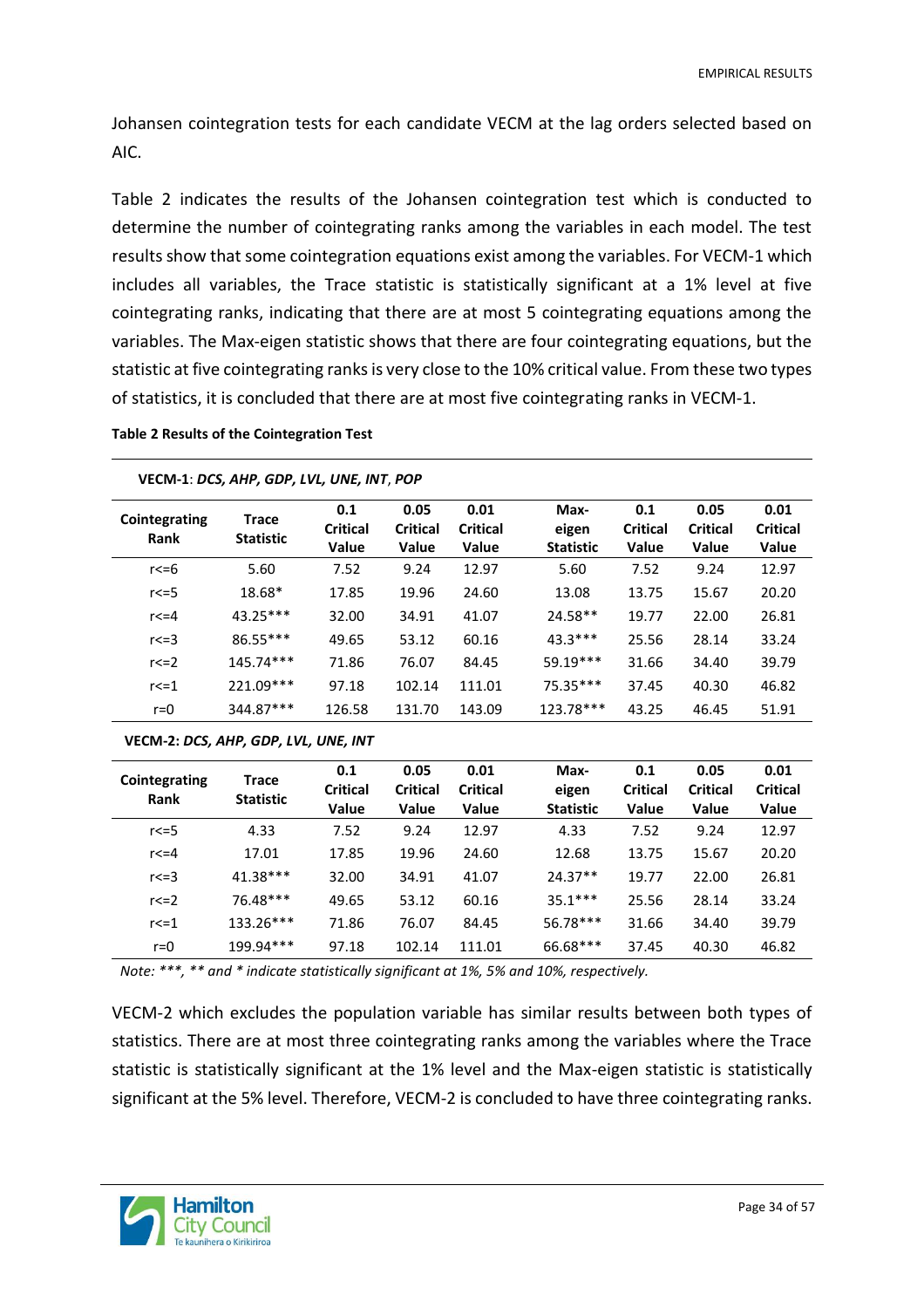Johansen cointegration tests for each candidate VECM at the lag orders selected based on AIC.

Table 2 indicates the results of the Johansen cointegration test which is conducted to determine the number of cointegrating ranks among the variables in each model. The test results show that some cointegration equations exist among the variables. For VECM-1 which includes all variables, the Trace statistic is statistically significant at a 1% level at five cointegrating ranks, indicating that there are at most 5 cointegrating equations among the variables. The Max-eigen statistic shows that there are four cointegrating equations, but the statistic at five cointegrating ranks is very close to the 10% critical value. From these two types of statistics, it is concluded that there are at most five cointegrating ranks in VECM-1.

**Table 2 Results of the Cointegration Test**

**VECM-1**: ***DCS, AHP, GDP, LVL, UNE, INT*, *POP***

| Cointegrating Rank | Trace Statistic | 0.1 Critical Value | 0.05 Critical Value | 0.01 Critical Value | Max-eigen Statistic | 0.1 Critical Value | 0.05 Critical Value | 0.01 Critical Value |
|---|---|---|---|---|---|---|---|---|
| r<=6 | 5.60 | 7.52 | 9.24 | 12.97 | 5.60 | 7.52 | 9.24 | 12.97 |
| r<=5 | 18.68* | 17.85 | 19.96 | 24.60 | 13.08 | 13.75 | 15.67 | 20.20 |
| r<=4 | 43.25*** | 32.00 | 34.91 | 41.07 | 24.58** | 19.77 | 22.00 | 26.81 |
| r<=3 | 86.55*** | 49.65 | 53.12 | 60.16 | 43.3*** | 25.56 | 28.14 | 33.24 |
| r<=2 | 145.74*** | 71.86 | 76.07 | 84.45 | 59.19*** | 31.66 | 34.40 | 39.79 |
| r<=1 | 221.09*** | 97.18 | 102.14 | 111.01 | 75.35*** | 37.45 | 40.30 | 46.82 |
| r=0 | 344.87*** | 126.58 | 131.70 | 143.09 | 123.78*** | 43.25 | 46.45 | 51.91 |

**VECM-2: *DCS, AHP, GDP, LVL, UNE, INT***

| Cointegrating Rank | Trace Statistic | 0.1 Critical Value | 0.05 Critical Value | 0.01 Critical Value | Max-eigen Statistic | 0.1 Critical Value | 0.05 Critical Value | 0.01 Critical Value |
|---|---|---|---|---|---|---|---|---|
| r<=5 | 4.33 | 7.52 | 9.24 | 12.97 | 4.33 | 7.52 | 9.24 | 12.97 |
| r<=4 | 17.01 | 17.85 | 19.96 | 24.60 | 12.68 | 13.75 | 15.67 | 20.20 |
| r<=3 | 41.38*** | 32.00 | 34.91 | 41.07 | 24.37** | 19.77 | 22.00 | 26.81 |
| r<=2 | 76.48*** | 49.65 | 53.12 | 60.16 | 35.1*** | 25.56 | 28.14 | 33.24 |
| r<=1 | 133.26*** | 71.86 | 76.07 | 84.45 | 56.78*** | 31.66 | 34.40 | 39.79 |
| r=0 | 199.94*** | 97.18 | 102.14 | 111.01 | 66.68*** | 37.45 | 40.30 | 46.82 |

*Note: ***, ** and * indicate statistically significant at 1%, 5% and 10%, respectively.*

VECM-2 which excludes the population variable has similar results between both types of statistics. There are at most three cointegrating ranks among the variables where the Trace statistic is statistically significant at the 1% level and the Max-eigen statistic is statistically significant at the 5% level. Therefore, VECM-2 is concluded to have three cointegrating ranks.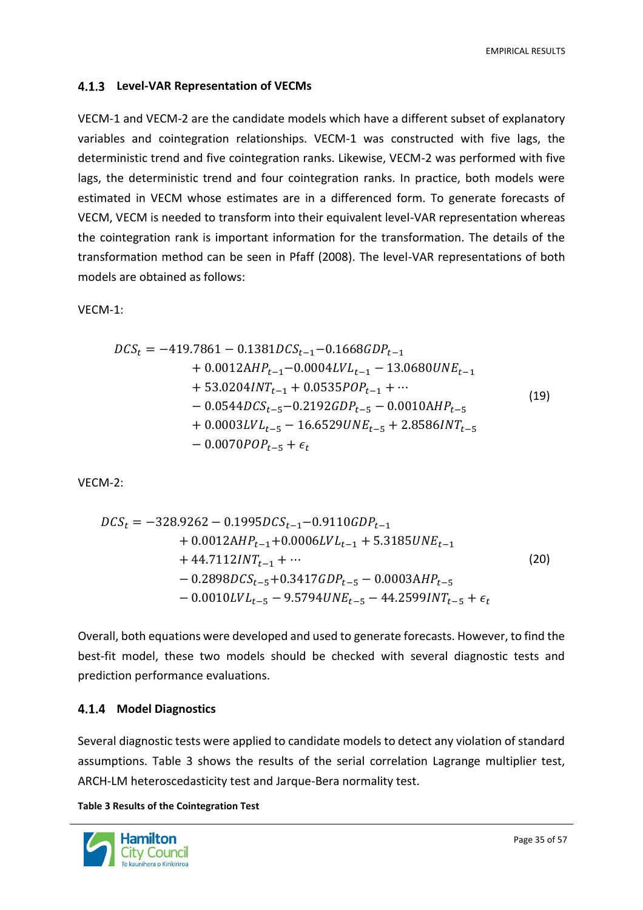### 4.1.3 Level-VAR Representation of VECMs

VECM-1 and VECM-2 are the candidate models which have a different subset of explanatory variables and cointegration relationships. VECM-1 was constructed with five lags, the deterministic trend and five cointegration ranks. Likewise, VECM-2 was performed with five lags, the deterministic trend and four cointegration ranks. In practice, both models were estimated in VECM whose estimates are in a differenced form. To generate forecasts of VECM, VECM is needed to transform into their equivalent level-VAR representation whereas the cointegration rank is important information for the transformation. The details of the transformation method can be seen in Pfaff (2008). The level-VAR representations of both models are obtained as follows:

VECM-1:

$$
\begin{aligned}
DCS_t = {} & -419.7861 - 0.1381DCS_{t-1} - 0.1668GDP_{t-1} \\
& + 0.0012AHP_{t-1} - 0.0004LVL_{t-1} - 13.0680UNE_{t-1} \\
& + 53.0204INT_{t-1} + 0.0535POP_{t-1} + \cdots \\
& - 0.0544DCS_{t-5} - 0.2192GDP_{t-5} - 0.0010AHP_{t-5} \\
& + 0.0003LVL_{t-5} - 16.6529UNE_{t-5} + 2.8586INT_{t-5} \\
& - 0.0070POP_{t-5} + \epsilon_t
\end{aligned} \tag{19}
$$

VECM-2:

$$
\begin{aligned}
DCS_t = {} & -328.9262 - 0.1995DCS_{t-1} - 0.9110GDP_{t-1} \\
& + 0.0012AHP_{t-1} + 0.0006LVL_{t-1} + 5.3185UNE_{t-1} \\
& + 44.7112INT_{t-1} + \cdots \\
& - 0.2898DCS_{t-5} + 0.3417GDP_{t-5} - 0.0003AHP_{t-5} \\
& - 0.0010LVL_{t-5} - 9.5794UNE_{t-5} - 44.2599INT_{t-5} + \epsilon_t
\end{aligned} \tag{20}
$$

Overall, both equations were developed and used to generate forecasts. However, to find the best-fit model, these two models should be checked with several diagnostic tests and prediction performance evaluations.

### 4.1.4 Model Diagnostics

Several diagnostic tests were applied to candidate models to detect any violation of standard assumptions. Table 3 shows the results of the serial correlation Lagrange multiplier test, ARCH-LM heteroscedasticity test and Jarque-Bera normality test.

**Table 3 Results of the Cointegration Test**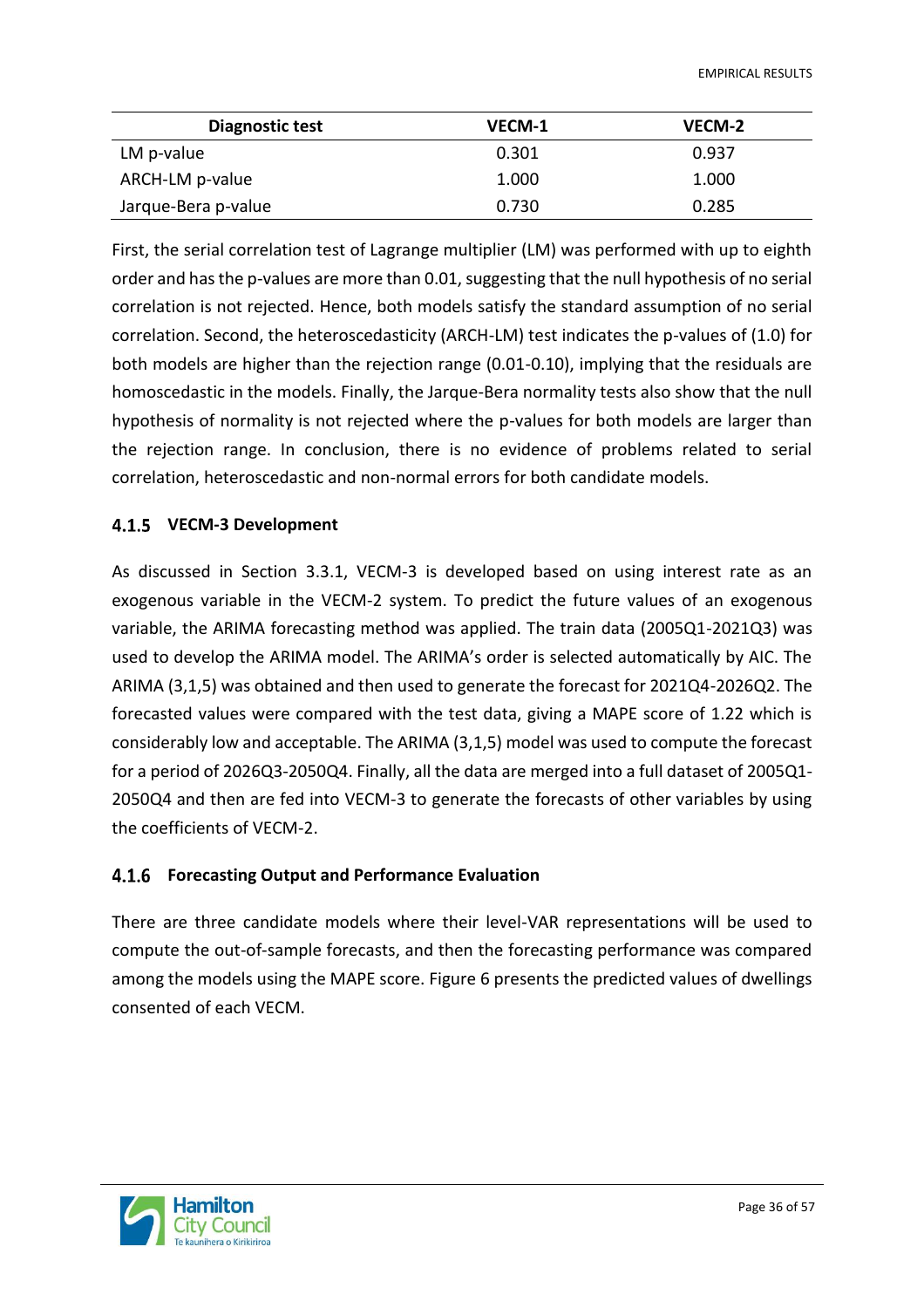| Diagnostic test | VECM-1 | VECM-2 |
| --- | --- | --- |
| LM p-value | 0.301 | 0.937 |
| ARCH-LM p-value | 1.000 | 1.000 |
| Jarque-Bera p-value | 0.730 | 0.285 |

First, the serial correlation test of Lagrange multiplier (LM) was performed with up to eighth order and has the p-values are more than 0.01, suggesting that the null hypothesis of no serial correlation is not rejected. Hence, both models satisfy the standard assumption of no serial correlation. Second, the heteroscedasticity (ARCH-LM) test indicates the p-values of (1.0) for both models are higher than the rejection range (0.01-0.10), implying that the residuals are homoscedastic in the models. Finally, the Jarque-Bera normality tests also show that the null hypothesis of normality is not rejected where the p-values for both models are larger than the rejection range. In conclusion, there is no evidence of problems related to serial correlation, heteroscedastic and non-normal errors for both candidate models.

### 4.1.5 VECM-3 Development

As discussed in Section 3.3.1, VECM-3 is developed based on using interest rate as an exogenous variable in the VECM-2 system. To predict the future values of an exogenous variable, the ARIMA forecasting method was applied. The train data (2005Q1-2021Q3) was used to develop the ARIMA model. The ARIMA's order is selected automatically by AIC. The ARIMA (3,1,5) was obtained and then used to generate the forecast for 2021Q4-2026Q2. The forecasted values were compared with the test data, giving a MAPE score of 1.22 which is considerably low and acceptable. The ARIMA (3,1,5) model was used to compute the forecast for a period of 2026Q3-2050Q4. Finally, all the data are merged into a full dataset of 2005Q1-2050Q4 and then are fed into VECM-3 to generate the forecasts of other variables by using the coefficients of VECM-2.

### 4.1.6 Forecasting Output and Performance Evaluation

There are three candidate models where their level-VAR representations will be used to compute the out-of-sample forecasts, and then the forecasting performance was compared among the models using the MAPE score. Figure 6 presents the predicted values of dwellings consented of each VECM.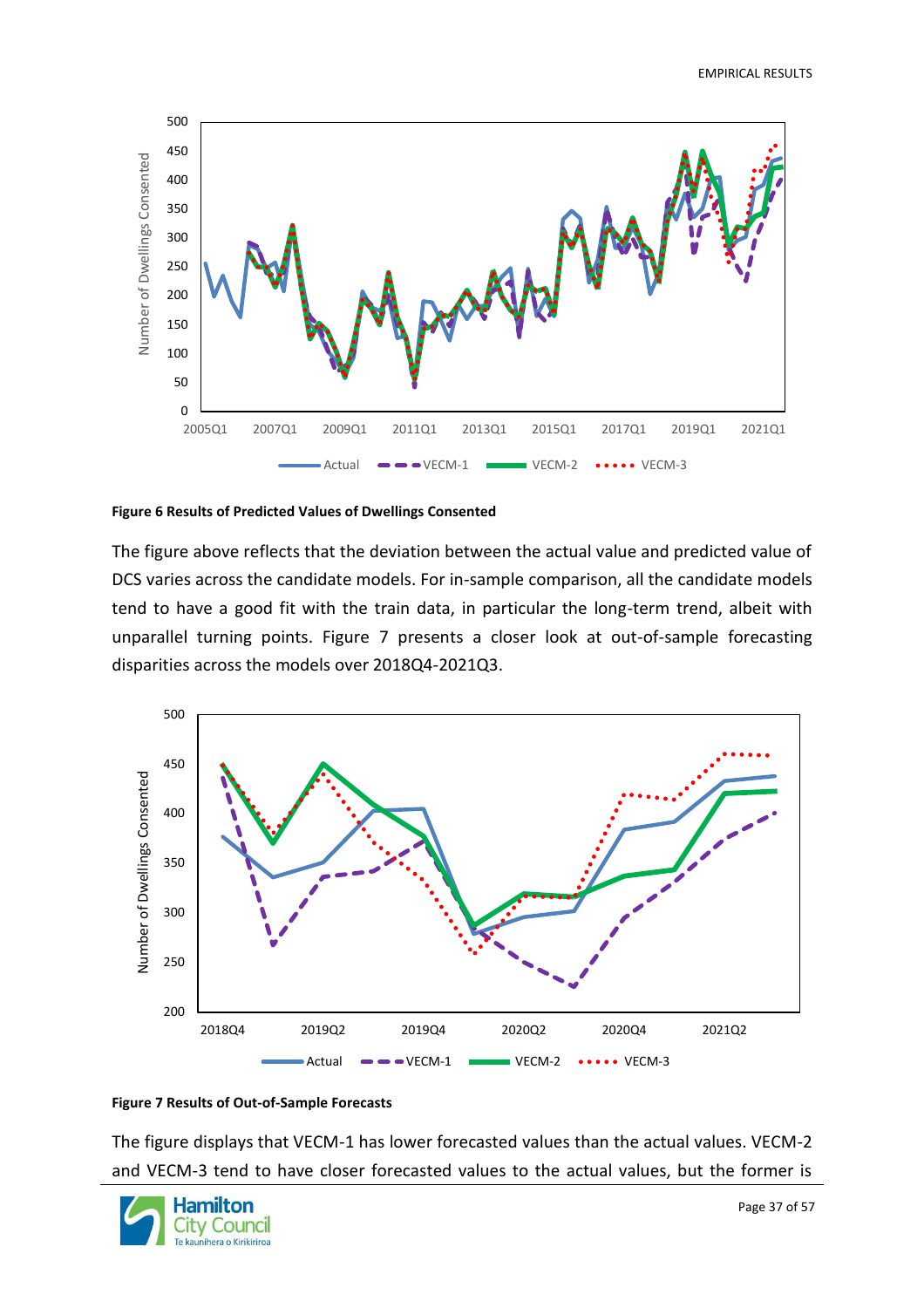**Figure 6 Results of Predicted Values of Dwellings Consented**

The figure above reflects that the deviation between the actual value and predicted value of DCS varies across the candidate models. For in-sample comparison, all the candidate models tend to have a good fit with the train data, in particular the long-term trend, albeit with unparallel turning points. Figure 7 presents a closer look at out-of-sample forecasting disparities across the models over 2018Q4-2021Q3.

**Figure 7 Results of Out-of-Sample Forecasts**

The figure displays that VECM-1 has lower forecasted values than the actual values. VECM-2 and VECM-3 tend to have closer forecasted values to the actual values, but the former is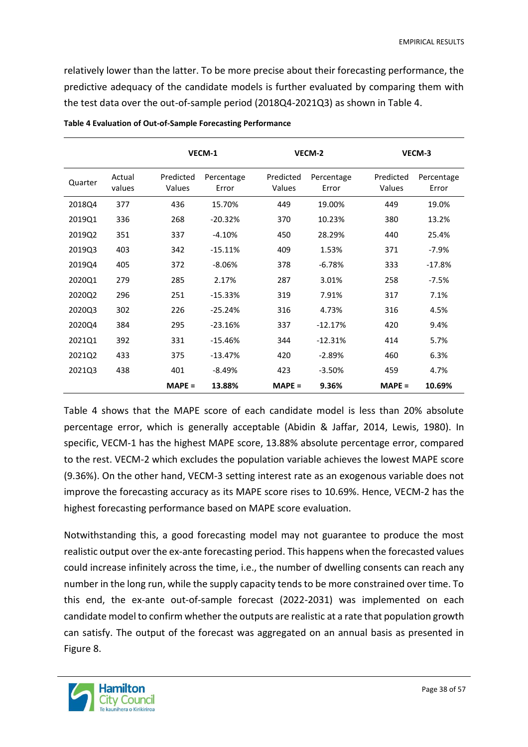relatively lower than the latter. To be more precise about their forecasting performance, the predictive adequacy of the candidate models is further evaluated by comparing them with the test data over the out-of-sample period (2018Q4-2021Q3) as shown in Table 4.

**Table 4 Evaluation of Out-of-Sample Forecasting Performance**

| | | VECM-1 | | VECM-2 | | VECM-3 | |
|---|---|---|---|---|---|---|---|
| Quarter | Actual values | Predicted Values | Percentage Error | Predicted Values | Percentage Error | Predicted Values | Percentage Error |
| 2018Q4 | 377 | 436 | 15.70% | 449 | 19.00% | 449 | 19.0% |
| 2019Q1 | 336 | 268 | -20.32% | 370 | 10.23% | 380 | 13.2% |
| 2019Q2 | 351 | 337 | -4.10% | 450 | 28.29% | 440 | 25.4% |
| 2019Q3 | 403 | 342 | -15.11% | 409 | 1.53% | 371 | -7.9% |
| 2019Q4 | 405 | 372 | -8.06% | 378 | -6.78% | 333 | -17.8% |
| 2020Q1 | 279 | 285 | 2.17% | 287 | 3.01% | 258 | -7.5% |
| 2020Q2 | 296 | 251 | -15.33% | 319 | 7.91% | 317 | 7.1% |
| 2020Q3 | 302 | 226 | -25.24% | 316 | 4.73% | 316 | 4.5% |
| 2020Q4 | 384 | 295 | -23.16% | 337 | -12.17% | 420 | 9.4% |
| 2021Q1 | 392 | 331 | -15.46% | 344 | -12.31% | 414 | 5.7% |
| 2021Q2 | 433 | 375 | -13.47% | 420 | -2.89% | 460 | 6.3% |
| 2021Q3 | 438 | 401 | -8.49% | 423 | -3.50% | 459 | 4.7% |
| | | **MAPE =** | **13.88%** | **MAPE =** | **9.36%** | **MAPE =** | **10.69%** |

Table 4 shows that the MAPE score of each candidate model is less than 20% absolute percentage error, which is generally acceptable (Abidin & Jaffar, 2014, Lewis, 1980). In specific, VECM-1 has the highest MAPE score, 13.88% absolute percentage error, compared to the rest. VECM-2 which excludes the population variable achieves the lowest MAPE score (9.36%). On the other hand, VECM-3 setting interest rate as an exogenous variable does not improve the forecasting accuracy as its MAPE score rises to 10.69%. Hence, VECM-2 has the highest forecasting performance based on MAPE score evaluation.

Notwithstanding this, a good forecasting model may not guarantee to produce the most realistic output over the ex-ante forecasting period. This happens when the forecasted values could increase infinitely across the time, i.e., the number of dwelling consents can reach any number in the long run, while the supply capacity tends to be more constrained over time. To this end, the ex-ante out-of-sample forecast (2022-2031) was implemented on each candidate model to confirm whether the outputs are realistic at a rate that population growth can satisfy. The output of the forecast was aggregated on an annual basis as presented in Figure 8.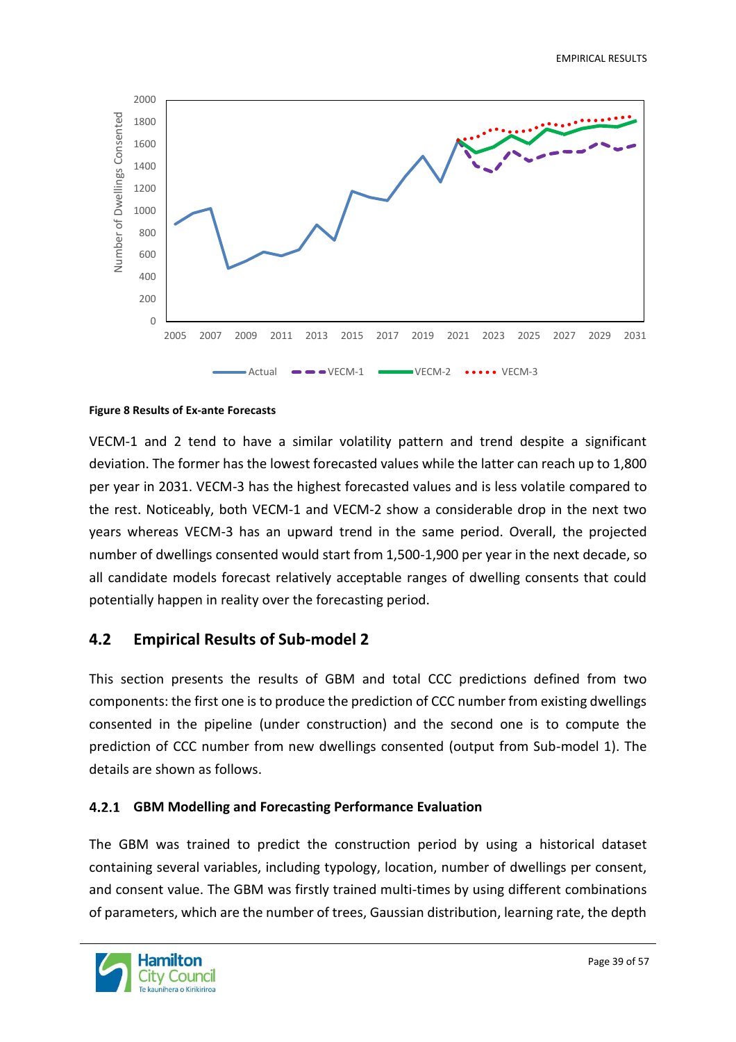**Figure 8 Results of Ex-ante Forecasts**

VECM-1 and 2 tend to have a similar volatility pattern and trend despite a significant deviation. The former has the lowest forecasted values while the latter can reach up to 1,800 per year in 2031. VECM-3 has the highest forecasted values and is less volatile compared to the rest. Noticeably, both VECM-1 and VECM-2 show a considerable drop in the next two years whereas VECM-3 has an upward trend in the same period. Overall, the projected number of dwellings consented would start from 1,500-1,900 per year in the next decade, so all candidate models forecast relatively acceptable ranges of dwelling consents that could potentially happen in reality over the forecasting period.

## 4.2 Empirical Results of Sub-model 2

This section presents the results of GBM and total CCC predictions defined from two components: the first one is to produce the prediction of CCC number from existing dwellings consented in the pipeline (under construction) and the second one is to compute the prediction of CCC number from new dwellings consented (output from Sub-model 1). The details are shown as follows.

### 4.2.1 GBM Modelling and Forecasting Performance Evaluation

The GBM was trained to predict the construction period by using a historical dataset containing several variables, including typology, location, number of dwellings per consent, and consent value. The GBM was firstly trained multi-times by using different combinations of parameters, which are the number of trees, Gaussian distribution, learning rate, the depth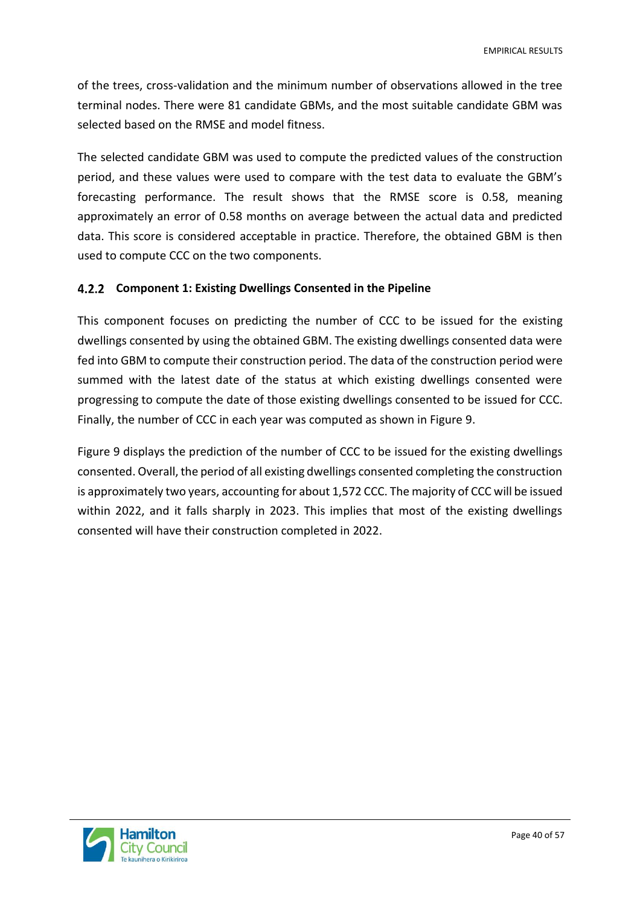of the trees, cross-validation and the minimum number of observations allowed in the tree terminal nodes. There were 81 candidate GBMs, and the most suitable candidate GBM was selected based on the RMSE and model fitness.

The selected candidate GBM was used to compute the predicted values of the construction period, and these values were used to compare with the test data to evaluate the GBM's forecasting performance. The result shows that the RMSE score is 0.58, meaning approximately an error of 0.58 months on average between the actual data and predicted data. This score is considered acceptable in practice. Therefore, the obtained GBM is then used to compute CCC on the two components.

### 4.2.2 Component 1: Existing Dwellings Consented in the Pipeline

This component focuses on predicting the number of CCC to be issued for the existing dwellings consented by using the obtained GBM. The existing dwellings consented data were fed into GBM to compute their construction period. The data of the construction period were summed with the latest date of the status at which existing dwellings consented were progressing to compute the date of those existing dwellings consented to be issued for CCC. Finally, the number of CCC in each year was computed as shown in Figure 9.

Figure 9 displays the prediction of the number of CCC to be issued for the existing dwellings consented. Overall, the period of all existing dwellings consented completing the construction is approximately two years, accounting for about 1,572 CCC. The majority of CCC will be issued within 2022, and it falls sharply in 2023. This implies that most of the existing dwellings consented will have their construction completed in 2022.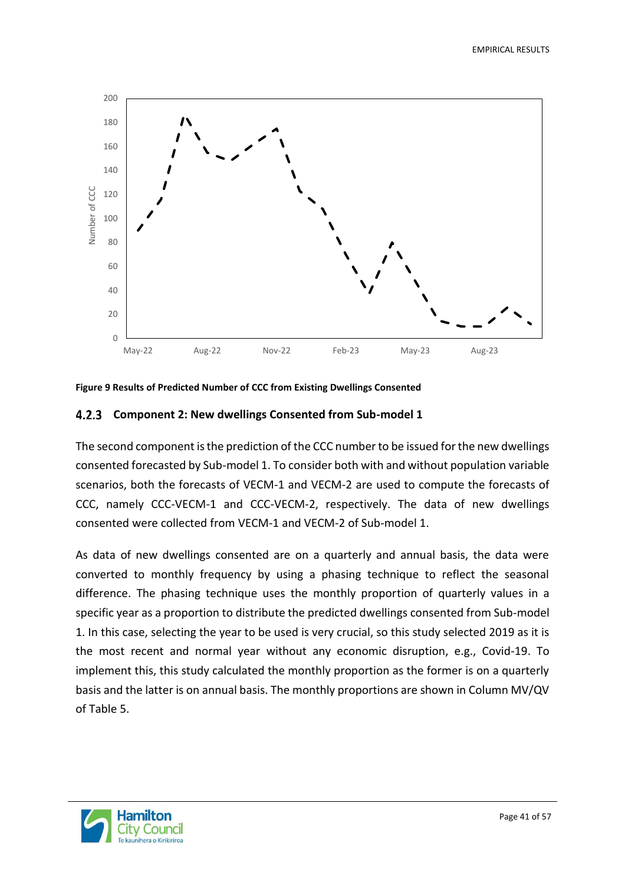**Figure 9 Results of Predicted Number of CCC from Existing Dwellings Consented**

### 4.2.3 Component 2: New dwellings Consented from Sub-model 1

The second component is the prediction of the CCC number to be issued for the new dwellings consented forecasted by Sub-model 1. To consider both with and without population variable scenarios, both the forecasts of VECM-1 and VECM-2 are used to compute the forecasts of CCC, namely CCC-VECM-1 and CCC-VECM-2, respectively. The data of new dwellings consented were collected from VECM-1 and VECM-2 of Sub-model 1.

As data of new dwellings consented are on a quarterly and annual basis, the data were converted to monthly frequency by using a phasing technique to reflect the seasonal difference. The phasing technique uses the monthly proportion of quarterly values in a specific year as a proportion to distribute the predicted dwellings consented from Sub-model 1. In this case, selecting the year to be used is very crucial, so this study selected 2019 as it is the most recent and normal year without any economic disruption, e.g., Covid-19. To implement this, this study calculated the monthly proportion as the former is on a quarterly basis and the latter is on annual basis. The monthly proportions are shown in Column MV/QV of Table 5.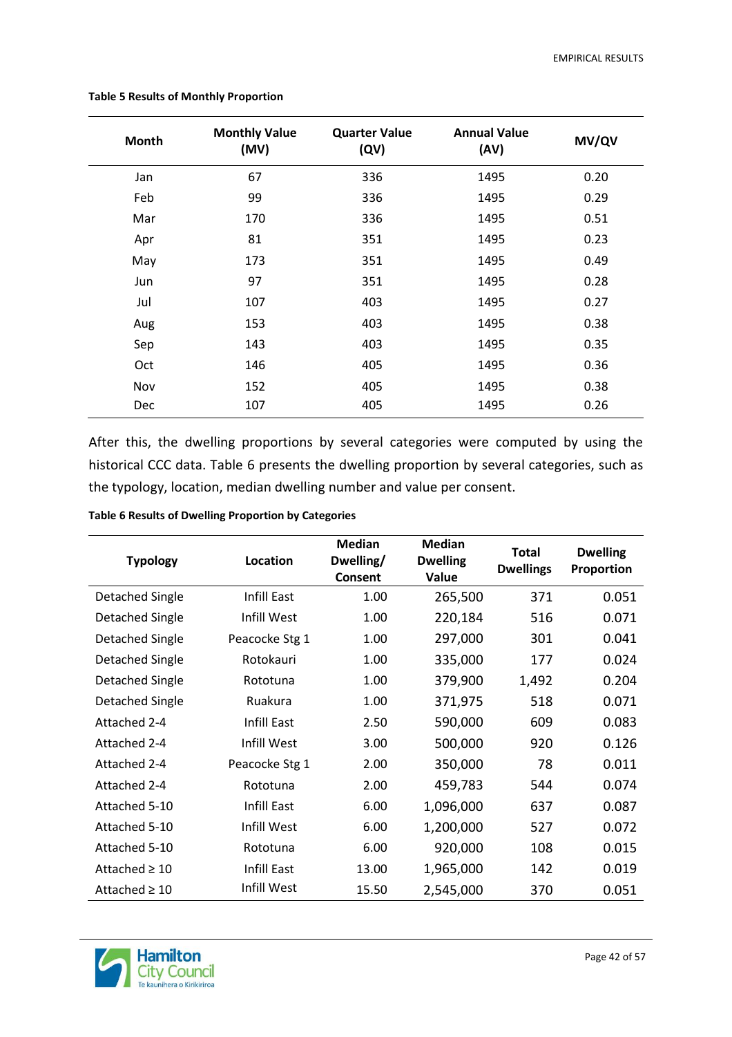**Table 5 Results of Monthly Proportion**

| Month | Monthly Value (MV) | Quarter Value (QV) | Annual Value (AV) | MV/QV |
|---|---|---|---|---|
| Jan | 67 | 336 | 1495 | 0.20 |
| Feb | 99 | 336 | 1495 | 0.29 |
| Mar | 170 | 336 | 1495 | 0.51 |
| Apr | 81 | 351 | 1495 | 0.23 |
| May | 173 | 351 | 1495 | 0.49 |
| Jun | 97 | 351 | 1495 | 0.28 |
| Jul | 107 | 403 | 1495 | 0.27 |
| Aug | 153 | 403 | 1495 | 0.38 |
| Sep | 143 | 403 | 1495 | 0.35 |
| Oct | 146 | 405 | 1495 | 0.36 |
| Nov | 152 | 405 | 1495 | 0.38 |
| Dec | 107 | 405 | 1495 | 0.26 |

After this, the dwelling proportions by several categories were computed by using the historical CCC data. Table 6 presents the dwelling proportion by several categories, such as the typology, location, median dwelling number and value per consent.

**Table 6 Results of Dwelling Proportion by Categories**

| Typology | Location | Median Dwelling/ Consent | Median Dwelling Value | Total Dwellings | Dwelling Proportion |
|---|---|---|---|---|---|
| Detached Single | Infill East | 1.00 | 265,500 | 371 | 0.051 |
| Detached Single | Infill West | 1.00 | 220,184 | 516 | 0.071 |
| Detached Single | Peacocke Stg 1 | 1.00 | 297,000 | 301 | 0.041 |
| Detached Single | Rotokauri | 1.00 | 335,000 | 177 | 0.024 |
| Detached Single | Rototuna | 1.00 | 379,900 | 1,492 | 0.204 |
| Detached Single | Ruakura | 1.00 | 371,975 | 518 | 0.071 |
| Attached 2-4 | Infill East | 2.50 | 590,000 | 609 | 0.083 |
| Attached 2-4 | Infill West | 3.00 | 500,000 | 920 | 0.126 |
| Attached 2-4 | Peacocke Stg 1 | 2.00 | 350,000 | 78 | 0.011 |
| Attached 2-4 | Rototuna | 2.00 | 459,783 | 544 | 0.074 |
| Attached 5-10 | Infill East | 6.00 | 1,096,000 | 637 | 0.087 |
| Attached 5-10 | Infill West | 6.00 | 1,200,000 | 527 | 0.072 |
| Attached 5-10 | Rototuna | 6.00 | 920,000 | 108 | 0.015 |
| Attached ≥ 10 | Infill East | 13.00 | 1,965,000 | 142 | 0.019 |
| Attached ≥ 10 | Infill West | 15.50 | 2,545,000 | 370 | 0.051 |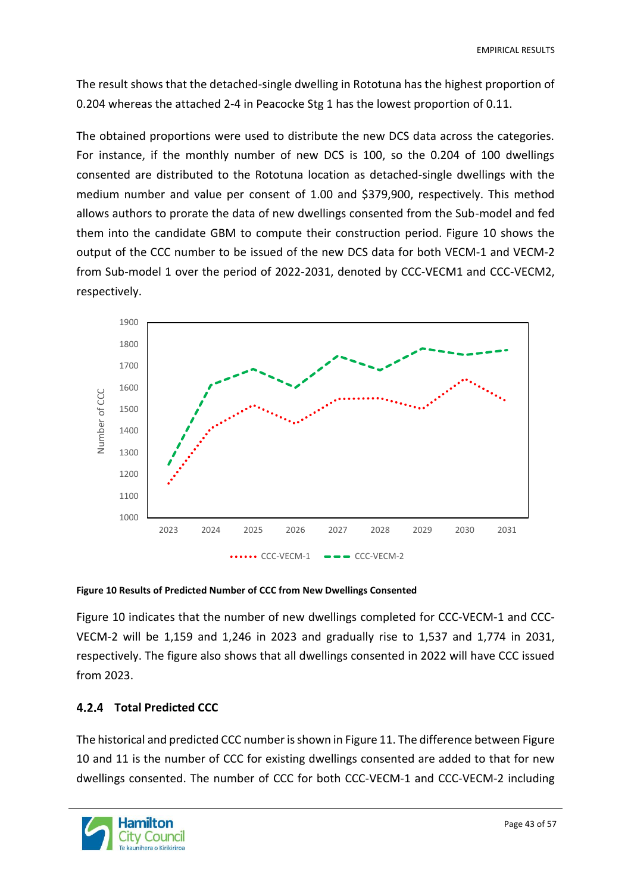The result shows that the detached-single dwelling in Rototuna has the highest proportion of 0.204 whereas the attached 2-4 in Peacocke Stg 1 has the lowest proportion of 0.11.

The obtained proportions were used to distribute the new DCS data across the categories. For instance, if the monthly number of new DCS is 100, so the 0.204 of 100 dwellings consented are distributed to the Rototuna location as detached-single dwellings with the medium number and value per consent of 1.00 and $379,900, respectively. This method allows authors to prorate the data of new dwellings consented from the Sub-model and fed them into the candidate GBM to compute their construction period. Figure 10 shows the output of the CCC number to be issued of the new DCS data for both VECM-1 and VECM-2 from Sub-model 1 over the period of 2022-2031, denoted by CCC-VECM1 and CCC-VECM2, respectively.

**Figure 10 Results of Predicted Number of CCC from New Dwellings Consented**

Figure 10 indicates that the number of new dwellings completed for CCC-VECM-1 and CCC-VECM-2 will be 1,159 and 1,246 in 2023 and gradually rise to 1,537 and 1,774 in 2031, respectively. The figure also shows that all dwellings consented in 2022 will have CCC issued from 2023.

### 4.2.4 Total Predicted CCC

The historical and predicted CCC number is shown in Figure 11. The difference between Figure 10 and 11 is the number of CCC for existing dwellings consented are added to that for new dwellings consented. The number of CCC for both CCC-VECM-1 and CCC-VECM-2 including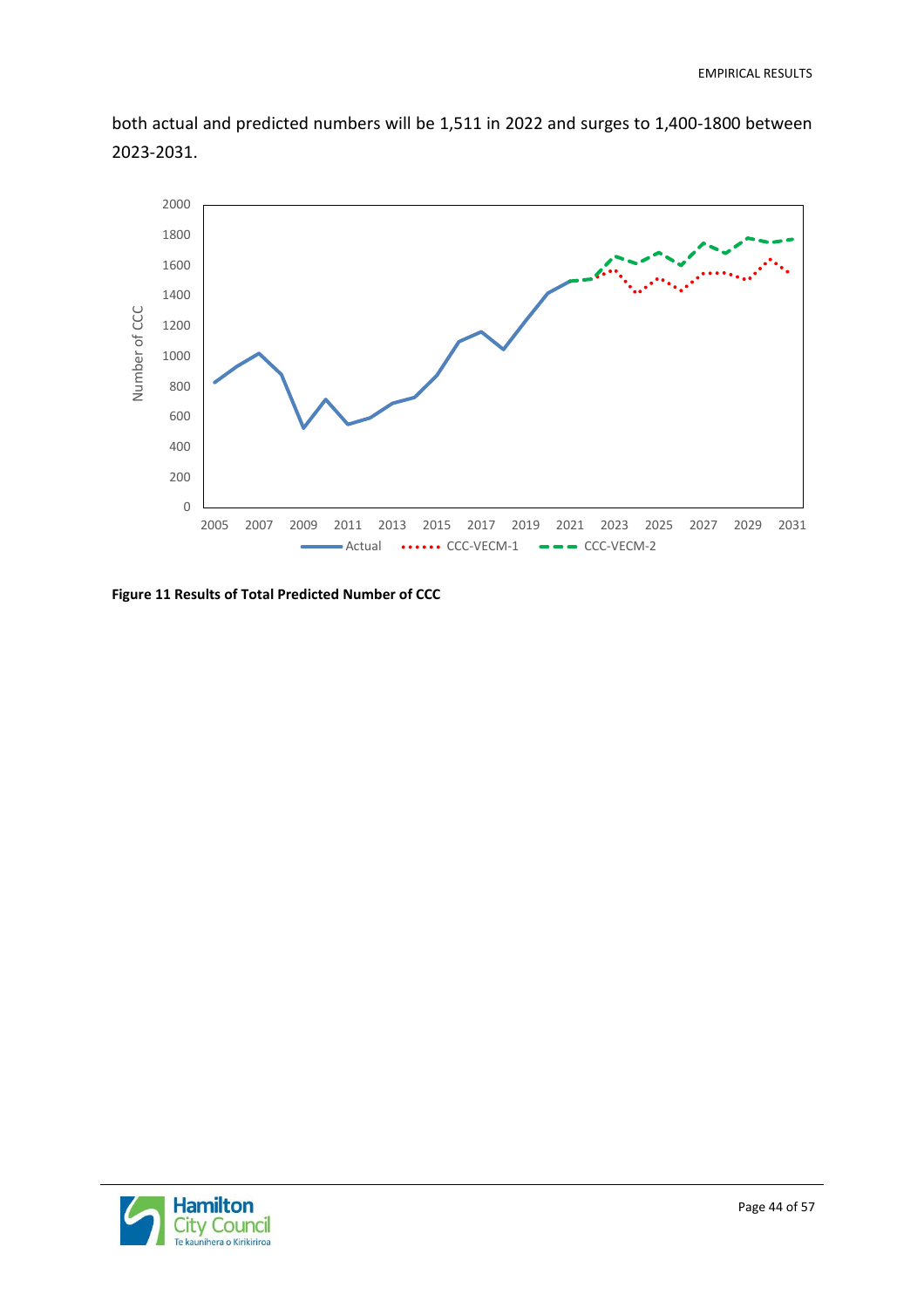both actual and predicted numbers will be 1,511 in 2022 and surges to 1,400-1800 between 2023-2031.

**Figure 11 Results of Total Predicted Number of CCC**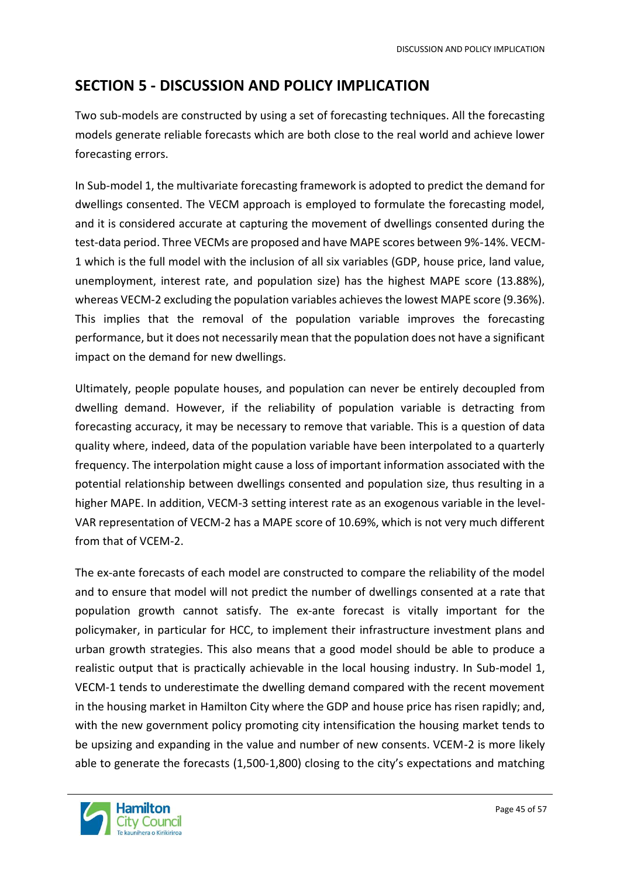# SECTION 5 - DISCUSSION AND POLICY IMPLICATION

Two sub-models are constructed by using a set of forecasting techniques. All the forecasting models generate reliable forecasts which are both close to the real world and achieve lower forecasting errors.

In Sub-model 1, the multivariate forecasting framework is adopted to predict the demand for dwellings consented. The VECM approach is employed to formulate the forecasting model, and it is considered accurate at capturing the movement of dwellings consented during the test-data period. Three VECMs are proposed and have MAPE scores between 9%-14%. VECM-1 which is the full model with the inclusion of all six variables (GDP, house price, land value, unemployment, interest rate, and population size) has the highest MAPE score (13.88%), whereas VECM-2 excluding the population variables achieves the lowest MAPE score (9.36%). This implies that the removal of the population variable improves the forecasting performance, but it does not necessarily mean that the population does not have a significant impact on the demand for new dwellings.

Ultimately, people populate houses, and population can never be entirely decoupled from dwelling demand. However, if the reliability of population variable is detracting from forecasting accuracy, it may be necessary to remove that variable. This is a question of data quality where, indeed, data of the population variable have been interpolated to a quarterly frequency. The interpolation might cause a loss of important information associated with the potential relationship between dwellings consented and population size, thus resulting in a higher MAPE. In addition, VECM-3 setting interest rate as an exogenous variable in the level-VAR representation of VECM-2 has a MAPE score of 10.69%, which is not very much different from that of VCEM-2.

The ex-ante forecasts of each model are constructed to compare the reliability of the model and to ensure that model will not predict the number of dwellings consented at a rate that population growth cannot satisfy. The ex-ante forecast is vitally important for the policymaker, in particular for HCC, to implement their infrastructure investment plans and urban growth strategies. This also means that a good model should be able to produce a realistic output that is practically achievable in the local housing industry. In Sub-model 1, VECM-1 tends to underestimate the dwelling demand compared with the recent movement in the housing market in Hamilton City where the GDP and house price has risen rapidly; and, with the new government policy promoting city intensification the housing market tends to be upsizing and expanding in the value and number of new consents. VCEM-2 is more likely able to generate the forecasts (1,500-1,800) closing to the city's expectations and matching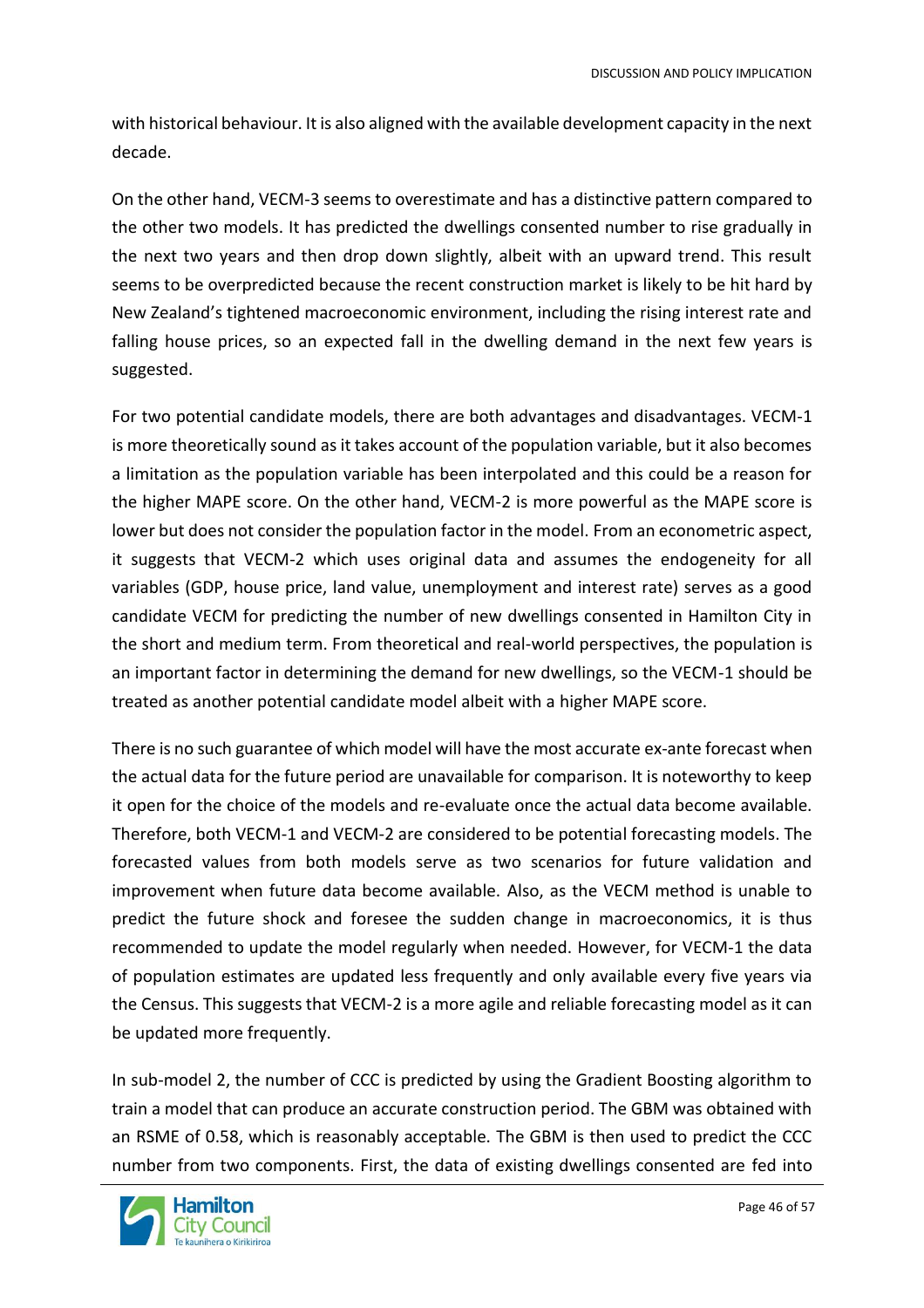with historical behaviour. It is also aligned with the available development capacity in the next decade.

On the other hand, VECM-3 seems to overestimate and has a distinctive pattern compared to the other two models. It has predicted the dwellings consented number to rise gradually in the next two years and then drop down slightly, albeit with an upward trend. This result seems to be overpredicted because the recent construction market is likely to be hit hard by New Zealand's tightened macroeconomic environment, including the rising interest rate and falling house prices, so an expected fall in the dwelling demand in the next few years is suggested.

For two potential candidate models, there are both advantages and disadvantages. VECM-1 is more theoretically sound as it takes account of the population variable, but it also becomes a limitation as the population variable has been interpolated and this could be a reason for the higher MAPE score. On the other hand, VECM-2 is more powerful as the MAPE score is lower but does not consider the population factor in the model. From an econometric aspect, it suggests that VECM-2 which uses original data and assumes the endogeneity for all variables (GDP, house price, land value, unemployment and interest rate) serves as a good candidate VECM for predicting the number of new dwellings consented in Hamilton City in the short and medium term. From theoretical and real-world perspectives, the population is an important factor in determining the demand for new dwellings, so the VECM-1 should be treated as another potential candidate model albeit with a higher MAPE score.

There is no such guarantee of which model will have the most accurate ex-ante forecast when the actual data for the future period are unavailable for comparison. It is noteworthy to keep it open for the choice of the models and re-evaluate once the actual data become available. Therefore, both VECM-1 and VECM-2 are considered to be potential forecasting models. The forecasted values from both models serve as two scenarios for future validation and improvement when future data become available. Also, as the VECM method is unable to predict the future shock and foresee the sudden change in macroeconomics, it is thus recommended to update the model regularly when needed. However, for VECM-1 the data of population estimates are updated less frequently and only available every five years via the Census. This suggests that VECM-2 is a more agile and reliable forecasting model as it can be updated more frequently.

In sub-model 2, the number of CCC is predicted by using the Gradient Boosting algorithm to train a model that can produce an accurate construction period. The GBM was obtained with an RSME of 0.58, which is reasonably acceptable. The GBM is then used to predict the CCC number from two components. First, the data of existing dwellings consented are fed into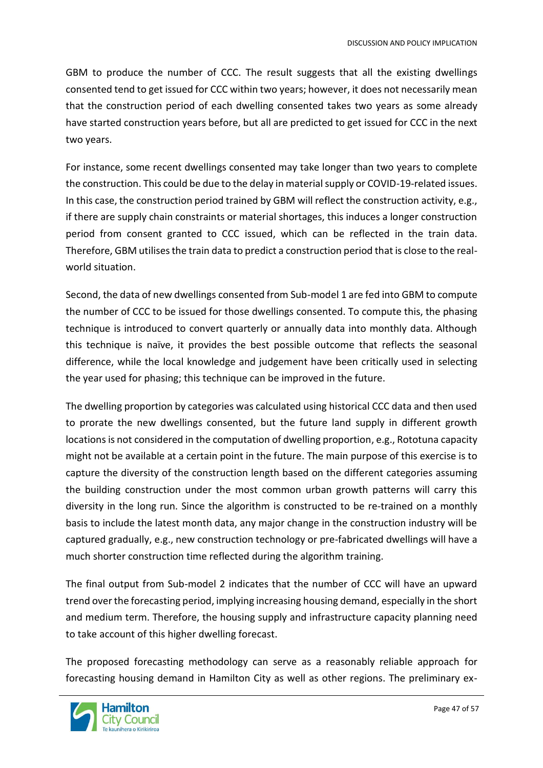GBM to produce the number of CCC. The result suggests that all the existing dwellings consented tend to get issued for CCC within two years; however, it does not necessarily mean that the construction period of each dwelling consented takes two years as some already have started construction years before, but all are predicted to get issued for CCC in the next two years.

For instance, some recent dwellings consented may take longer than two years to complete the construction. This could be due to the delay in material supply or COVID-19-related issues. In this case, the construction period trained by GBM will reflect the construction activity, e.g., if there are supply chain constraints or material shortages, this induces a longer construction period from consent granted to CCC issued, which can be reflected in the train data. Therefore, GBM utilises the train data to predict a construction period that is close to the real-world situation.

Second, the data of new dwellings consented from Sub-model 1 are fed into GBM to compute the number of CCC to be issued for those dwellings consented. To compute this, the phasing technique is introduced to convert quarterly or annually data into monthly data. Although this technique is naïve, it provides the best possible outcome that reflects the seasonal difference, while the local knowledge and judgement have been critically used in selecting the year used for phasing; this technique can be improved in the future.

The dwelling proportion by categories was calculated using historical CCC data and then used to prorate the new dwellings consented, but the future land supply in different growth locations is not considered in the computation of dwelling proportion, e.g., Rototuna capacity might not be available at a certain point in the future. The main purpose of this exercise is to capture the diversity of the construction length based on the different categories assuming the building construction under the most common urban growth patterns will carry this diversity in the long run. Since the algorithm is constructed to be re-trained on a monthly basis to include the latest month data, any major change in the construction industry will be captured gradually, e.g., new construction technology or pre-fabricated dwellings will have a much shorter construction time reflected during the algorithm training.

The final output from Sub-model 2 indicates that the number of CCC will have an upward trend over the forecasting period, implying increasing housing demand, especially in the short and medium term. Therefore, the housing supply and infrastructure capacity planning need to take account of this higher dwelling forecast.

The proposed forecasting methodology can serve as a reasonably reliable approach for forecasting housing demand in Hamilton City as well as other regions. The preliminary ex-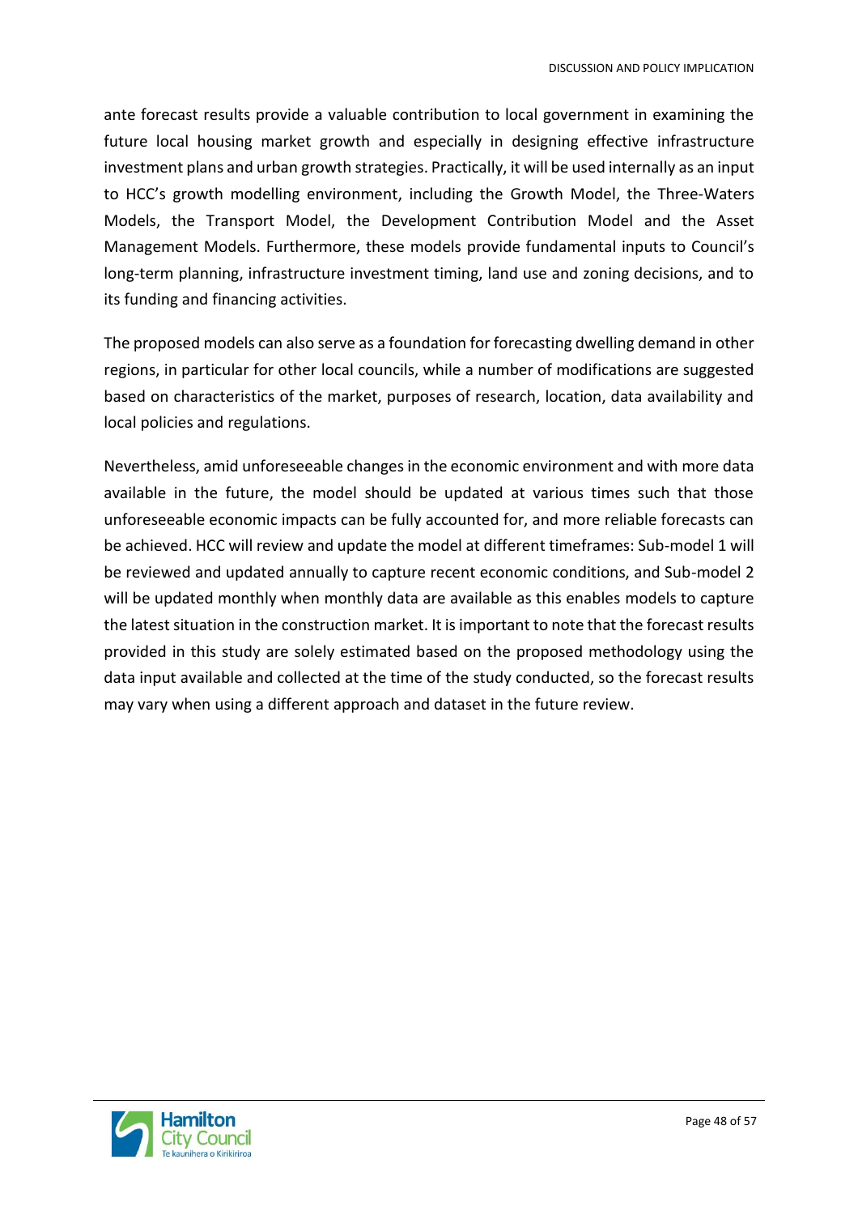ante forecast results provide a valuable contribution to local government in examining the future local housing market growth and especially in designing effective infrastructure investment plans and urban growth strategies. Practically, it will be used internally as an input to HCC's growth modelling environment, including the Growth Model, the Three-Waters Models, the Transport Model, the Development Contribution Model and the Asset Management Models. Furthermore, these models provide fundamental inputs to Council's long-term planning, infrastructure investment timing, land use and zoning decisions, and to its funding and financing activities.

The proposed models can also serve as a foundation for forecasting dwelling demand in other regions, in particular for other local councils, while a number of modifications are suggested based on characteristics of the market, purposes of research, location, data availability and local policies and regulations.

Nevertheless, amid unforeseeable changes in the economic environment and with more data available in the future, the model should be updated at various times such that those unforeseeable economic impacts can be fully accounted for, and more reliable forecasts can be achieved. HCC will review and update the model at different timeframes: Sub-model 1 will be reviewed and updated annually to capture recent economic conditions, and Sub-model 2 will be updated monthly when monthly data are available as this enables models to capture the latest situation in the construction market. It is important to note that the forecast results provided in this study are solely estimated based on the proposed methodology using the data input available and collected at the time of the study conducted, so the forecast results may vary when using a different approach and dataset in the future review.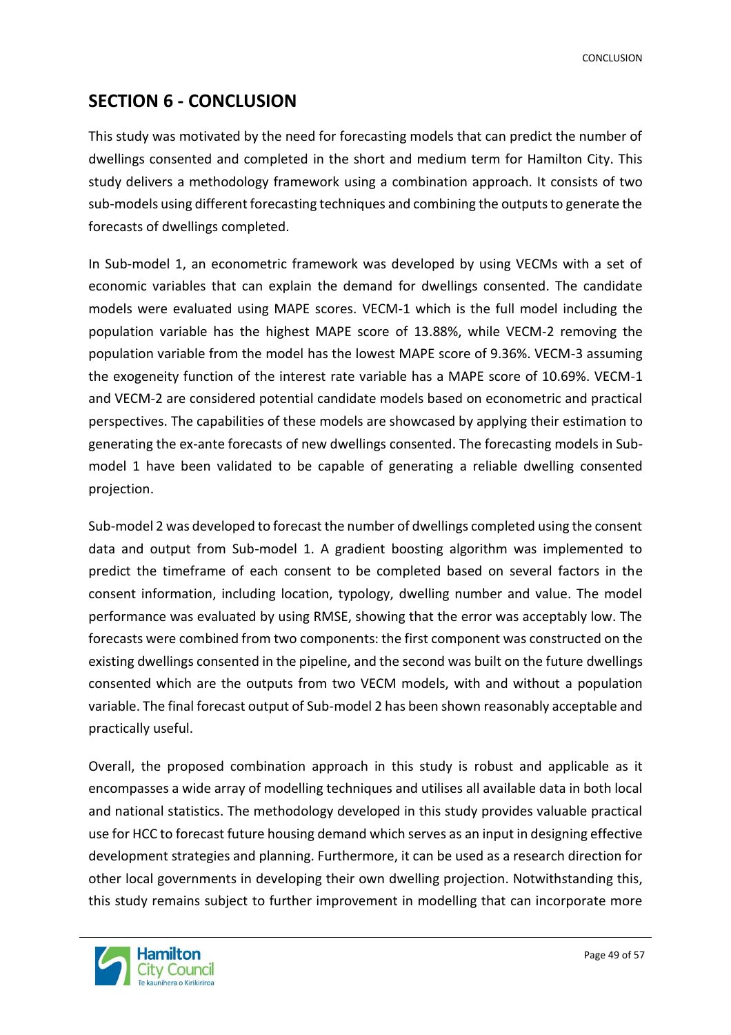## SECTION 6 - CONCLUSION

This study was motivated by the need for forecasting models that can predict the number of dwellings consented and completed in the short and medium term for Hamilton City. This study delivers a methodology framework using a combination approach. It consists of two sub-models using different forecasting techniques and combining the outputs to generate the forecasts of dwellings completed.

In Sub-model 1, an econometric framework was developed by using VECMs with a set of economic variables that can explain the demand for dwellings consented. The candidate models were evaluated using MAPE scores. VECM-1 which is the full model including the population variable has the highest MAPE score of 13.88%, while VECM-2 removing the population variable from the model has the lowest MAPE score of 9.36%. VECM-3 assuming the exogeneity function of the interest rate variable has a MAPE score of 10.69%. VECM-1 and VECM-2 are considered potential candidate models based on econometric and practical perspectives. The capabilities of these models are showcased by applying their estimation to generating the ex-ante forecasts of new dwellings consented. The forecasting models in Sub-model 1 have been validated to be capable of generating a reliable dwelling consented projection.

Sub-model 2 was developed to forecast the number of dwellings completed using the consent data and output from Sub-model 1. A gradient boosting algorithm was implemented to predict the timeframe of each consent to be completed based on several factors in the consent information, including location, typology, dwelling number and value. The model performance was evaluated by using RMSE, showing that the error was acceptably low. The forecasts were combined from two components: the first component was constructed on the existing dwellings consented in the pipeline, and the second was built on the future dwellings consented which are the outputs from two VECM models, with and without a population variable. The final forecast output of Sub-model 2 has been shown reasonably acceptable and practically useful.

Overall, the proposed combination approach in this study is robust and applicable as it encompasses a wide array of modelling techniques and utilises all available data in both local and national statistics. The methodology developed in this study provides valuable practical use for HCC to forecast future housing demand which serves as an input in designing effective development strategies and planning. Furthermore, it can be used as a research direction for other local governments in developing their own dwelling projection. Notwithstanding this, this study remains subject to further improvement in modelling that can incorporate more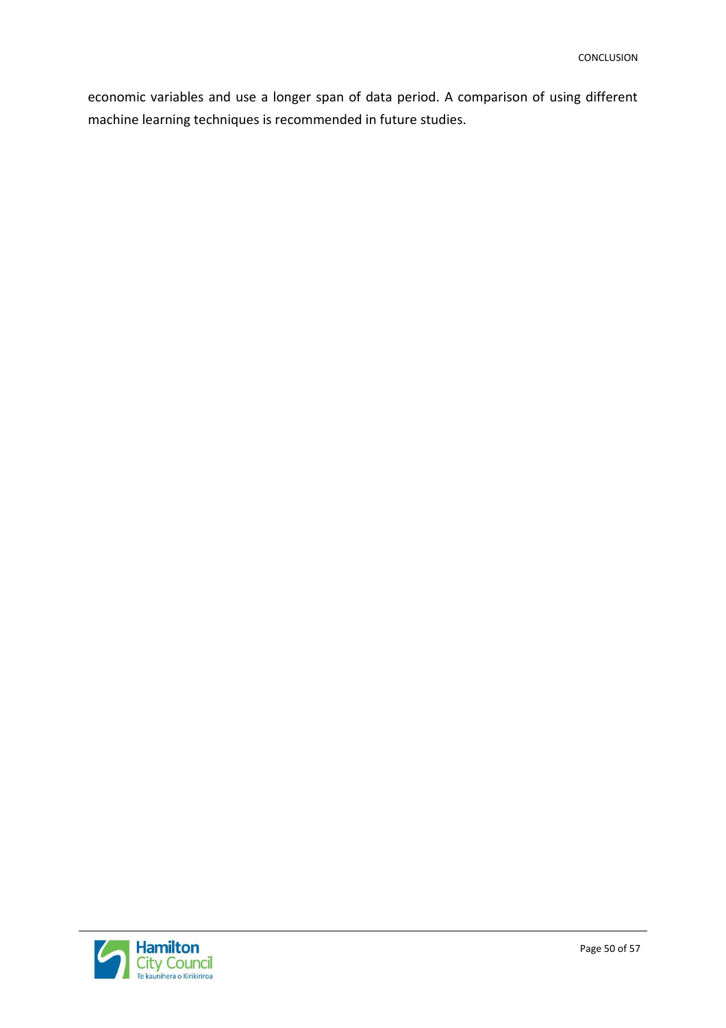economic variables and use a longer span of data period. A comparison of using different machine learning techniques is recommended in future studies.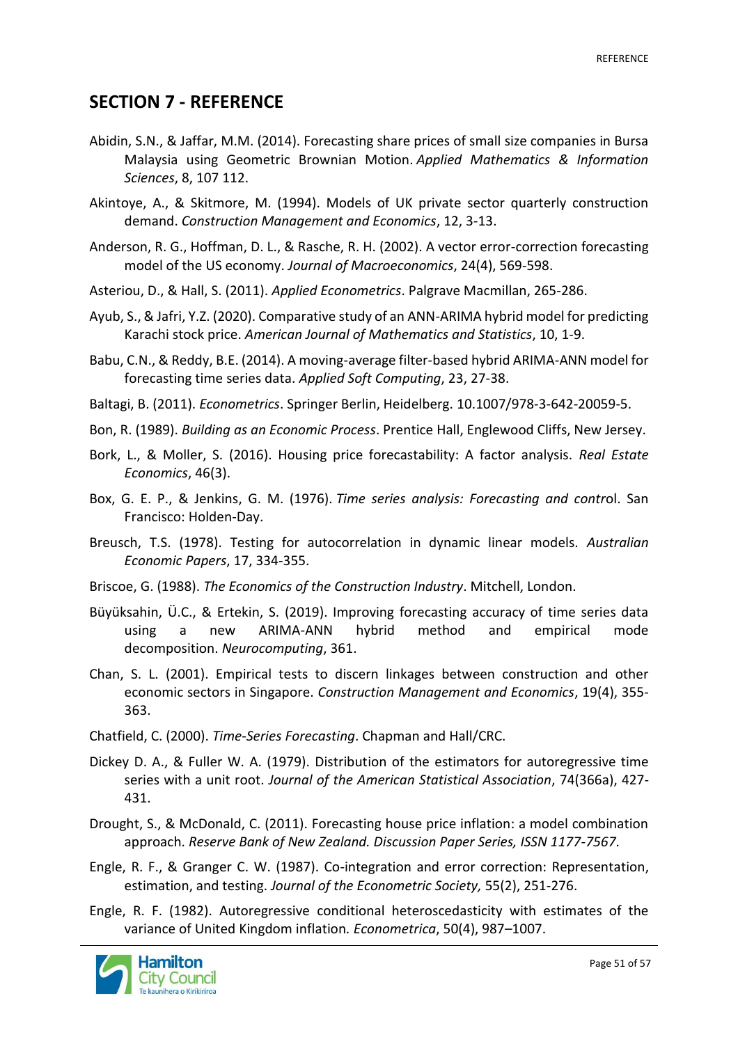## SECTION 7 - REFERENCE

Abidin, S.N., & Jaffar, M.M. (2014). Forecasting share prices of small size companies in Bursa Malaysia using Geometric Brownian Motion. *Applied Mathematics & Information Sciences*, 8, 107 112.

Akintoye, A., & Skitmore, M. (1994). Models of UK private sector quarterly construction demand. *Construction Management and Economics*, 12, 3-13.

Anderson, R. G., Hoffman, D. L., & Rasche, R. H. (2002). A vector error-correction forecasting model of the US economy. *Journal of Macroeconomics*, 24(4), 569-598.

Asteriou, D., & Hall, S. (2011). *Applied Econometrics*. Palgrave Macmillan, 265-286.

Ayub, S., & Jafri, Y.Z. (2020). Comparative study of an ANN-ARIMA hybrid model for predicting Karachi stock price. *American Journal of Mathematics and Statistics*, 10, 1-9.

Babu, C.N., & Reddy, B.E. (2014). A moving-average filter-based hybrid ARIMA-ANN model for forecasting time series data. *Applied Soft Computing*, 23, 27-38.

Baltagi, B. (2011). *Econometrics*. Springer Berlin, Heidelberg. 10.1007/978-3-642-20059-5.

Bon, R. (1989). *Building as an Economic Process*. Prentice Hall, Englewood Cliffs, New Jersey.

Bork, L., & Moller, S. (2016). Housing price forecastability: A factor analysis. *Real Estate Economics*, 46(3).

Box, G. E. P., & Jenkins, G. M. (1976). *Time series analysis: Forecasting and contr*ol. San Francisco: Holden-Day.

Breusch, T.S. (1978). Testing for autocorrelation in dynamic linear models. *Australian Economic Papers*, 17, 334-355.

Briscoe, G. (1988). *The Economics of the Construction Industry*. Mitchell, London.

Büyüksahin, Ü.C., & Ertekin, S. (2019). Improving forecasting accuracy of time series data using a new ARIMA-ANN hybrid method and empirical mode decomposition. *Neurocomputing*, 361.

Chan, S. L. (2001). Empirical tests to discern linkages between construction and other economic sectors in Singapore. *Construction Management and Economics*, 19(4), 355-363.

Chatfield, C. (2000). *Time-Series Forecasting*. Chapman and Hall/CRC.

Dickey D. A., & Fuller W. A. (1979). Distribution of the estimators for autoregressive time series with a unit root. *Journal of the American Statistical Association*, 74(366a), 427-431.

Drought, S., & McDonald, C. (2011). Forecasting house price inflation: a model combination approach. *Reserve Bank of New Zealand. Discussion Paper Series, ISSN 1177-7567*.

Engle, R. F., & Granger C. W. (1987). Co-integration and error correction: Representation, estimation, and testing. *Journal of the Econometric Society,* 55(2), 251-276.

Engle, R. F. (1982). Autoregressive conditional heteroscedasticity with estimates of the variance of United Kingdom inflation. *Econometrica*, 50(4), 987–1007.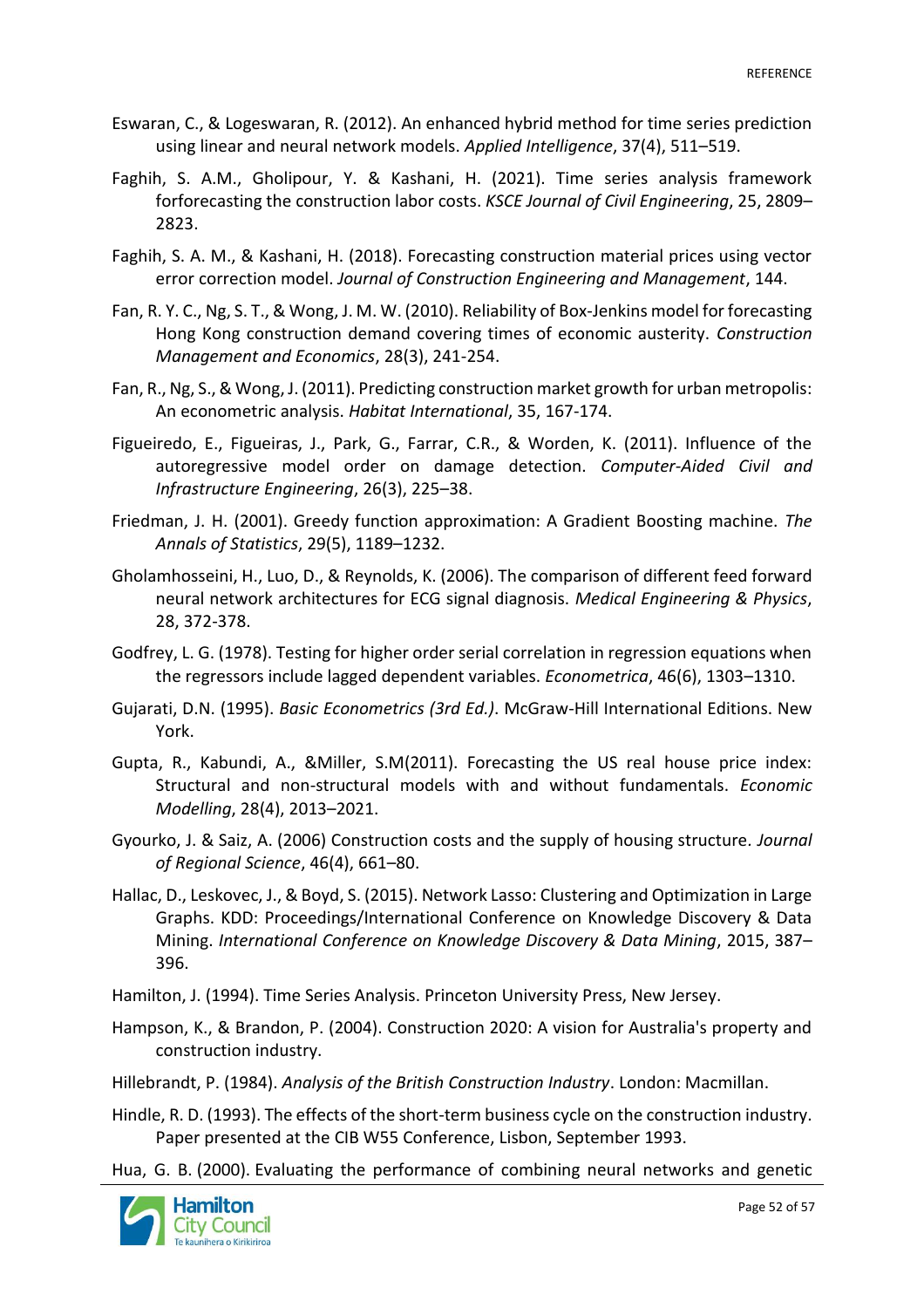Eswaran, C., & Logeswaran, R. (2012). An enhanced hybrid method for time series prediction using linear and neural network models. *Applied Intelligence*, 37(4), 511–519.

Faghih, S. A.M., Gholipour, Y. & Kashani, H. (2021). Time series analysis framework forforecasting the construction labor costs. *KSCE Journal of Civil Engineering*, 25, 2809–2823.

Faghih, S. A. M., & Kashani, H. (2018). Forecasting construction material prices using vector error correction model. *Journal of Construction Engineering and Management*, 144.

Fan, R. Y. C., Ng, S. T., & Wong, J. M. W. (2010). Reliability of Box-Jenkins model for forecasting Hong Kong construction demand covering times of economic austerity. *Construction Management and Economics*, 28(3), 241-254.

Fan, R., Ng, S., & Wong, J. (2011). Predicting construction market growth for urban metropolis: An econometric analysis. *Habitat International*, 35, 167-174.

Figueiredo, E., Figueiras, J., Park, G., Farrar, C.R., & Worden, K. (2011). Influence of the autoregressive model order on damage detection. *Computer-Aided Civil and Infrastructure Engineering*, 26(3), 225–38.

Friedman, J. H. (2001). Greedy function approximation: A Gradient Boosting machine. *The Annals of Statistics*, 29(5), 1189–1232.

Gholamhosseini, H., Luo, D., & Reynolds, K. (2006). The comparison of different feed forward neural network architectures for ECG signal diagnosis. *Medical Engineering & Physics*, 28, 372-378.

Godfrey, L. G. (1978). Testing for higher order serial correlation in regression equations when the regressors include lagged dependent variables. *Econometrica*, 46(6), 1303–1310.

Gujarati, D.N. (1995). *Basic Econometrics (3rd Ed.)*. McGraw-Hill International Editions. New York.

Gupta, R., Kabundi, A., &Miller, S.M(2011). Forecasting the US real house price index: Structural and non-structural models with and without fundamentals. *Economic Modelling*, 28(4), 2013–2021.

Gyourko, J. & Saiz, A. (2006) Construction costs and the supply of housing structure. *Journal of Regional Science*, 46(4), 661–80.

Hallac, D., Leskovec, J., & Boyd, S. (2015). Network Lasso: Clustering and Optimization in Large Graphs. KDD: Proceedings/International Conference on Knowledge Discovery & Data Mining. *International Conference on Knowledge Discovery & Data Mining*, 2015, 387–396.

Hamilton, J. (1994). Time Series Analysis. Princeton University Press, New Jersey.

Hampson, K., & Brandon, P. (2004). Construction 2020: A vision for Australia's property and construction industry.

Hillebrandt, P. (1984). *Analysis of the British Construction Industry*. London: Macmillan.

Hindle, R. D. (1993). The effects of the short-term business cycle on the construction industry. Paper presented at the CIB W55 Conference, Lisbon, September 1993.

Hua, G. B. (2000). Evaluating the performance of combining neural networks and genetic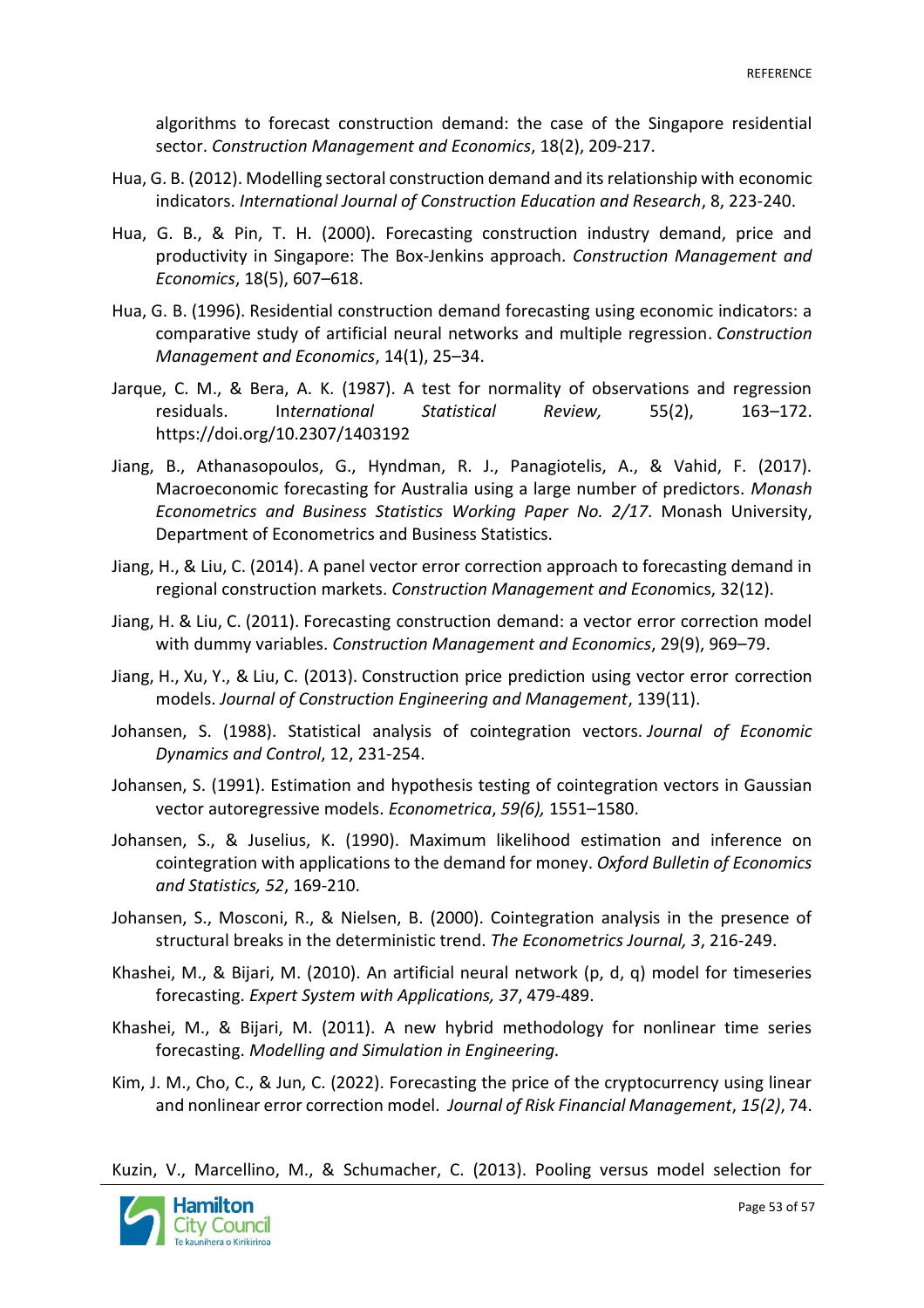algorithms to forecast construction demand: the case of the Singapore residential sector. *Construction Management and Economics*, 18(2), 209-217.

Hua, G. B. (2012). Modelling sectoral construction demand and its relationship with economic indicators. *International Journal of Construction Education and Research*, 8, 223-240.

Hua, G. B., & Pin, T. H. (2000). Forecasting construction industry demand, price and productivity in Singapore: The Box-Jenkins approach. *Construction Management and Economics*, 18(5), 607–618.

Hua, G. B. (1996). Residential construction demand forecasting using economic indicators: a comparative study of artificial neural networks and multiple regression. *Construction Management and Economics*, 14(1), 25–34.

Jarque, C. M., & Bera, A. K. (1987). A test for normality of observations and regression residuals. I*nternational Statistical Review,* 55(2), 163–172. https://doi.org/10.2307/1403192

Jiang, B., Athanasopoulos, G., Hyndman, R. J., Panagiotelis, A., & Vahid, F. (2017). Macroeconomic forecasting for Australia using a large number of predictors. *Monash Econometrics and Business Statistics Working Paper No. 2/17*. Monash University, Department of Econometrics and Business Statistics.

Jiang, H., & Liu, C. (2014). A panel vector error correction approach to forecasting demand in regional construction markets. *Construction Management and Econo*mics, 32(12).

Jiang, H. & Liu, C. (2011). Forecasting construction demand: a vector error correction model with dummy variables. *Construction Management and Economics*, 29(9), 969–79.

Jiang, H., Xu, Y., & Liu, C. (2013). Construction price prediction using vector error correction models. *Journal of Construction Engineering and Management*, 139(11).

Johansen, S. (1988). Statistical analysis of cointegration vectors. *Journal of Economic Dynamics and Control*, 12, 231-254.

Johansen, S. (1991). Estimation and hypothesis testing of cointegration vectors in Gaussian vector autoregressive models. *Econometrica*, *59(6),* 1551–1580.

Johansen, S., & Juselius, K. (1990). Maximum likelihood estimation and inference on cointegration with applications to the demand for money. *Oxford Bulletin of Economics and Statistics, 52*, 169-210.

Johansen, S., Mosconi, R., & Nielsen, B. (2000). Cointegration analysis in the presence of structural breaks in the deterministic trend. *The Econometrics Journal, 3*, 216-249.

Khashei, M., & Bijari, M. (2010). An artificial neural network (p, d, q) model for timeseries forecasting. *Expert System with Applications, 37*, 479-489.

Khashei, M., & Bijari, M. (2011). A new hybrid methodology for nonlinear time series forecasting. *Modelling and Simulation in Engineering.*

Kim, J. M., Cho, C., & Jun, C. (2022). Forecasting the price of the cryptocurrency using linear and nonlinear error correction model. *Journal of Risk Financial Management*, *15(2)*, 74.

Kuzin, V., Marcellino, M., & Schumacher, C. (2013). Pooling versus model selection for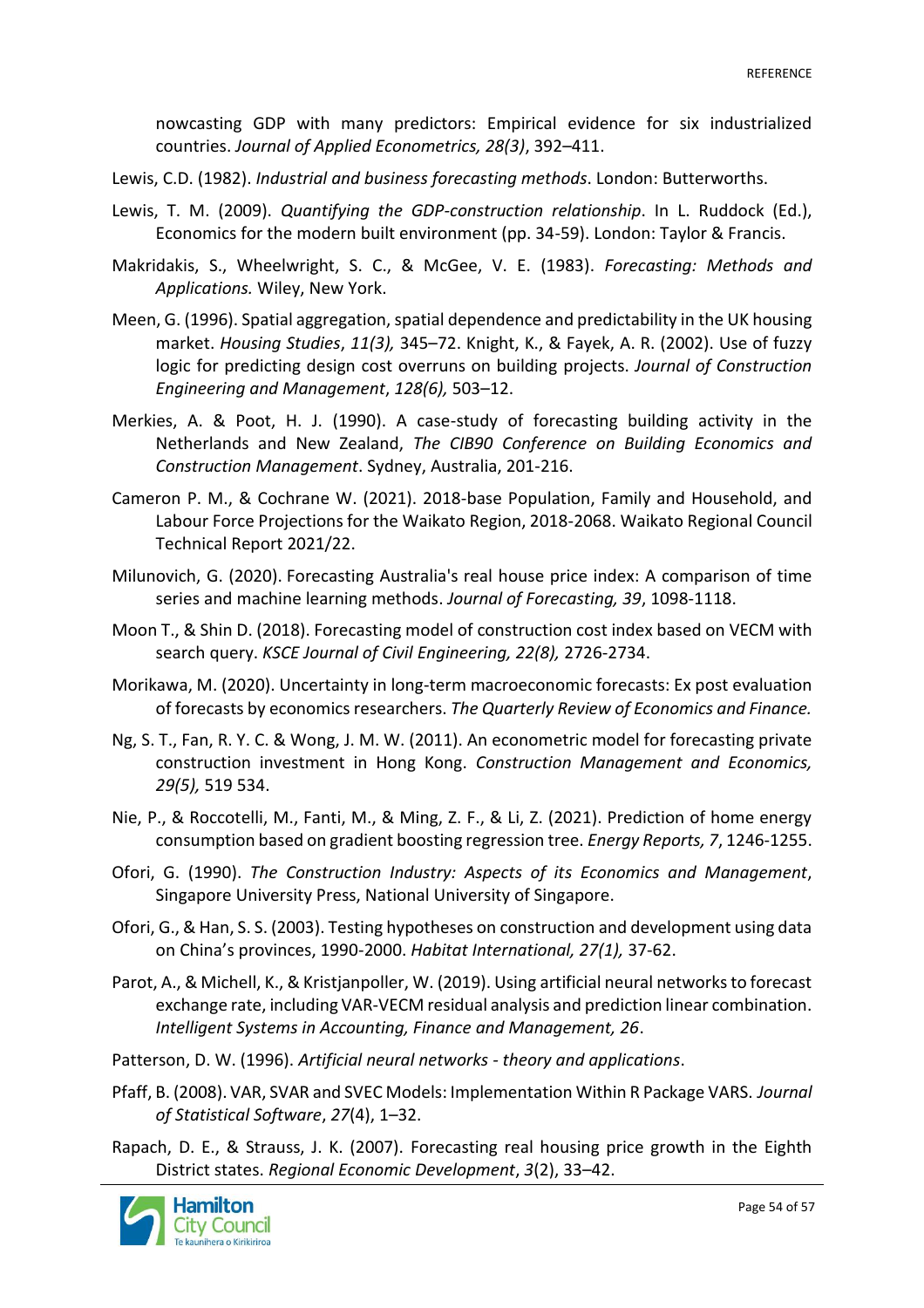nowcasting GDP with many predictors: Empirical evidence for six industrialized countries. *Journal of Applied Econometrics, 28(3)*, 392–411.

Lewis, C.D. (1982). *Industrial and business forecasting methods*. London: Butterworths.

Lewis, T. M. (2009). *Quantifying the GDP-construction relationship*. In L. Ruddock (Ed.), Economics for the modern built environment (pp. 34-59). London: Taylor & Francis.

Makridakis, S., Wheelwright, S. C., & McGee, V. E. (1983). *Forecasting: Methods and Applications.* Wiley, New York.

Meen, G. (1996). Spatial aggregation, spatial dependence and predictability in the UK housing market. *Housing Studies*, *11(3),* 345–72. Knight, K., & Fayek, A. R. (2002). Use of fuzzy logic for predicting design cost overruns on building projects. *Journal of Construction Engineering and Management*, *128(6),* 503–12.

Merkies, A. & Poot, H. J. (1990). A case-study of forecasting building activity in the Netherlands and New Zealand, *The CIB90 Conference on Building Economics and Construction Management*. Sydney, Australia, 201-216.

Cameron P. M., & Cochrane W. (2021). 2018-base Population, Family and Household, and Labour Force Projections for the Waikato Region, 2018-2068. Waikato Regional Council Technical Report 2021/22.

Milunovich, G. (2020). Forecasting Australia's real house price index: A comparison of time series and machine learning methods. *Journal of Forecasting, 39*, 1098-1118.

Moon T., & Shin D. (2018). Forecasting model of construction cost index based on VECM with search query. *KSCE Journal of Civil Engineering, 22(8),* 2726-2734.

Morikawa, M. (2020). Uncertainty in long-term macroeconomic forecasts: Ex post evaluation of forecasts by economics researchers. *The Quarterly Review of Economics and Finance.*

Ng, S. T., Fan, R. Y. C. & Wong, J. M. W. (2011). An econometric model for forecasting private construction investment in Hong Kong. *Construction Management and Economics, 29(5),* 519 534.

Nie, P., & Roccotelli, M., Fanti, M., & Ming, Z. F., & Li, Z. (2021). Prediction of home energy consumption based on gradient boosting regression tree. *Energy Reports, 7*, 1246-1255.

Ofori, G. (1990). *The Construction Industry: Aspects of its Economics and Management*, Singapore University Press, National University of Singapore.

Ofori, G., & Han, S. S. (2003). Testing hypotheses on construction and development using data on China's provinces, 1990-2000. *Habitat International, 27(1),* 37-62.

Parot, A., & Michell, K., & Kristjanpoller, W. (2019). Using artificial neural networks to forecast exchange rate, including VAR-VECM residual analysis and prediction linear combination. *Intelligent Systems in Accounting, Finance and Management, 26*.

Patterson, D. W. (1996). *Artificial neural networks - theory and applications*.

Pfaff, B. (2008). VAR, SVAR and SVEC Models: Implementation Within R Package VARS. *Journal of Statistical Software*, *27*(4), 1–32.

Rapach, D. E., & Strauss, J. K. (2007). Forecasting real housing price growth in the Eighth District states. *Regional Economic Development*, *3*(2), 33–42.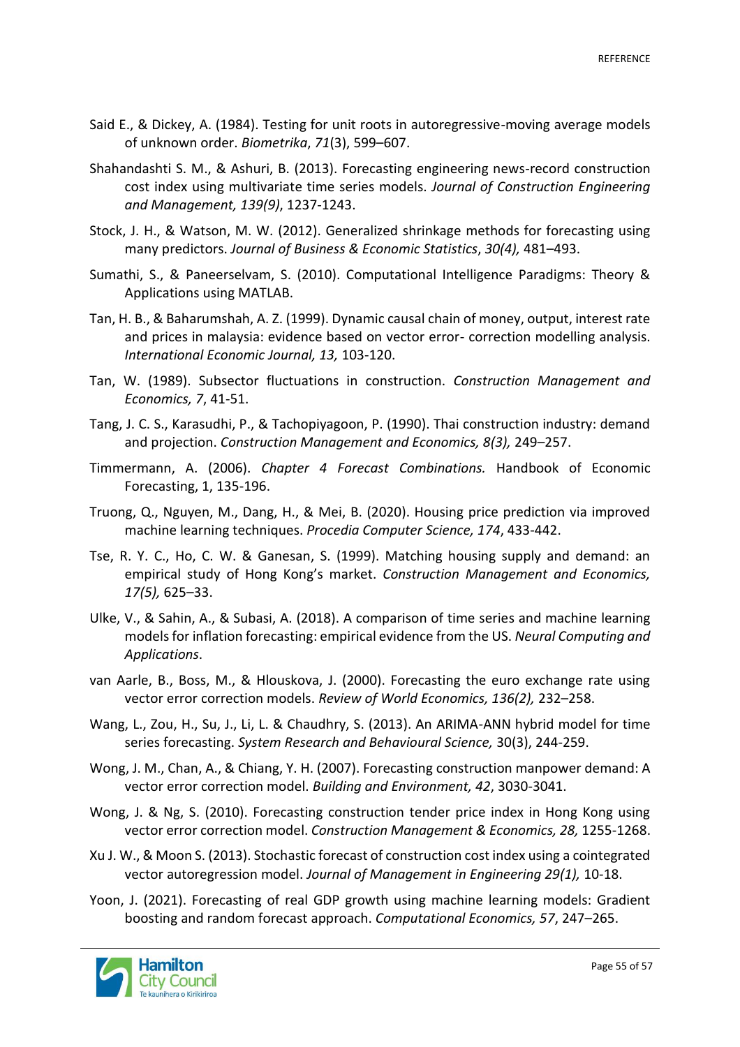Said E., & Dickey, A. (1984). Testing for unit roots in autoregressive-moving average models of unknown order. *Biometrika*, *71*(3), 599–607.

Shahandashti S. M., & Ashuri, B. (2013). Forecasting engineering news-record construction cost index using multivariate time series models. *Journal of Construction Engineering and Management, 139(9)*, 1237-1243.

Stock, J. H., & Watson, M. W. (2012). Generalized shrinkage methods for forecasting using many predictors. *Journal of Business & Economic Statistics*, *30(4),* 481–493.

Sumathi, S., & Paneerselvam, S. (2010). Computational Intelligence Paradigms: Theory & Applications using MATLAB.

Tan, H. B., & Baharumshah, A. Z. (1999). Dynamic causal chain of money, output, interest rate and prices in malaysia: evidence based on vector error- correction modelling analysis. *International Economic Journal, 13,* 103-120.

Tan, W. (1989). Subsector fluctuations in construction. *Construction Management and Economics, 7*, 41-51.

Tang, J. C. S., Karasudhi, P., & Tachopiyagoon, P. (1990). Thai construction industry: demand and projection. *Construction Management and Economics, 8(3),* 249–257.

Timmermann, A. (2006). *Chapter 4 Forecast Combinations.* Handbook of Economic Forecasting, 1, 135-196.

Truong, Q., Nguyen, M., Dang, H., & Mei, B. (2020). Housing price prediction via improved machine learning techniques. *Procedia Computer Science, 174*, 433-442.

Tse, R. Y. C., Ho, C. W. & Ganesan, S. (1999). Matching housing supply and demand: an empirical study of Hong Kong's market. *Construction Management and Economics, 17(5),* 625–33.

Ulke, V., & Sahin, A., & Subasi, A. (2018). A comparison of time series and machine learning models for inflation forecasting: empirical evidence from the US. *Neural Computing and Applications*.

van Aarle, B., Boss, M., & Hlouskova, J. (2000). Forecasting the euro exchange rate using vector error correction models. *Review of World Economics, 136(2),* 232–258.

Wang, L., Zou, H., Su, J., Li, L. & Chaudhry, S. (2013). An ARIMA-ANN hybrid model for time series forecasting. *System Research and Behavioural Science,* 30(3), 244-259.

Wong, J. M., Chan, A., & Chiang, Y. H. (2007). Forecasting construction manpower demand: A vector error correction model. *Building and Environment, 42*, 3030-3041.

Wong, J. & Ng, S. (2010). Forecasting construction tender price index in Hong Kong using vector error correction model. *Construction Management & Economics, 28,* 1255-1268.

Xu J. W., & Moon S. (2013). Stochastic forecast of construction cost index using a cointegrated vector autoregression model. *Journal of Management in Engineering 29(1),* 10-18.

Yoon, J. (2021). Forecasting of real GDP growth using machine learning models: Gradient boosting and random forecast approach. *Computational Economics, 57*, 247–265.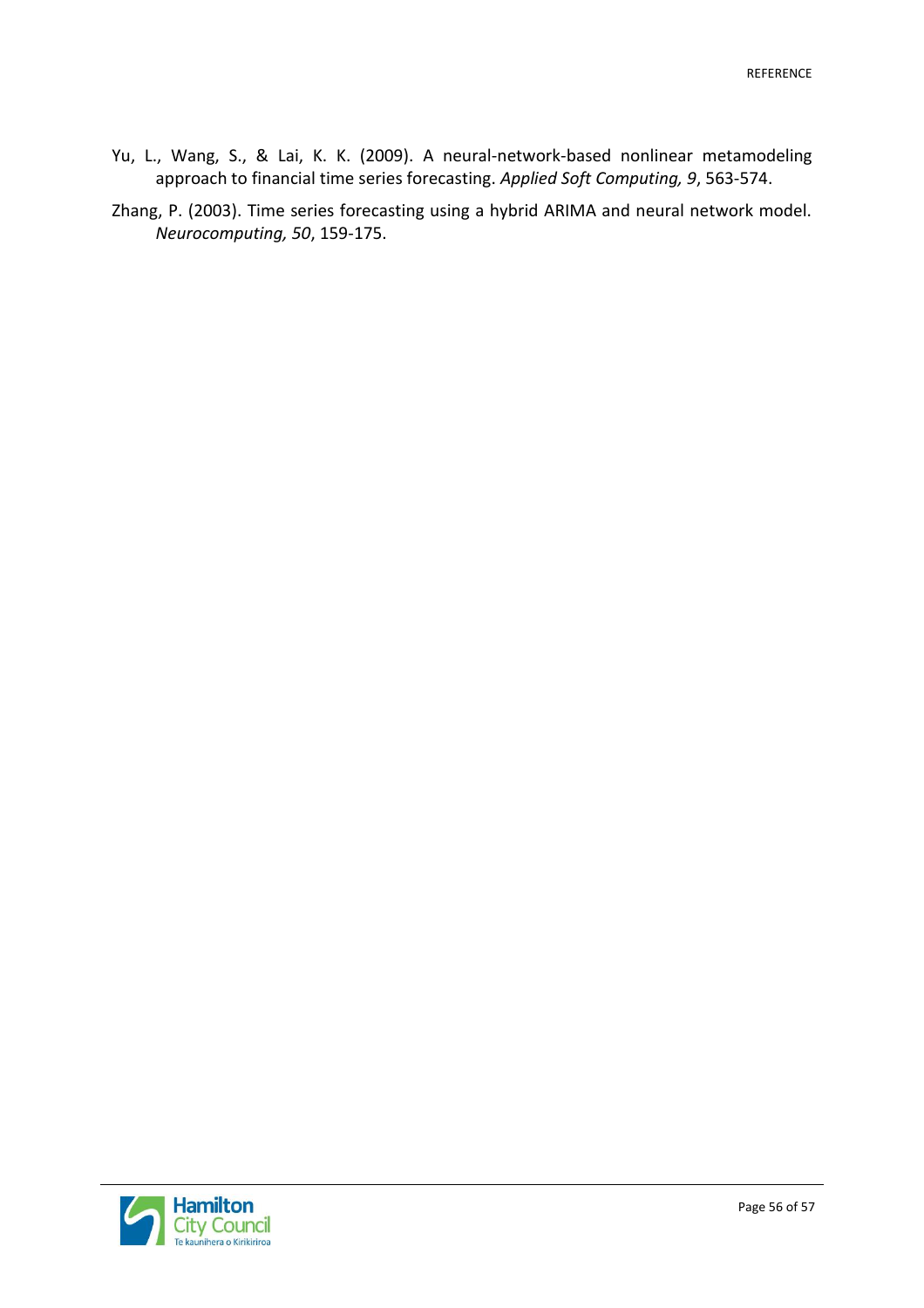Yu, L., Wang, S., & Lai, K. K. (2009). A neural-network-based nonlinear metamodeling approach to financial time series forecasting. *Applied Soft Computing, 9*, 563-574.

Zhang, P. (2003). Time series forecasting using a hybrid ARIMA and neural network model. *Neurocomputing, 50*, 159-175.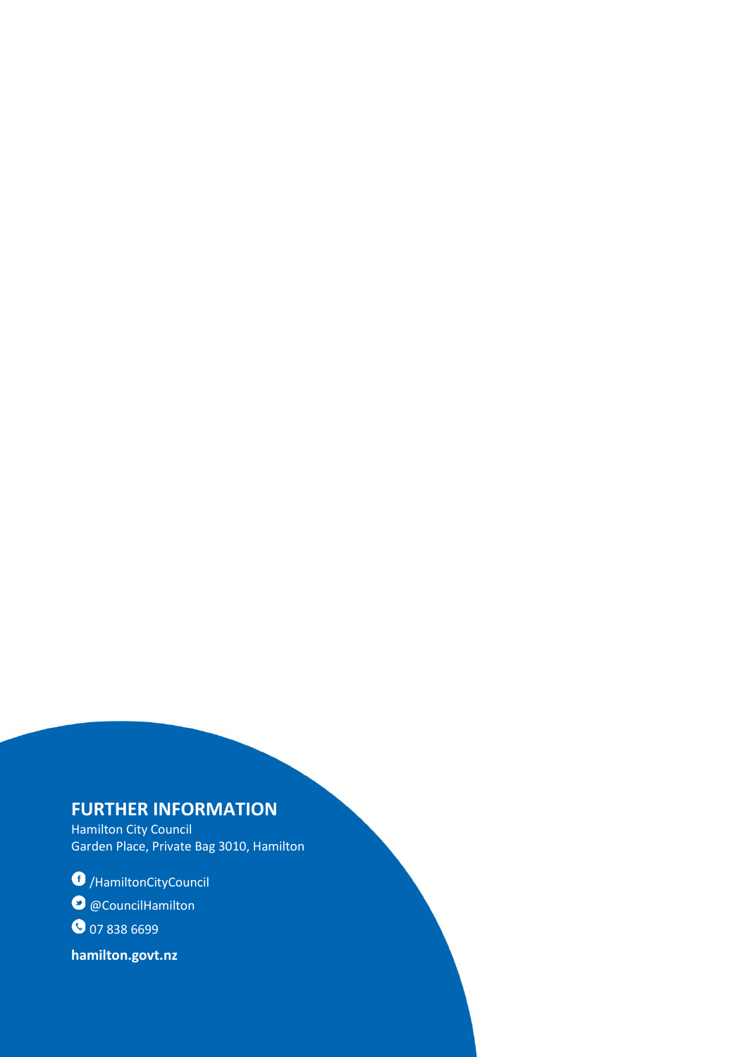## FURTHER INFORMATION

Hamilton City Council
Garden Place, Private Bag 3010, Hamilton

/HamiltonCityCouncil

@CouncilHamilton

07 838 6699

**hamilton.govt.nz**